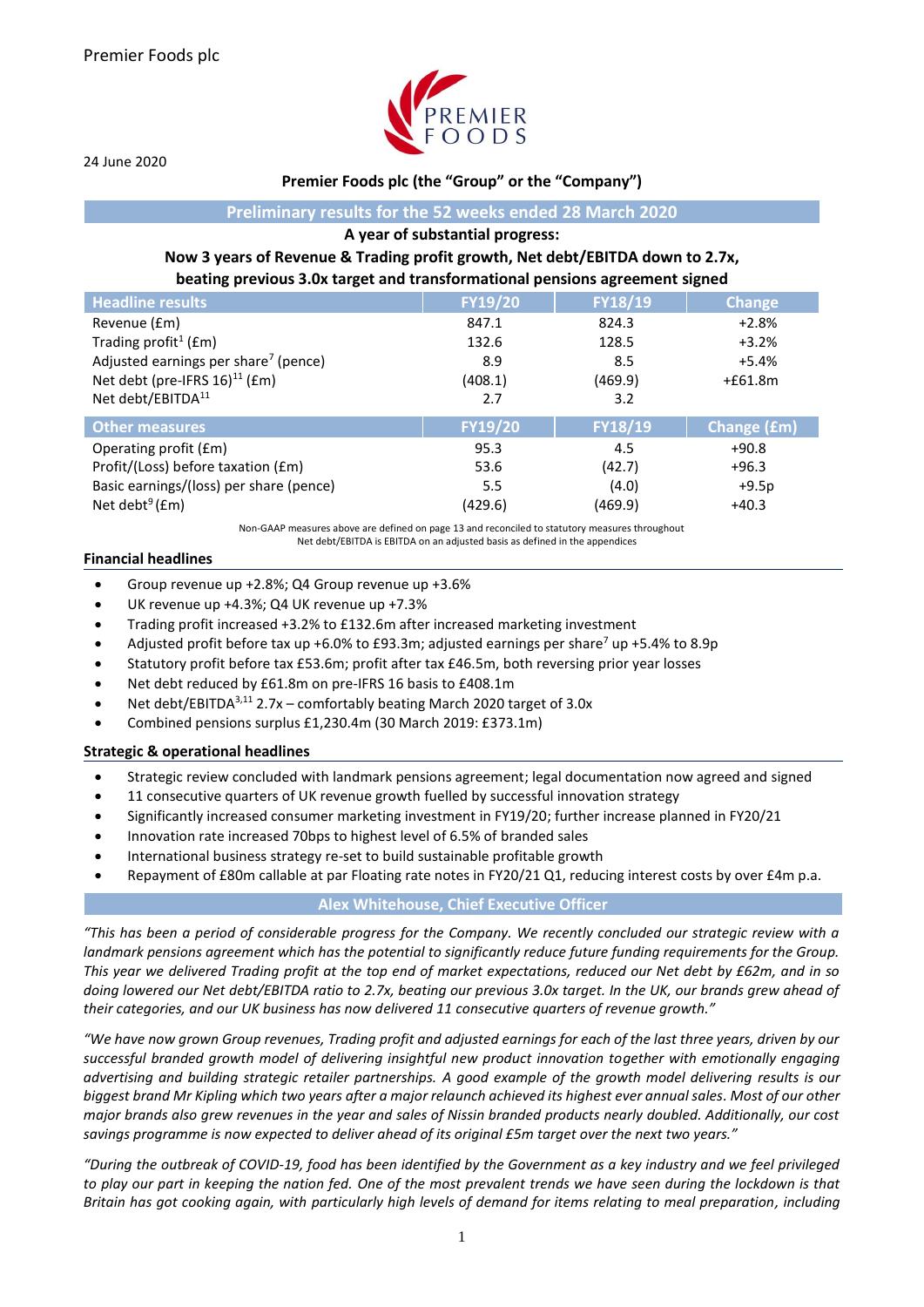Premier Foods plc

24 June 2020

**Premier Foods plc (the "Group" or the "Company")**

## Preliminary results for the 52 weeks ended 28 March 2020

**A year of substantial progress:**

**Now 3 years of Revenue & Trading profit growth, Net debt/EBITDA down to 2.7x, beating previous 3.0x target and transformational pensions agreement signed**

| Headline results | FY19/20 | FY18/19 | Change |
|---|---|---|---|
| Revenue (£m) | 847.1 | 824.3 | +2.8% |
| Trading profit[1] (£m) | 132.6 | 128.5 | +3.2% |
| Adjusted earnings per share[7] (pence) | 8.9 | 8.5 | +5.4% |
| Net debt (pre-IFRS 16)[11] (£m) | (408.1) | (469.9) | +£61.8m |
| Net debt/EBITDA[11] | 2.7 | 3.2 | |

| Other measures | FY19/20 | FY18/19 | Change (£m) |
|---|---|---|---|
| Operating profit (£m) | 95.3 | 4.5 | +90.8 |
| Profit/(Loss) before taxation (£m) | 53.6 | (42.7) | +96.3 |
| Basic earnings/(loss) per share (pence) | 5.5 | (4.0) | +9.5p |
| Net debt[9] (£m) | (429.6) | (469.9) | +40.3 |

Non-GAAP measures above are defined on page 13 and reconciled to statutory measures throughout
Net debt/EBITDA is EBITDA on an adjusted basis as defined in the appendices

### Financial headlines

- Group revenue up +2.8%; Q4 Group revenue up +3.6%
- UK revenue up +4.3%; Q4 UK revenue up +7.3%
- Trading profit increased +3.2% to £132.6m after increased marketing investment
- Adjusted profit before tax up +6.0% to £93.3m; adjusted earnings per share[7] up +5.4% to 8.9p
- Statutory profit before tax £53.6m; profit after tax £46.5m, both reversing prior year losses
- Net debt reduced by £61.8m on pre-IFRS 16 basis to £408.1m
- Net debt/EBITDA[3,11] 2.7x – comfortably beating March 2020 target of 3.0x
- Combined pensions surplus £1,230.4m (30 March 2019: £373.1m)

### Strategic & operational headlines

- Strategic review concluded with landmark pensions agreement; legal documentation now agreed and signed
- 11 consecutive quarters of UK revenue growth fuelled by successful innovation strategy
- Significantly increased consumer marketing investment in FY19/20; further increase planned in FY20/21
- Innovation rate increased 70bps to highest level of 6.5% of branded sales
- International business strategy re-set to build sustainable profitable growth
- Repayment of £80m callable at par Floating rate notes in FY20/21 Q1, reducing interest costs by over £4m p.a.

## Alex Whitehouse, Chief Executive Officer

*"This has been a period of considerable progress for the Company. We recently concluded our strategic review with a landmark pensions agreement which has the potential to significantly reduce future funding requirements for the Group. This year we delivered Trading profit at the top end of market expectations, reduced our Net debt by £62m, and in so doing lowered our Net debt/EBITDA ratio to 2.7x, beating our previous 3.0x target. In the UK, our brands grew ahead of their categories, and our UK business has now delivered 11 consecutive quarters of revenue growth."*

*"We have now grown Group revenues, Trading profit and adjusted earnings for each of the last three years, driven by our successful branded growth model of delivering insightful new product innovation together with emotionally engaging advertising and building strategic retailer partnerships. A good example of the growth model delivering results is our biggest brand Mr Kipling which two years after a major relaunch achieved its highest ever annual sales. Most of our other major brands also grew revenues in the year and sales of Nissin branded products nearly doubled. Additionally, our cost savings programme is now expected to deliver ahead of its original £5m target over the next two years."*

*"During the outbreak of COVID-19, food has been identified by the Government as a key industry and we feel privileged to play our part in keeping the nation fed. One of the most prevalent trends we have seen during the lockdown is that Britain has got cooking again, with particularly high levels of demand for items relating to meal preparation, including*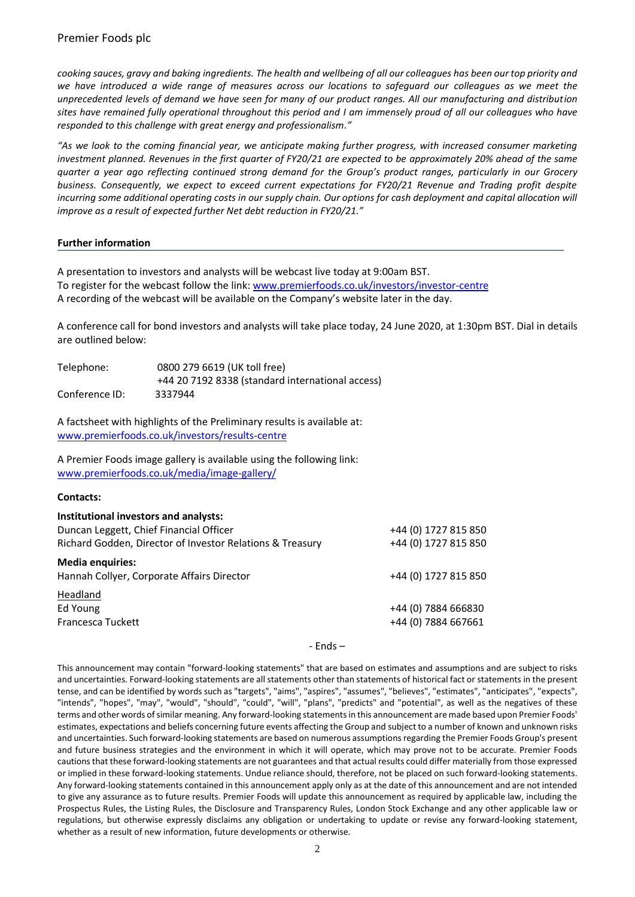*cooking sauces, gravy and baking ingredients. The health and wellbeing of all our colleagues has been our top priority and we have introduced a wide range of measures across our locations to safeguard our colleagues as we meet the unprecedented levels of demand we have seen for many of our product ranges. All our manufacturing and distribution sites have remained fully operational throughout this period and I am immensely proud of all our colleagues who have responded to this challenge with great energy and professionalism."*

*"As we look to the coming financial year, we anticipate making further progress, with increased consumer marketing investment planned. Revenues in the first quarter of FY20/21 are expected to be approximately 20% ahead of the same quarter a year ago reflecting continued strong demand for the Group's product ranges, particularly in our Grocery business. Consequently, we expect to exceed current expectations for FY20/21 Revenue and Trading profit despite incurring some additional operating costs in our supply chain. Our options for cash deployment and capital allocation will improve as a result of expected further Net debt reduction in FY20/21."*

## Further information

A presentation to investors and analysts will be webcast live today at 9:00am BST.
To register for the webcast follow the link: www.premierfoods.co.uk/investors/investor-centre
A recording of the webcast will be available on the Company's website later in the day.

A conference call for bond investors and analysts will take place today, 24 June 2020, at 1:30pm BST. Dial in details are outlined below:

| | |
|---|---|
| Telephone: | 0800 279 6619 (UK toll free) |
| | +44 20 7192 8338 (standard international access) |
| Conference ID: | 3337944 |

A factsheet with highlights of the Preliminary results is available at:
www.premierfoods.co.uk/investors/results-centre

A Premier Foods image gallery is available using the following link:
www.premierfoods.co.uk/media/image-gallery/

**Contacts:**

| | |
|---|---|
| **Institutional investors and analysts:** | |
| Duncan Leggett, Chief Financial Officer | +44 (0) 1727 815 850 |
| Richard Godden, Director of Investor Relations & Treasury | +44 (0) 1727 815 850 |
| **Media enquiries:** | |
| Hannah Collyer, Corporate Affairs Director | +44 (0) 1727 815 850 |
| Headland | |
| Ed Young | +44 (0) 7884 666830 |
| Francesca Tuckett | +44 (0) 7884 667661 |

- Ends –

This announcement may contain "forward-looking statements" that are based on estimates and assumptions and are subject to risks and uncertainties. Forward-looking statements are all statements other than statements of historical fact or statements in the present tense, and can be identified by words such as "targets", "aims", "aspires", "assumes", "believes", "estimates", "anticipates", "expects", "intends", "hopes", "may", "would", "should", "could", "will", "plans", "predicts" and "potential", as well as the negatives of these terms and other words of similar meaning. Any forward-looking statements in this announcement are made based upon Premier Foods' estimates, expectations and beliefs concerning future events affecting the Group and subject to a number of known and unknown risks and uncertainties. Such forward-looking statements are based on numerous assumptions regarding the Premier Foods Group's present and future business strategies and the environment in which it will operate, which may prove not to be accurate. Premier Foods cautions that these forward-looking statements are not guarantees and that actual results could differ materially from those expressed or implied in these forward-looking statements. Undue reliance should, therefore, not be placed on such forward-looking statements. Any forward-looking statements contained in this announcement apply only as at the date of this announcement and are not intended to give any assurance as to future results. Premier Foods will update this announcement as required by applicable law, including the Prospectus Rules, the Listing Rules, the Disclosure and Transparency Rules, London Stock Exchange and any other applicable law or regulations, but otherwise expressly disclaims any obligation or undertaking to update or revise any forward-looking statement, whether as a result of new information, future developments or otherwise.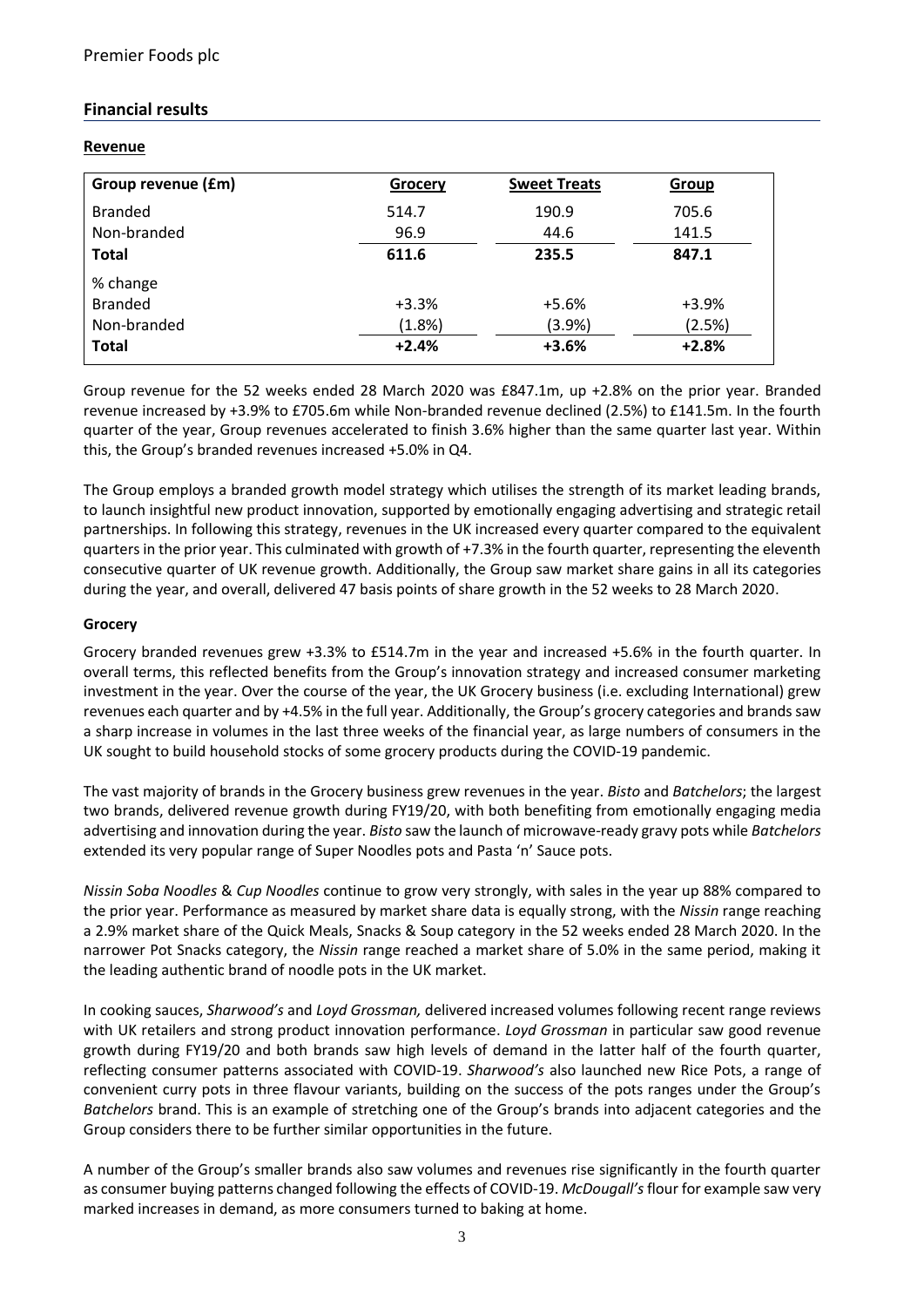## Financial results

### Revenue

| Group revenue (£m) | Grocery | Sweet Treats | Group |
|---|---|---|---|
| Branded | 514.7 | 190.9 | 705.6 |
| Non-branded | 96.9 | 44.6 | 141.5 |
| **Total** | **611.6** | **235.5** | **847.1** |
| % change | | | |
| Branded | +3.3% | +5.6% | +3.9% |
| Non-branded | (1.8%) | (3.9%) | (2.5%) |
| **Total** | **+2.4%** | **+3.6%** | **+2.8%** |

Group revenue for the 52 weeks ended 28 March 2020 was £847.1m, up +2.8% on the prior year. Branded revenue increased by +3.9% to £705.6m while Non-branded revenue declined (2.5%) to £141.5m. In the fourth quarter of the year, Group revenues accelerated to finish 3.6% higher than the same quarter last year. Within this, the Group's branded revenues increased +5.0% in Q4.

The Group employs a branded growth model strategy which utilises the strength of its market leading brands, to launch insightful new product innovation, supported by emotionally engaging advertising and strategic retail partnerships. In following this strategy, revenues in the UK increased every quarter compared to the equivalent quarters in the prior year. This culminated with growth of +7.3% in the fourth quarter, representing the eleventh consecutive quarter of UK revenue growth. Additionally, the Group saw market share gains in all its categories during the year, and overall, delivered 47 basis points of share growth in the 52 weeks to 28 March 2020.

#### Grocery

Grocery branded revenues grew +3.3% to £514.7m in the year and increased +5.6% in the fourth quarter. In overall terms, this reflected benefits from the Group's innovation strategy and increased consumer marketing investment in the year. Over the course of the year, the UK Grocery business (i.e. excluding International) grew revenues each quarter and by +4.5% in the full year. Additionally, the Group's grocery categories and brands saw a sharp increase in volumes in the last three weeks of the financial year, as large numbers of consumers in the UK sought to build household stocks of some grocery products during the COVID-19 pandemic.

The vast majority of brands in the Grocery business grew revenues in the year. *Bisto* and *Batchelors*; the largest two brands, delivered revenue growth during FY19/20, with both benefiting from emotionally engaging media advertising and innovation during the year. *Bisto* saw the launch of microwave-ready gravy pots while *Batchelors* extended its very popular range of Super Noodles pots and Pasta 'n' Sauce pots.

*Nissin Soba Noodles* & *Cup Noodles* continue to grow very strongly, with sales in the year up 88% compared to the prior year. Performance as measured by market share data is equally strong, with the *Nissin* range reaching a 2.9% market share of the Quick Meals, Snacks & Soup category in the 52 weeks ended 28 March 2020. In the narrower Pot Snacks category, the *Nissin* range reached a market share of 5.0% in the same period, making it the leading authentic brand of noodle pots in the UK market.

In cooking sauces, *Sharwood's* and *Loyd Grossman,* delivered increased volumes following recent range reviews with UK retailers and strong product innovation performance. *Loyd Grossman* in particular saw good revenue growth during FY19/20 and both brands saw high levels of demand in the latter half of the fourth quarter, reflecting consumer patterns associated with COVID-19. *Sharwood's* also launched new Rice Pots, a range of convenient curry pots in three flavour variants, building on the success of the pots ranges under the Group's *Batchelors* brand. This is an example of stretching one of the Group's brands into adjacent categories and the Group considers there to be further similar opportunities in the future.

A number of the Group's smaller brands also saw volumes and revenues rise significantly in the fourth quarter as consumer buying patterns changed following the effects of COVID-19. *McDougall's* flour for example saw very marked increases in demand, as more consumers turned to baking at home.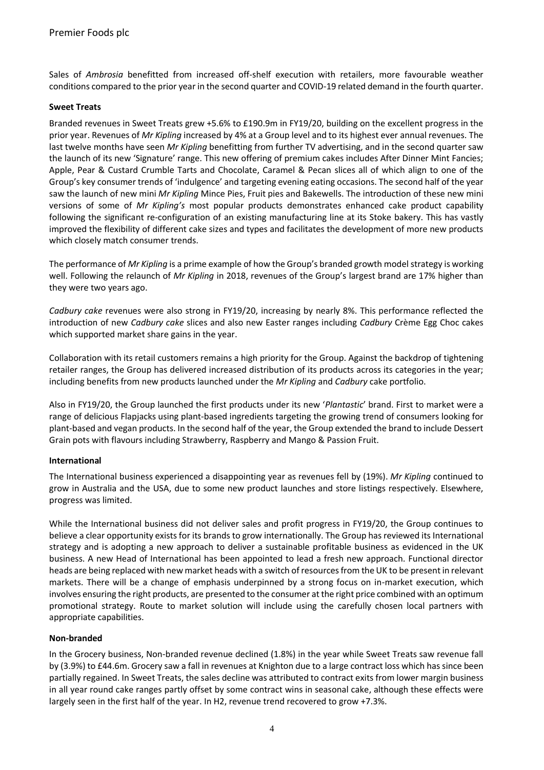Sales of *Ambrosia* benefitted from increased off-shelf execution with retailers, more favourable weather conditions compared to the prior year in the second quarter and COVID-19 related demand in the fourth quarter.

**Sweet Treats**

Branded revenues in Sweet Treats grew +5.6% to £190.9m in FY19/20, building on the excellent progress in the prior year. Revenues of *Mr Kipling* increased by 4% at a Group level and to its highest ever annual revenues. The last twelve months have seen *Mr Kipling* benefitting from further TV advertising, and in the second quarter saw the launch of its new 'Signature' range. This new offering of premium cakes includes After Dinner Mint Fancies; Apple, Pear & Custard Crumble Tarts and Chocolate, Caramel & Pecan slices all of which align to one of the Group's key consumer trends of 'indulgence' and targeting evening eating occasions. The second half of the year saw the launch of new mini *Mr Kipling* Mince Pies, Fruit pies and Bakewells. The introduction of these new mini versions of some of *Mr Kipling's* most popular products demonstrates enhanced cake product capability following the significant re-configuration of an existing manufacturing line at its Stoke bakery. This has vastly improved the flexibility of different cake sizes and types and facilitates the development of more new products which closely match consumer trends.

The performance of *Mr Kipling* is a prime example of how the Group's branded growth model strategy is working well. Following the relaunch of *Mr Kipling* in 2018, revenues of the Group's largest brand are 17% higher than they were two years ago.

*Cadbury cake* revenues were also strong in FY19/20, increasing by nearly 8%. This performance reflected the introduction of new *Cadbury cake* slices and also new Easter ranges including *Cadbury* Crème Egg Choc cakes which supported market share gains in the year.

Collaboration with its retail customers remains a high priority for the Group. Against the backdrop of tightening retailer ranges, the Group has delivered increased distribution of its products across its categories in the year; including benefits from new products launched under the *Mr Kipling* and *Cadbury* cake portfolio.

Also in FY19/20, the Group launched the first products under its new '*Plantastic*' brand. First to market were a range of delicious Flapjacks using plant-based ingredients targeting the growing trend of consumers looking for plant-based and vegan products. In the second half of the year, the Group extended the brand to include Dessert Grain pots with flavours including Strawberry, Raspberry and Mango & Passion Fruit.

**International**

The International business experienced a disappointing year as revenues fell by (19%). *Mr Kipling* continued to grow in Australia and the USA, due to some new product launches and store listings respectively. Elsewhere, progress was limited.

While the International business did not deliver sales and profit progress in FY19/20, the Group continues to believe a clear opportunity exists for its brands to grow internationally. The Group has reviewed its International strategy and is adopting a new approach to deliver a sustainable profitable business as evidenced in the UK business. A new Head of International has been appointed to lead a fresh new approach. Functional director heads are being replaced with new market heads with a switch of resources from the UK to be present in relevant markets. There will be a change of emphasis underpinned by a strong focus on in-market execution, which involves ensuring the right products, are presented to the consumer at the right price combined with an optimum promotional strategy. Route to market solution will include using the carefully chosen local partners with appropriate capabilities.

**Non-branded**

In the Grocery business, Non-branded revenue declined (1.8%) in the year while Sweet Treats saw revenue fall by (3.9%) to £44.6m. Grocery saw a fall in revenues at Knighton due to a large contract loss which has since been partially regained. In Sweet Treats, the sales decline was attributed to contract exits from lower margin business in all year round cake ranges partly offset by some contract wins in seasonal cake, although these effects were largely seen in the first half of the year. In H2, revenue trend recovered to grow +7.3%.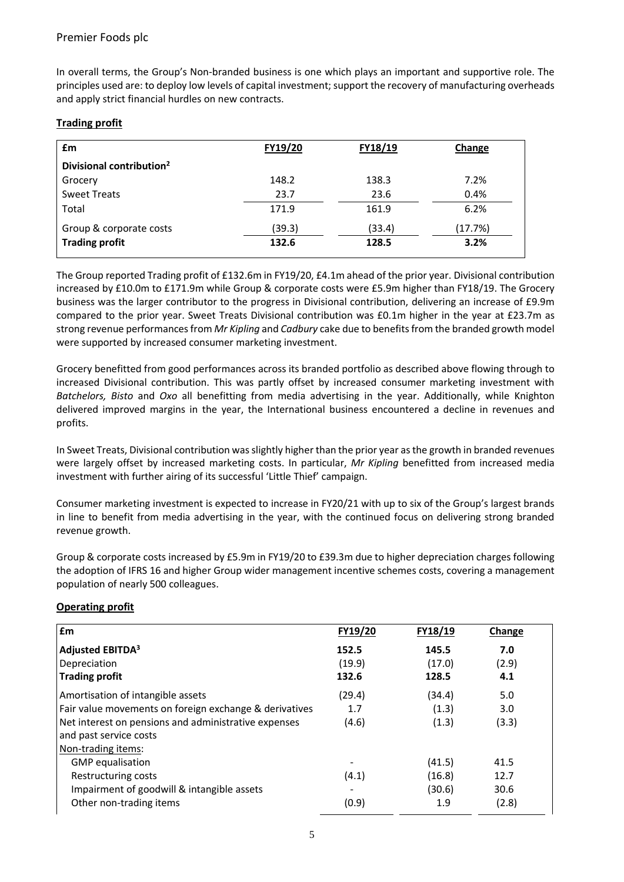In overall terms, the Group's Non-branded business is one which plays an important and supportive role. The principles used are: to deploy low levels of capital investment; support the recovery of manufacturing overheads and apply strict financial hurdles on new contracts.

**Trading profit**

| £m | FY19/20 | FY18/19 | Change |
|---|---|---|---|
| **Divisional contribution[2]** | | | |
| Grocery | 148.2 | 138.3 | 7.2% |
| Sweet Treats | 23.7 | 23.6 | 0.4% |
| Total | 171.9 | 161.9 | 6.2% |
| Group & corporate costs | (39.3) | (33.4) | (17.7%) |
| **Trading profit** | **132.6** | **128.5** | **3.2%** |

The Group reported Trading profit of £132.6m in FY19/20, £4.1m ahead of the prior year. Divisional contribution increased by £10.0m to £171.9m while Group & corporate costs were £5.9m higher than FY18/19. The Grocery business was the larger contributor to the progress in Divisional contribution, delivering an increase of £9.9m compared to the prior year. Sweet Treats Divisional contribution was £0.1m higher in the year at £23.7m as strong revenue performances from *Mr Kipling* and *Cadbury* cake due to benefits from the branded growth model were supported by increased consumer marketing investment.

Grocery benefitted from good performances across its branded portfolio as described above flowing through to increased Divisional contribution. This was partly offset by increased consumer marketing investment with *Batchelors, Bisto* and *Oxo* all benefitting from media advertising in the year. Additionally, while Knighton delivered improved margins in the year, the International business encountered a decline in revenues and profits.

In Sweet Treats, Divisional contribution was slightly higher than the prior year as the growth in branded revenues were largely offset by increased marketing costs. In particular, *Mr Kipling* benefitted from increased media investment with further airing of its successful 'Little Thief' campaign.

Consumer marketing investment is expected to increase in FY20/21 with up to six of the Group's largest brands in line to benefit from media advertising in the year, with the continued focus on delivering strong branded revenue growth.

Group & corporate costs increased by £5.9m in FY19/20 to £39.3m due to higher depreciation charges following the adoption of IFRS 16 and higher Group wider management incentive schemes costs, covering a management population of nearly 500 colleagues.

**Operating profit**

| £m | FY19/20 | FY18/19 | Change |
|---|---|---|---|
| **Adjusted EBITDA[3]** | **152.5** | **145.5** | **7.0** |
| Depreciation | (19.9) | (17.0) | (2.9) |
| **Trading profit** | **132.6** | **128.5** | **4.1** |
| Amortisation of intangible assets | (29.4) | (34.4) | 5.0 |
| Fair value movements on foreign exchange & derivatives | 1.7 | (1.3) | 3.0 |
| Net interest on pensions and administrative expenses and past service costs | (4.6) | (1.3) | (3.3) |
| Non-trading items: | | | |
| GMP equalisation | - | (41.5) | 41.5 |
| Restructuring costs | (4.1) | (16.8) | 12.7 |
| Impairment of goodwill & intangible assets | - | (30.6) | 30.6 |
| Other non-trading items | (0.9) | 1.9 | (2.8) |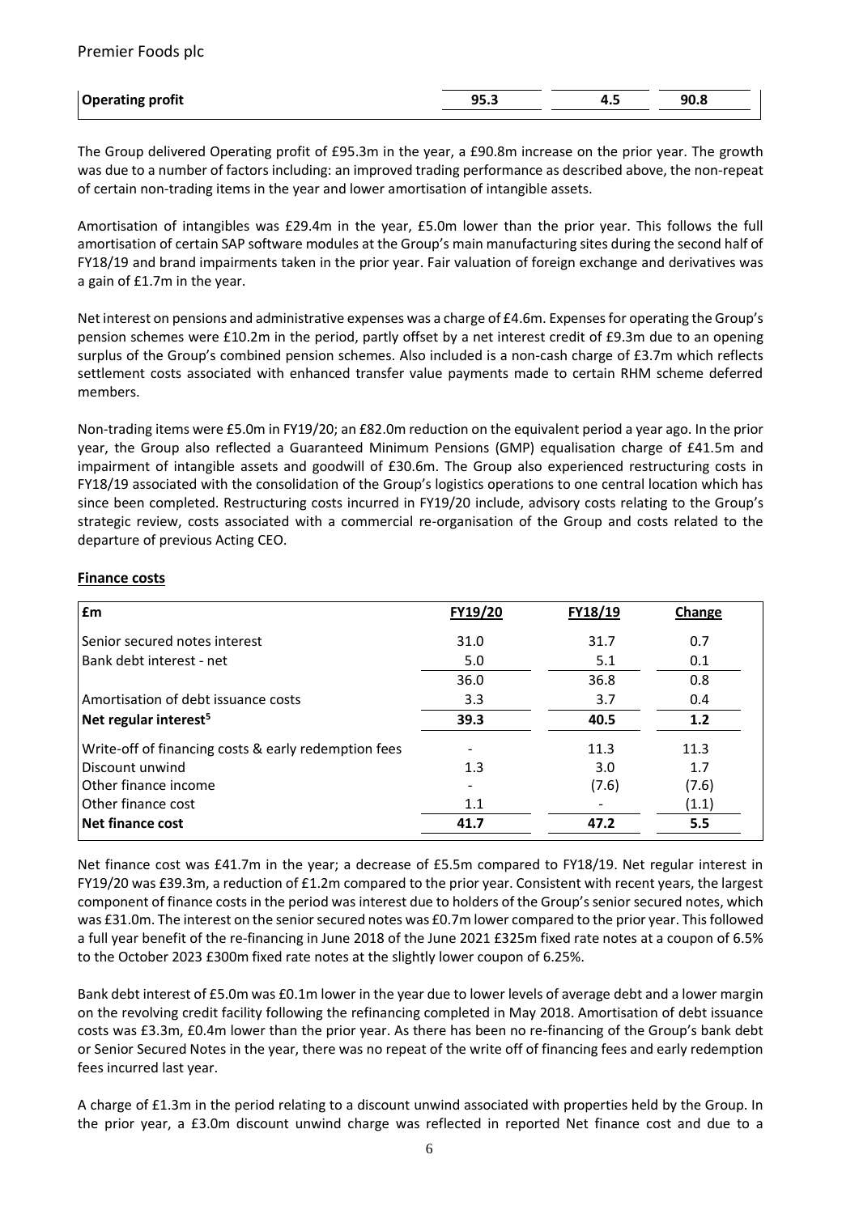| Operating profit | 95.3 | 4.5 | 90.8 |
|---|---|---|---|

The Group delivered Operating profit of £95.3m in the year, a £90.8m increase on the prior year. The growth was due to a number of factors including: an improved trading performance as described above, the non-repeat of certain non-trading items in the year and lower amortisation of intangible assets.

Amortisation of intangibles was £29.4m in the year, £5.0m lower than the prior year. This follows the full amortisation of certain SAP software modules at the Group's main manufacturing sites during the second half of FY18/19 and brand impairments taken in the prior year. Fair valuation of foreign exchange and derivatives was a gain of £1.7m in the year.

Net interest on pensions and administrative expenses was a charge of £4.6m. Expenses for operating the Group's pension schemes were £10.2m in the period, partly offset by a net interest credit of £9.3m due to an opening surplus of the Group's combined pension schemes. Also included is a non-cash charge of £3.7m which reflects settlement costs associated with enhanced transfer value payments made to certain RHM scheme deferred members.

Non-trading items were £5.0m in FY19/20; an £82.0m reduction on the equivalent period a year ago. In the prior year, the Group also reflected a Guaranteed Minimum Pensions (GMP) equalisation charge of £41.5m and impairment of intangible assets and goodwill of £30.6m. The Group also experienced restructuring costs in FY18/19 associated with the consolidation of the Group's logistics operations to one central location which has since been completed. Restructuring costs incurred in FY19/20 include, advisory costs relating to the Group's strategic review, costs associated with a commercial re-organisation of the Group and costs related to the departure of previous Acting CEO.

## Finance costs

| £m | FY19/20 | FY18/19 | Change |
|---|---|---|---|
| Senior secured notes interest | 31.0 | 31.7 | 0.7 |
| Bank debt interest - net | 5.0 | 5.1 | 0.1 |
| | 36.0 | 36.8 | 0.8 |
| Amortisation of debt issuance costs | 3.3 | 3.7 | 0.4 |
| **Net regular interest[5]** | **39.3** | **40.5** | **1.2** |
| Write-off of financing costs & early redemption fees | - | 11.3 | 11.3 |
| Discount unwind | 1.3 | 3.0 | 1.7 |
| Other finance income | - | (7.6) | (7.6) |
| Other finance cost | 1.1 | - | (1.1) |
| **Net finance cost** | **41.7** | **47.2** | **5.5** |

Net finance cost was £41.7m in the year; a decrease of £5.5m compared to FY18/19. Net regular interest in FY19/20 was £39.3m, a reduction of £1.2m compared to the prior year. Consistent with recent years, the largest component of finance costs in the period was interest due to holders of the Group's senior secured notes, which was £31.0m. The interest on the senior secured notes was £0.7m lower compared to the prior year. This followed a full year benefit of the re-financing in June 2018 of the June 2021 £325m fixed rate notes at a coupon of 6.5% to the October 2023 £300m fixed rate notes at the slightly lower coupon of 6.25%.

Bank debt interest of £5.0m was £0.1m lower in the year due to lower levels of average debt and a lower margin on the revolving credit facility following the refinancing completed in May 2018. Amortisation of debt issuance costs was £3.3m, £0.4m lower than the prior year. As there has been no re-financing of the Group's bank debt or Senior Secured Notes in the year, there was no repeat of the write off of financing fees and early redemption fees incurred last year.

A charge of £1.3m in the period relating to a discount unwind associated with properties held by the Group. In the prior year, a £3.0m discount unwind charge was reflected in reported Net finance cost and due to a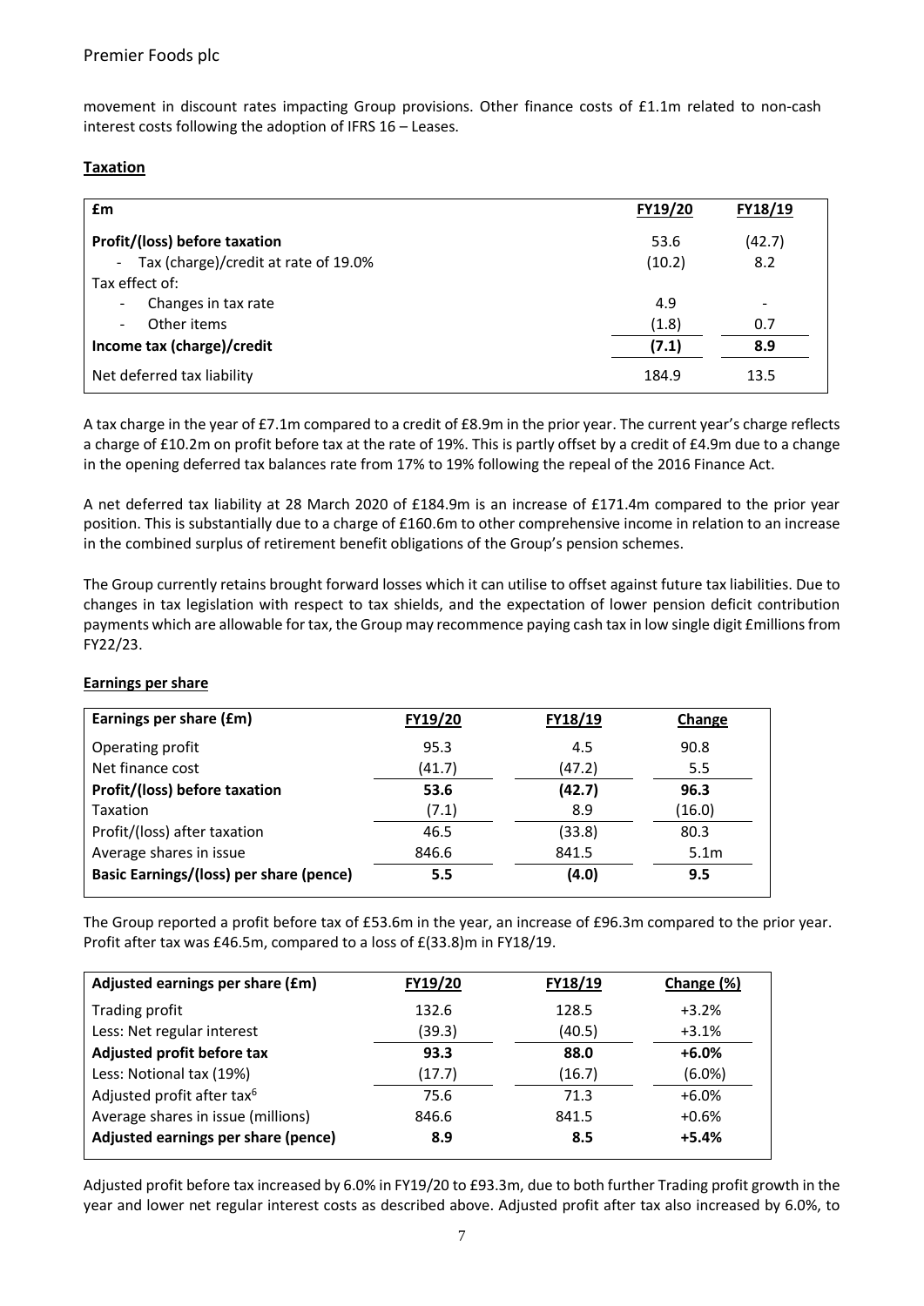movement in discount rates impacting Group provisions. Other finance costs of £1.1m related to non-cash interest costs following the adoption of IFRS 16 – Leases.

**Taxation**

| £m | FY19/20 | FY18/19 |
|---|---|---|
| **Profit/(loss) before taxation** | 53.6 | (42.7) |
| - Tax (charge)/credit at rate of 19.0% | (10.2) | 8.2 |
| Tax effect of: | | |
| - Changes in tax rate | 4.9 | - |
| - Other items | (1.8) | 0.7 |
| **Income tax (charge)/credit** | **(7.1)** | **8.9** |
| Net deferred tax liability | 184.9 | 13.5 |

A tax charge in the year of £7.1m compared to a credit of £8.9m in the prior year. The current year's charge reflects a charge of £10.2m on profit before tax at the rate of 19%. This is partly offset by a credit of £4.9m due to a change in the opening deferred tax balances rate from 17% to 19% following the repeal of the 2016 Finance Act.

A net deferred tax liability at 28 March 2020 of £184.9m is an increase of £171.4m compared to the prior year position. This is substantially due to a charge of £160.6m to other comprehensive income in relation to an increase in the combined surplus of retirement benefit obligations of the Group's pension schemes.

The Group currently retains brought forward losses which it can utilise to offset against future tax liabilities. Due to changes in tax legislation with respect to tax shields, and the expectation of lower pension deficit contribution payments which are allowable for tax, the Group may recommence paying cash tax in low single digit £millions from FY22/23.

**Earnings per share**

| Earnings per share (£m) | FY19/20 | FY18/19 | Change |
|---|---|---|---|
| Operating profit | 95.3 | 4.5 | 90.8 |
| Net finance cost | (41.7) | (47.2) | 5.5 |
| **Profit/(loss) before taxation** | **53.6** | **(42.7)** | **96.3** |
| Taxation | (7.1) | 8.9 | (16.0) |
| Profit/(loss) after taxation | 46.5 | (33.8) | 80.3 |
| Average shares in issue | 846.6 | 841.5 | 5.1m |
| **Basic Earnings/(loss) per share (pence)** | **5.5** | **(4.0)** | **9.5** |

The Group reported a profit before tax of £53.6m in the year, an increase of £96.3m compared to the prior year. Profit after tax was £46.5m, compared to a loss of £(33.8)m in FY18/19.

| Adjusted earnings per share (£m) | FY19/20 | FY18/19 | Change (%) |
|---|---|---|---|
| Trading profit | 132.6 | 128.5 | +3.2% |
| Less: Net regular interest | (39.3) | (40.5) | +3.1% |
| **Adjusted profit before tax** | **93.3** | **88.0** | **+6.0%** |
| Less: Notional tax (19%) | (17.7) | (16.7) | (6.0%) |
| Adjusted profit after tax[6] | 75.6 | 71.3 | +6.0% |
| Average shares in issue (millions) | 846.6 | 841.5 | +0.6% |
| **Adjusted earnings per share (pence)** | **8.9** | **8.5** | **+5.4%** |

Adjusted profit before tax increased by 6.0% in FY19/20 to £93.3m, due to both further Trading profit growth in the year and lower net regular interest costs as described above. Adjusted profit after tax also increased by 6.0%, to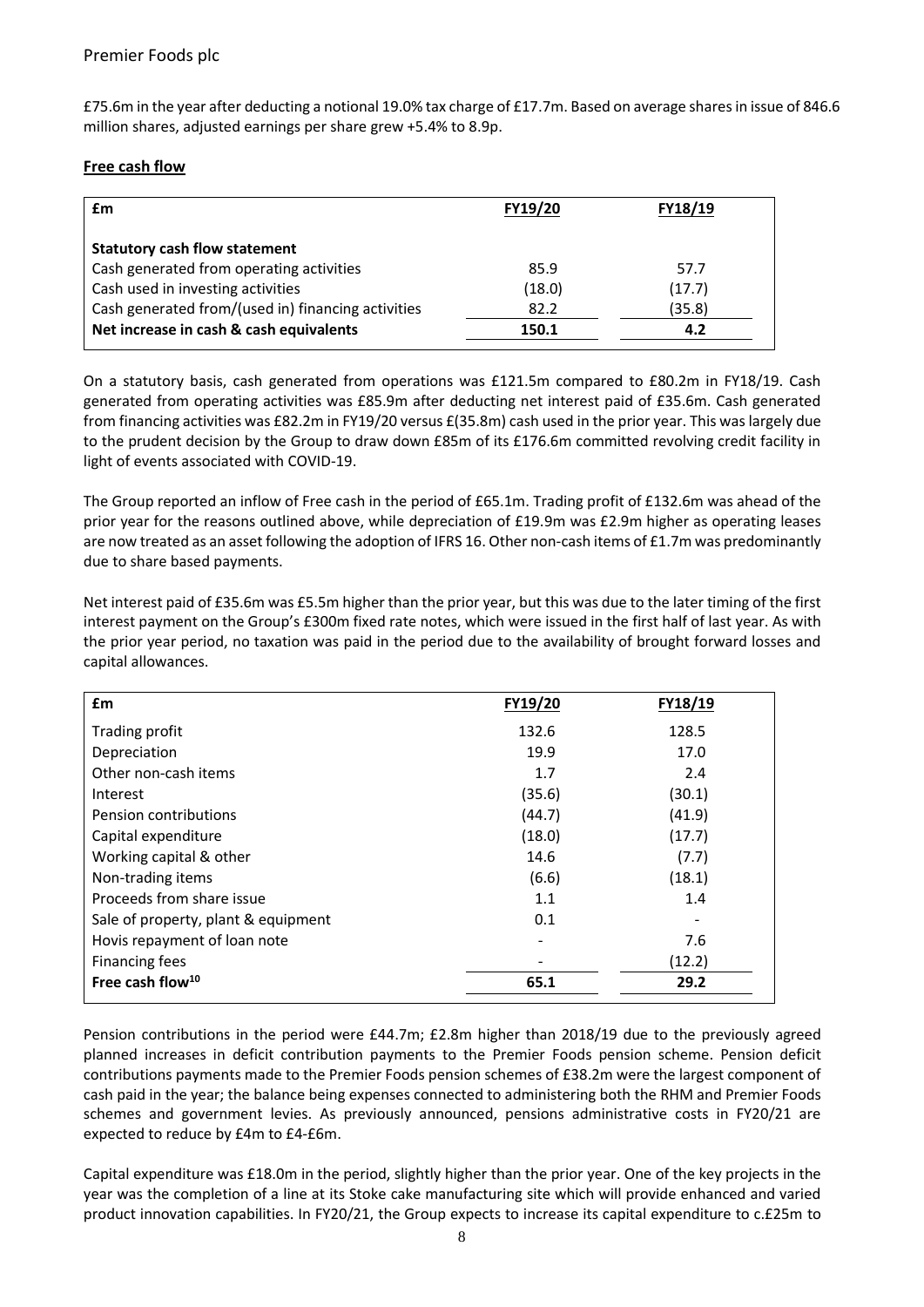£75.6m in the year after deducting a notional 19.0% tax charge of £17.7m. Based on average shares in issue of 846.6 million shares, adjusted earnings per share grew +5.4% to 8.9p.

**Free cash flow**

| £m | FY19/20 | FY18/19 |
|---|---|---|
| **Statutory cash flow statement** | | |
| Cash generated from operating activities | 85.9 | 57.7 |
| Cash used in investing activities | (18.0) | (17.7) |
| Cash generated from/(used in) financing activities | 82.2 | (35.8) |
| **Net increase in cash & cash equivalents** | **150.1** | **4.2** |

On a statutory basis, cash generated from operations was £121.5m compared to £80.2m in FY18/19. Cash generated from operating activities was £85.9m after deducting net interest paid of £35.6m. Cash generated from financing activities was £82.2m in FY19/20 versus £(35.8m) cash used in the prior year. This was largely due to the prudent decision by the Group to draw down £85m of its £176.6m committed revolving credit facility in light of events associated with COVID-19.

The Group reported an inflow of Free cash in the period of £65.1m. Trading profit of £132.6m was ahead of the prior year for the reasons outlined above, while depreciation of £19.9m was £2.9m higher as operating leases are now treated as an asset following the adoption of IFRS 16. Other non-cash items of £1.7m was predominantly due to share based payments.

Net interest paid of £35.6m was £5.5m higher than the prior year, but this was due to the later timing of the first interest payment on the Group's £300m fixed rate notes, which were issued in the first half of last year. As with the prior year period, no taxation was paid in the period due to the availability of brought forward losses and capital allowances.

| £m | FY19/20 | FY18/19 |
|---|---|---|
| Trading profit | 132.6 | 128.5 |
| Depreciation | 19.9 | 17.0 |
| Other non-cash items | 1.7 | 2.4 |
| Interest | (35.6) | (30.1) |
| Pension contributions | (44.7) | (41.9) |
| Capital expenditure | (18.0) | (17.7) |
| Working capital & other | 14.6 | (7.7) |
| Non-trading items | (6.6) | (18.1) |
| Proceeds from share issue | 1.1 | 1.4 |
| Sale of property, plant & equipment | 0.1 | - |
| Hovis repayment of loan note | - | 7.6 |
| Financing fees | - | (12.2) |
| **Free cash flow[10]** | **65.1** | **29.2** |

Pension contributions in the period were £44.7m; £2.8m higher than 2018/19 due to the previously agreed planned increases in deficit contribution payments to the Premier Foods pension scheme. Pension deficit contributions payments made to the Premier Foods pension schemes of £38.2m were the largest component of cash paid in the year; the balance being expenses connected to administering both the RHM and Premier Foods schemes and government levies. As previously announced, pensions administrative costs in FY20/21 are expected to reduce by £4m to £4-£6m.

Capital expenditure was £18.0m in the period, slightly higher than the prior year. One of the key projects in the year was the completion of a line at its Stoke cake manufacturing site which will provide enhanced and varied product innovation capabilities. In FY20/21, the Group expects to increase its capital expenditure to c.£25m to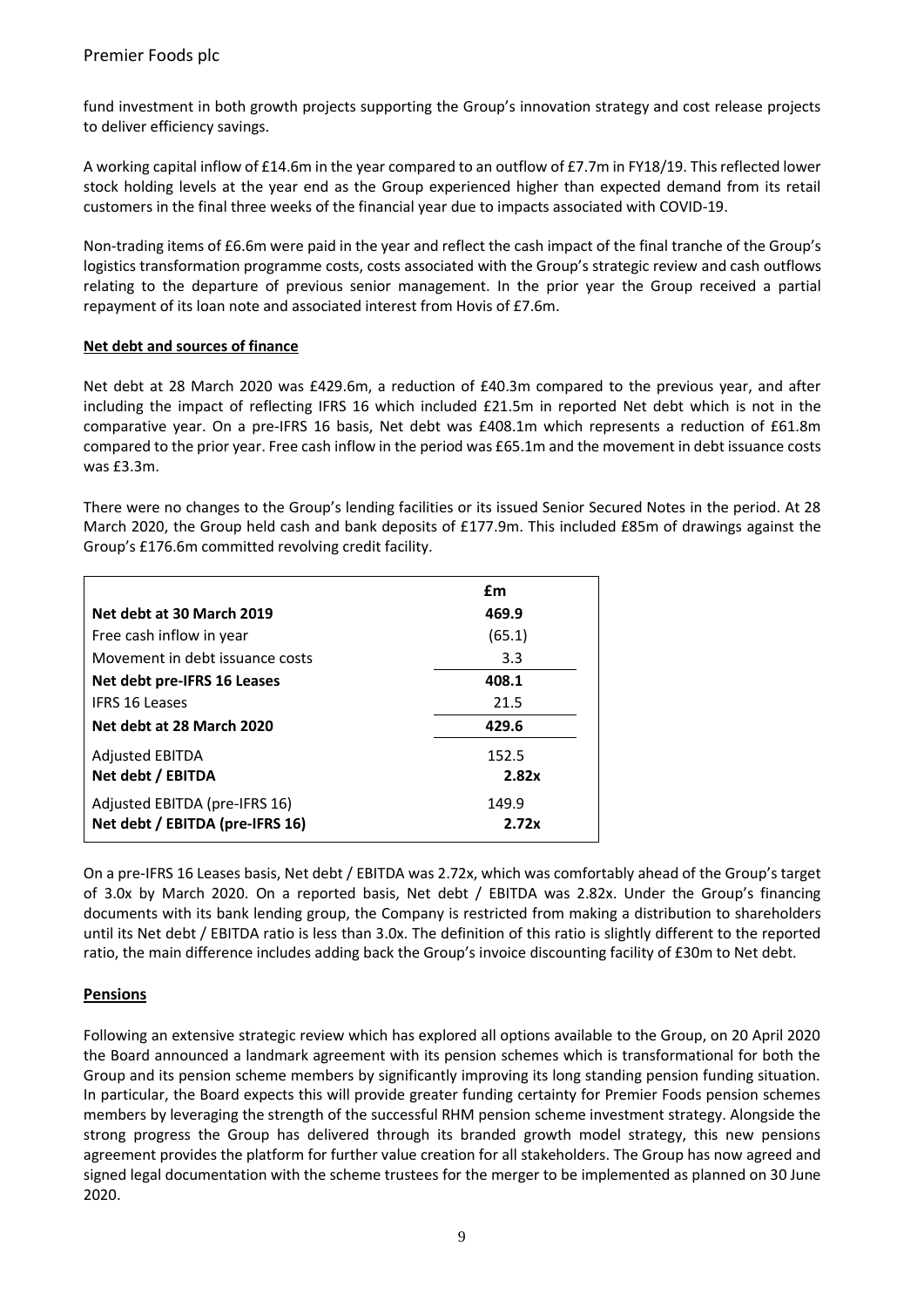fund investment in both growth projects supporting the Group's innovation strategy and cost release projects to deliver efficiency savings.

A working capital inflow of £14.6m in the year compared to an outflow of £7.7m in FY18/19. This reflected lower stock holding levels at the year end as the Group experienced higher than expected demand from its retail customers in the final three weeks of the financial year due to impacts associated with COVID-19.

Non-trading items of £6.6m were paid in the year and reflect the cash impact of the final tranche of the Group's logistics transformation programme costs, costs associated with the Group's strategic review and cash outflows relating to the departure of previous senior management. In the prior year the Group received a partial repayment of its loan note and associated interest from Hovis of £7.6m.

**Net debt and sources of finance**

Net debt at 28 March 2020 was £429.6m, a reduction of £40.3m compared to the previous year, and after including the impact of reflecting IFRS 16 which included £21.5m in reported Net debt which is not in the comparative year. On a pre-IFRS 16 basis, Net debt was £408.1m which represents a reduction of £61.8m compared to the prior year. Free cash inflow in the period was £65.1m and the movement in debt issuance costs was £3.3m.

There were no changes to the Group's lending facilities or its issued Senior Secured Notes in the period. At 28 March 2020, the Group held cash and bank deposits of £177.9m. This included £85m of drawings against the Group's £176.6m committed revolving credit facility.

| | £m |
|---|---|
| **Net debt at 30 March 2019** | **469.9** |
| Free cash inflow in year | (65.1) |
| Movement in debt issuance costs | 3.3 |
| **Net debt pre-IFRS 16 Leases** | **408.1** |
| IFRS 16 Leases | 21.5 |
| **Net debt at 28 March 2020** | **429.6** |
| Adjusted EBITDA | 152.5 |
| **Net debt / EBITDA** | **2.82x** |
| Adjusted EBITDA (pre-IFRS 16) | 149.9 |
| **Net debt / EBITDA (pre-IFRS 16)** | **2.72x** |

On a pre-IFRS 16 Leases basis, Net debt / EBITDA was 2.72x, which was comfortably ahead of the Group's target of 3.0x by March 2020. On a reported basis, Net debt / EBITDA was 2.82x. Under the Group's financing documents with its bank lending group, the Company is restricted from making a distribution to shareholders until its Net debt / EBITDA ratio is less than 3.0x. The definition of this ratio is slightly different to the reported ratio, the main difference includes adding back the Group's invoice discounting facility of £30m to Net debt.

**Pensions**

Following an extensive strategic review which has explored all options available to the Group, on 20 April 2020 the Board announced a landmark agreement with its pension schemes which is transformational for both the Group and its pension scheme members by significantly improving its long standing pension funding situation. In particular, the Board expects this will provide greater funding certainty for Premier Foods pension schemes members by leveraging the strength of the successful RHM pension scheme investment strategy. Alongside the strong progress the Group has delivered through its branded growth model strategy, this new pensions agreement provides the platform for further value creation for all stakeholders. The Group has now agreed and signed legal documentation with the scheme trustees for the merger to be implemented as planned on 30 June 2020.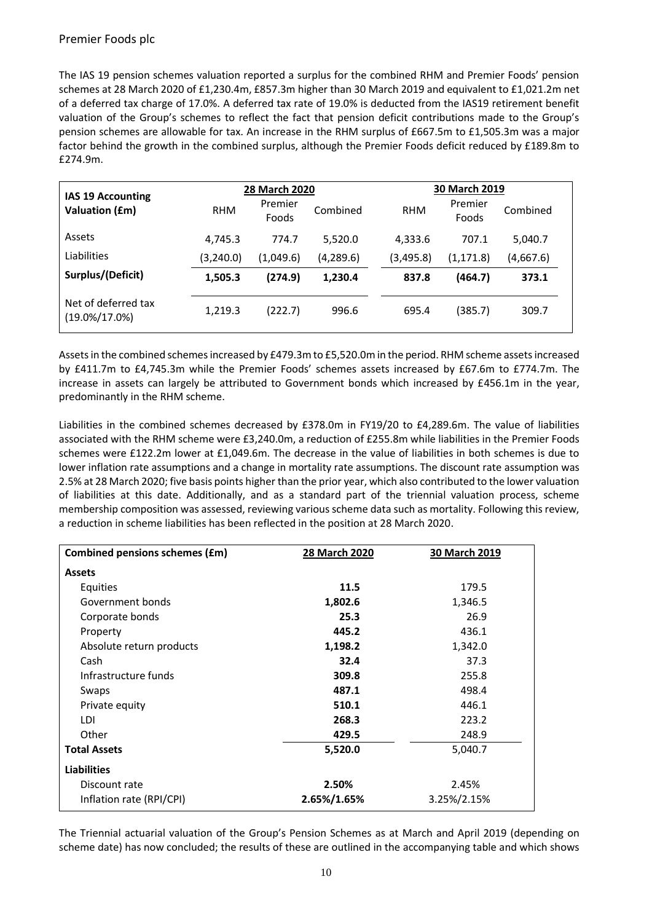The IAS 19 pension schemes valuation reported a surplus for the combined RHM and Premier Foods' pension schemes at 28 March 2020 of £1,230.4m, £857.3m higher than 30 March 2019 and equivalent to £1,021.2m net of a deferred tax charge of 17.0%. A deferred tax rate of 19.0% is deducted from the IAS19 retirement benefit valuation of the Group's schemes to reflect the fact that pension deficit contributions made to the Group's pension schemes are allowable for tax. An increase in the RHM surplus of £667.5m to £1,505.3m was a major factor behind the growth in the combined surplus, although the Premier Foods deficit reduced by £189.8m to £274.9m.

| IAS 19 Accounting Valuation (£m) | 28 March 2020 | | | 30 March 2019 | | |
|---|---|---|---|---|---|---|
| | RHM | Premier Foods | Combined | RHM | Premier Foods | Combined |
| Assets | 4,745.3 | 774.7 | 5,520.0 | 4,333.6 | 707.1 | 5,040.7 |
| Liabilities | (3,240.0) | (1,049.6) | (4,289.6) | (3,495.8) | (1,171.8) | (4,667.6) |
| **Surplus/(Deficit)** | **1,505.3** | **(274.9)** | **1,230.4** | **837.8** | **(464.7)** | **373.1** |
| Net of deferred tax (19.0%/17.0%) | 1,219.3 | (222.7) | 996.6 | 695.4 | (385.7) | 309.7 |

Assets in the combined schemes increased by £479.3m to £5,520.0m in the period. RHM scheme assets increased by £411.7m to £4,745.3m while the Premier Foods' schemes assets increased by £67.6m to £774.7m. The increase in assets can largely be attributed to Government bonds which increased by £456.1m in the year, predominantly in the RHM scheme.

Liabilities in the combined schemes decreased by £378.0m in FY19/20 to £4,289.6m. The value of liabilities associated with the RHM scheme were £3,240.0m, a reduction of £255.8m while liabilities in the Premier Foods schemes were £122.2m lower at £1,049.6m. The decrease in the value of liabilities in both schemes is due to lower inflation rate assumptions and a change in mortality rate assumptions. The discount rate assumption was 2.5% at 28 March 2020; five basis points higher than the prior year, which also contributed to the lower valuation of liabilities at this date. Additionally, and as a standard part of the triennial valuation process, scheme membership composition was assessed, reviewing various scheme data such as mortality. Following this review, a reduction in scheme liabilities has been reflected in the position at 28 March 2020.

| Combined pensions schemes (£m) | 28 March 2020 | 30 March 2019 |
|---|---|---|
| **Assets** | | |
| Equities | **11.5** | 179.5 |
| Government bonds | **1,802.6** | 1,346.5 |
| Corporate bonds | **25.3** | 26.9 |
| Property | **445.2** | 436.1 |
| Absolute return products | **1,198.2** | 1,342.0 |
| Cash | **32.4** | 37.3 |
| Infrastructure funds | **309.8** | 255.8 |
| Swaps | **487.1** | 498.4 |
| Private equity | **510.1** | 446.1 |
| LDI | **268.3** | 223.2 |
| Other | **429.5** | 248.9 |
| **Total Assets** | **5,520.0** | 5,040.7 |
| **Liabilities** | | |
| Discount rate | **2.50%** | 2.45% |
| Inflation rate (RPI/CPI) | **2.65%/1.65%** | 3.25%/2.15% |

The Triennial actuarial valuation of the Group's Pension Schemes as at March and April 2019 (depending on scheme date) has now concluded; the results of these are outlined in the accompanying table and which shows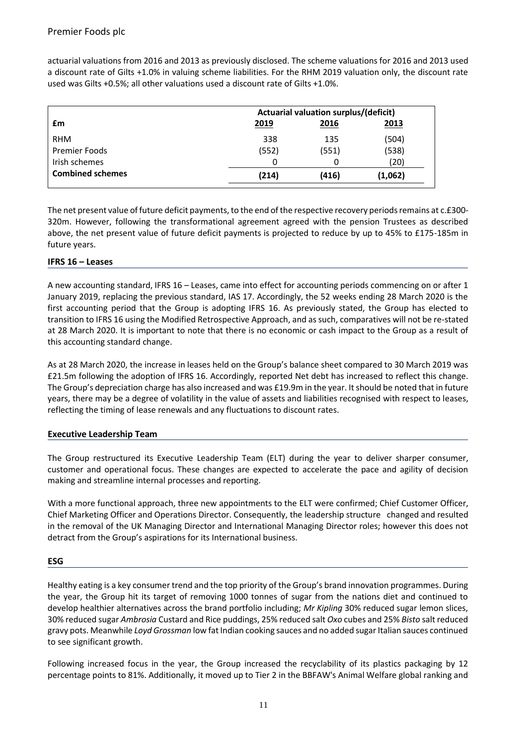actuarial valuations from 2016 and 2013 as previously disclosed. The scheme valuations for 2016 and 2013 used a discount rate of Gilts +1.0% in valuing scheme liabilities. For the RHM 2019 valuation only, the discount rate used was Gilts +0.5%; all other valuations used a discount rate of Gilts +1.0%.

| | Actuarial valuation surplus/(deficit) | | |
|---|---|---|---|
| **£m** | **2019** | **2016** | **2013** |
| RHM | 338 | 135 | (504) |
| Premier Foods | (552) | (551) | (538) |
| Irish schemes | 0 | 0 | (20) |
| **Combined schemes** | **(214)** | **(416)** | **(1,062)** |

The net present value of future deficit payments, to the end of the respective recovery periods remains at c.£300-320m. However, following the transformational agreement agreed with the pension Trustees as described above, the net present value of future deficit payments is projected to reduce by up to 45% to £175-185m in future years.

## IFRS 16 – Leases

A new accounting standard, IFRS 16 – Leases, came into effect for accounting periods commencing on or after 1 January 2019, replacing the previous standard, IAS 17. Accordingly, the 52 weeks ending 28 March 2020 is the first accounting period that the Group is adopting IFRS 16. As previously stated, the Group has elected to transition to IFRS 16 using the Modified Retrospective Approach, and as such, comparatives will not be re-stated at 28 March 2020. It is important to note that there is no economic or cash impact to the Group as a result of this accounting standard change.

As at 28 March 2020, the increase in leases held on the Group's balance sheet compared to 30 March 2019 was £21.5m following the adoption of IFRS 16. Accordingly, reported Net debt has increased to reflect this change. The Group's depreciation charge has also increased and was £19.9m in the year. It should be noted that in future years, there may be a degree of volatility in the value of assets and liabilities recognised with respect to leases, reflecting the timing of lease renewals and any fluctuations to discount rates.

## Executive Leadership Team

The Group restructured its Executive Leadership Team (ELT) during the year to deliver sharper consumer, customer and operational focus. These changes are expected to accelerate the pace and agility of decision making and streamline internal processes and reporting.

With a more functional approach, three new appointments to the ELT were confirmed; Chief Customer Officer, Chief Marketing Officer and Operations Director. Consequently, the leadership structure changed and resulted in the removal of the UK Managing Director and International Managing Director roles; however this does not detract from the Group's aspirations for its International business.

## ESG

Healthy eating is a key consumer trend and the top priority of the Group's brand innovation programmes. During the year, the Group hit its target of removing 1000 tonnes of sugar from the nations diet and continued to develop healthier alternatives across the brand portfolio including; *Mr Kipling* 30% reduced sugar lemon slices, 30% reduced sugar *Ambrosia* Custard and Rice puddings, 25% reduced salt *Oxo* cubes and 25% *Bisto* salt reduced gravy pots. Meanwhile *Loyd Grossman* low fat Indian cooking sauces and no added sugar Italian sauces continued to see significant growth.

Following increased focus in the year, the Group increased the recyclability of its plastics packaging by 12 percentage points to 81%. Additionally, it moved up to Tier 2 in the BBFAW's Animal Welfare global ranking and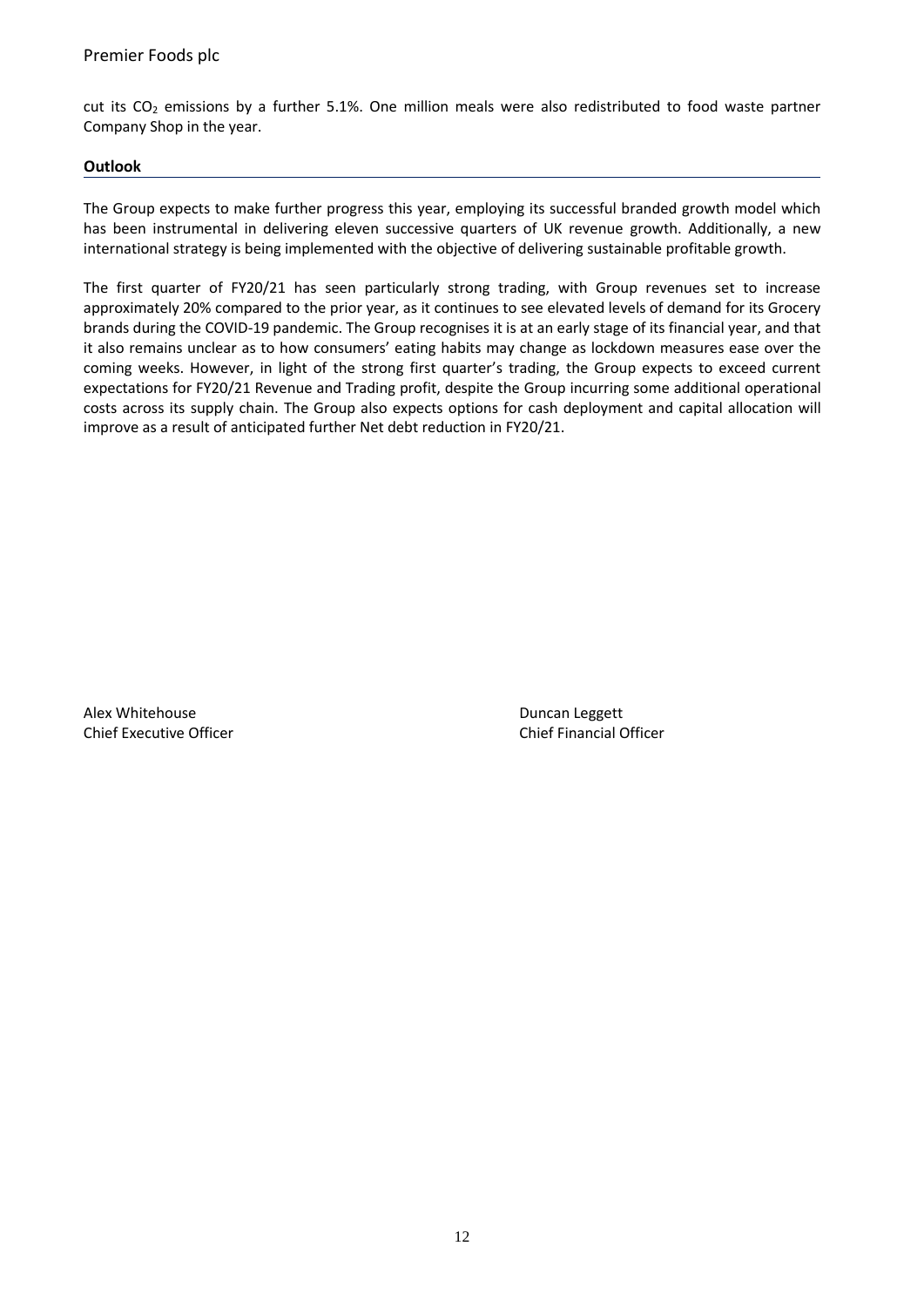cut its $CO_2$ emissions by a further 5.1%. One million meals were also redistributed to food waste partner Company Shop in the year.

## Outlook

The Group expects to make further progress this year, employing its successful branded growth model which has been instrumental in delivering eleven successive quarters of UK revenue growth. Additionally, a new international strategy is being implemented with the objective of delivering sustainable profitable growth.

The first quarter of FY20/21 has seen particularly strong trading, with Group revenues set to increase approximately 20% compared to the prior year, as it continues to see elevated levels of demand for its Grocery brands during the COVID-19 pandemic. The Group recognises it is at an early stage of its financial year, and that it also remains unclear as to how consumers' eating habits may change as lockdown measures ease over the coming weeks. However, in light of the strong first quarter's trading, the Group expects to exceed current expectations for FY20/21 Revenue and Trading profit, despite the Group incurring some additional operational costs across its supply chain. The Group also expects options for cash deployment and capital allocation will improve as a result of anticipated further Net debt reduction in FY20/21.

Alex Whitehouse
Chief Executive Officer

Duncan Leggett
Chief Financial Officer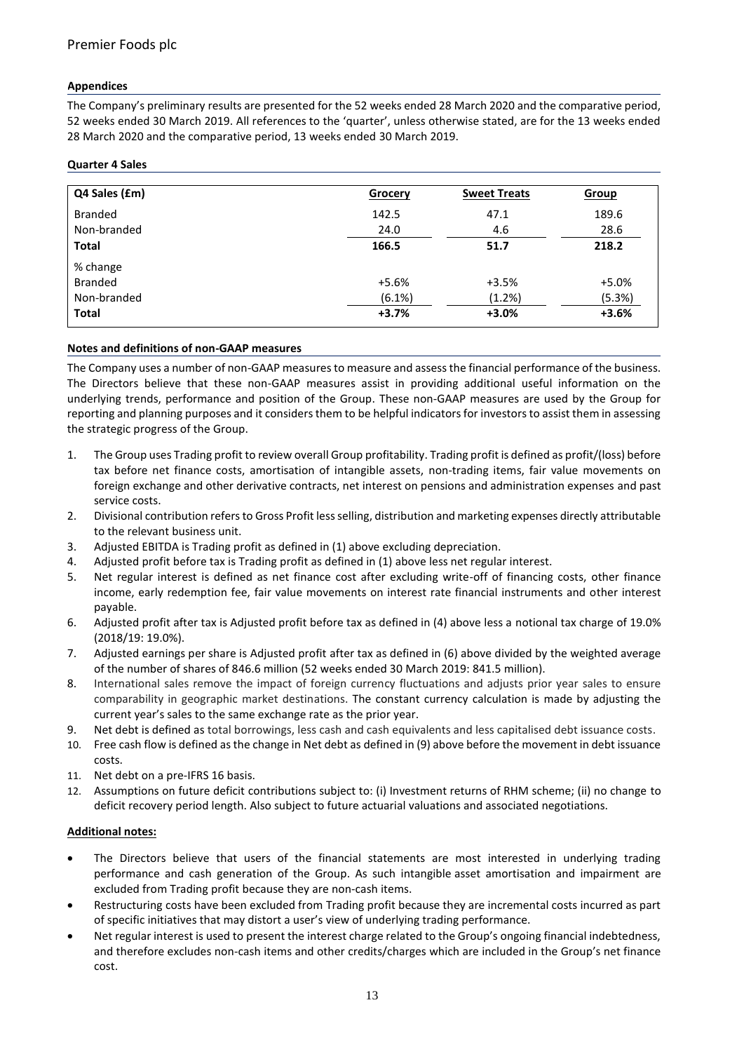### Appendices

The Company's preliminary results are presented for the 52 weeks ended 28 March 2020 and the comparative period, 52 weeks ended 30 March 2019. All references to the 'quarter', unless otherwise stated, are for the 13 weeks ended 28 March 2020 and the comparative period, 13 weeks ended 30 March 2019.

### Quarter 4 Sales

| Q4 Sales (£m) | Grocery | Sweet Treats | Group |
|---|---|---|---|
| Branded | 142.5 | 47.1 | 189.6 |
| Non-branded | 24.0 | 4.6 | 28.6 |
| **Total** | **166.5** | **51.7** | **218.2** |
| % change | | | |
| Branded | +5.6% | +3.5% | +5.0% |
| Non-branded | (6.1%) | (1.2%) | (5.3%) |
| **Total** | **+3.7%** | **+3.0%** | **+3.6%** |

### Notes and definitions of non-GAAP measures

The Company uses a number of non-GAAP measures to measure and assess the financial performance of the business. The Directors believe that these non-GAAP measures assist in providing additional useful information on the underlying trends, performance and position of the Group. These non-GAAP measures are used by the Group for reporting and planning purposes and it considers them to be helpful indicators for investors to assist them in assessing the strategic progress of the Group.

1. The Group uses Trading profit to review overall Group profitability. Trading profit is defined as profit/(loss) before tax before net finance costs, amortisation of intangible assets, non-trading items, fair value movements on foreign exchange and other derivative contracts, net interest on pensions and administration expenses and past service costs.
2. Divisional contribution refers to Gross Profit less selling, distribution and marketing expenses directly attributable to the relevant business unit.
3. Adjusted EBITDA is Trading profit as defined in (1) above excluding depreciation.
4. Adjusted profit before tax is Trading profit as defined in (1) above less net regular interest.
5. Net regular interest is defined as net finance cost after excluding write-off of financing costs, other finance income, early redemption fee, fair value movements on interest rate financial instruments and other interest payable.
6. Adjusted profit after tax is Adjusted profit before tax as defined in (4) above less a notional tax charge of 19.0% (2018/19: 19.0%).
7. Adjusted earnings per share is Adjusted profit after tax as defined in (6) above divided by the weighted average of the number of shares of 846.6 million (52 weeks ended 30 March 2019: 841.5 million).
8. International sales remove the impact of foreign currency fluctuations and adjusts prior year sales to ensure comparability in geographic market destinations. The constant currency calculation is made by adjusting the current year's sales to the same exchange rate as the prior year.
9. Net debt is defined as total borrowings, less cash and cash equivalents and less capitalised debt issuance costs.
10. Free cash flow is defined as the change in Net debt as defined in (9) above before the movement in debt issuance costs.
11. Net debt on a pre-IFRS 16 basis.
12. Assumptions on future deficit contributions subject to: (i) Investment returns of RHM scheme; (ii) no change to deficit recovery period length. Also subject to future actuarial valuations and associated negotiations.

### Additional notes:

- The Directors believe that users of the financial statements are most interested in underlying trading performance and cash generation of the Group. As such intangible asset amortisation and impairment are excluded from Trading profit because they are non-cash items.
- Restructuring costs have been excluded from Trading profit because they are incremental costs incurred as part of specific initiatives that may distort a user's view of underlying trading performance.
- Net regular interest is used to present the interest charge related to the Group's ongoing financial indebtedness, and therefore excludes non-cash items and other credits/charges which are included in the Group's net finance cost.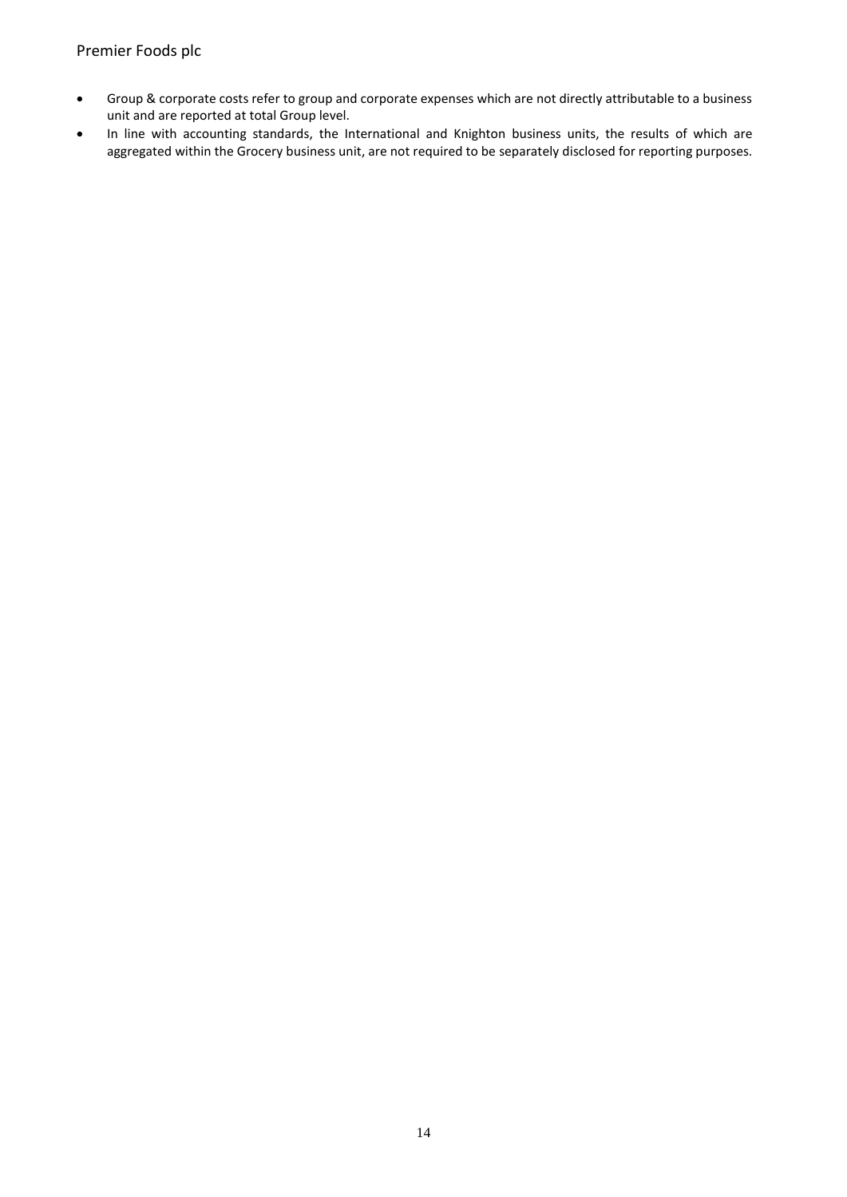- Group & corporate costs refer to group and corporate expenses which are not directly attributable to a business unit and are reported at total Group level.
- In line with accounting standards, the International and Knighton business units, the results of which are aggregated within the Grocery business unit, are not required to be separately disclosed for reporting purposes.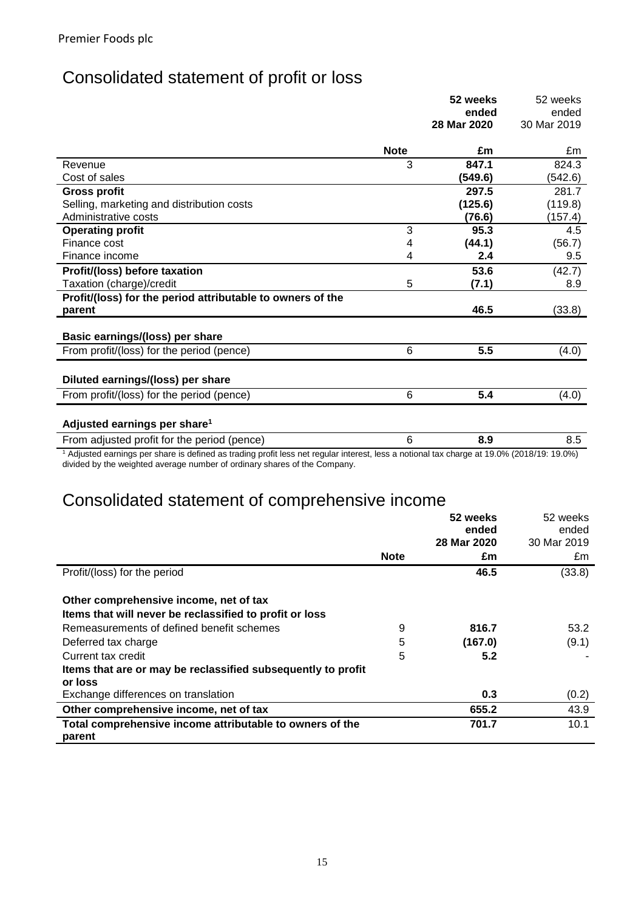Premier Foods plc

# Consolidated statement of profit or loss

| | Note | **52 weeks ended 28 Mar 2020 £m** | 52 weeks ended 30 Mar 2019 £m |
|---|---|---|---|
| Revenue | 3 | **847.1** | 824.3 |
| Cost of sales | | **(549.6)** | (542.6) |
| **Gross profit** | | **297.5** | 281.7 |
| Selling, marketing and distribution costs | | **(125.6)** | (119.8) |
| Administrative costs | | **(76.6)** | (157.4) |
| **Operating profit** | 3 | **95.3** | 4.5 |
| Finance cost | 4 | **(44.1)** | (56.7) |
| Finance income | 4 | **2.4** | 9.5 |
| **Profit/(loss) before taxation** | | **53.6** | (42.7) |
| Taxation (charge)/credit | 5 | **(7.1)** | 8.9 |
| **Profit/(loss) for the period attributable to owners of the parent** | | **46.5** | (33.8) |
| | | | |
| **Basic earnings/(loss) per share** | | | |
| From profit/(loss) for the period (pence) | 6 | **5.5** | (4.0) |
| | | | |
| **Diluted earnings/(loss) per share** | | | |
| From profit/(loss) for the period (pence) | 6 | **5.4** | (4.0) |
| | | | |
| **Adjusted earnings per share[1]** | | | |
| From adjusted profit for the period (pence) | 6 | **8.9** | 8.5 |

[1] Adjusted earnings per share is defined as trading profit less net regular interest, less a notional tax charge at 19.0% (2018/19: 19.0%) divided by the weighted average number of ordinary shares of the Company.

# Consolidated statement of comprehensive income

| | Note | **52 weeks ended 28 Mar 2020 £m** | 52 weeks ended 30 Mar 2019 £m |
|---|---|---|---|
| Profit/(loss) for the period | | **46.5** | (33.8) |
| | | | |
| **Other comprehensive income, net of tax** | | | |
| **Items that will never be reclassified to profit or loss** | | | |
| Remeasurements of defined benefit schemes | 9 | **816.7** | 53.2 |
| Deferred tax charge | 5 | **(167.0)** | (9.1) |
| Current tax credit | 5 | **5.2** | - |
| **Items that are or may be reclassified subsequently to profit or loss** | | | |
| Exchange differences on translation | | **0.3** | (0.2) |
| **Other comprehensive income, net of tax** | | **655.2** | 43.9 |
| **Total comprehensive income attributable to owners of the parent** | | **701.7** | 10.1 |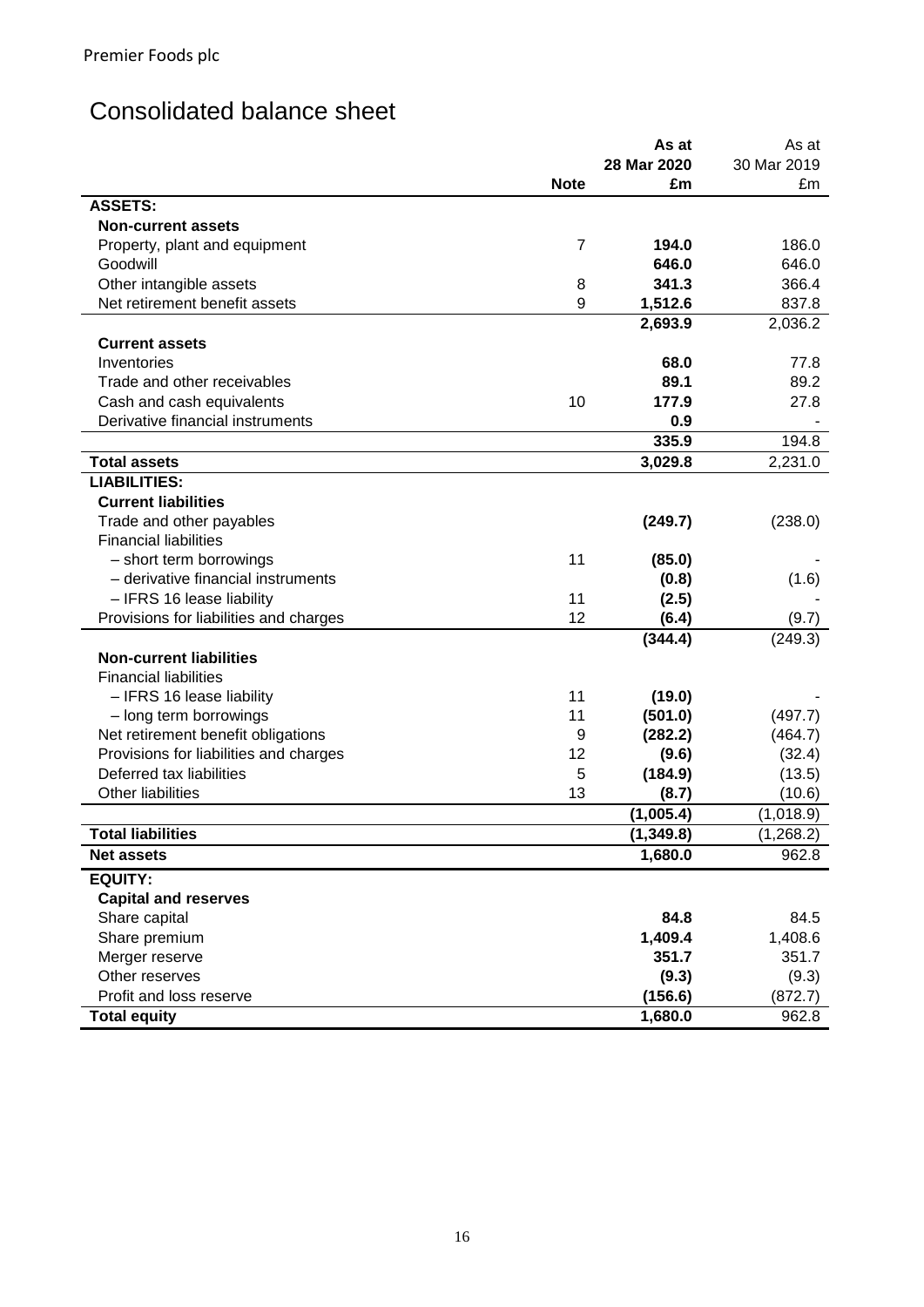Premier Foods plc

# Consolidated balance sheet

| | Note | As at 28 Mar 2020 £m | As at 30 Mar 2019 £m |
|---|---|---|---|
| **ASSETS:** | | | |
| **Non-current assets** | | | |
| Property, plant and equipment | 7 | **194.0** | 186.0 |
| Goodwill | | **646.0** | 646.0 |
| Other intangible assets | 8 | **341.3** | 366.4 |
| Net retirement benefit assets | 9 | **1,512.6** | 837.8 |
| | | **2,693.9** | 2,036.2 |
| **Current assets** | | | |
| Inventories | | **68.0** | 77.8 |
| Trade and other receivables | | **89.1** | 89.2 |
| Cash and cash equivalents | 10 | **177.9** | 27.8 |
| Derivative financial instruments | | **0.9** | - |
| | | **335.9** | 194.8 |
| **Total assets** | | **3,029.8** | 2,231.0 |
| **LIABILITIES:** | | | |
| **Current liabilities** | | | |
| Trade and other payables | | **(249.7)** | (238.0) |
| Financial liabilities | | | |
| – short term borrowings | 11 | **(85.0)** | - |
| – derivative financial instruments | | **(0.8)** | (1.6) |
| – IFRS 16 lease liability | 11 | **(2.5)** | - |
| Provisions for liabilities and charges | 12 | **(6.4)** | (9.7) |
| | | **(344.4)** | (249.3) |
| **Non-current liabilities** | | | |
| Financial liabilities | | | |
| – IFRS 16 lease liability | 11 | **(19.0)** | - |
| – long term borrowings | 11 | **(501.0)** | (497.7) |
| Net retirement benefit obligations | 9 | **(282.2)** | (464.7) |
| Provisions for liabilities and charges | 12 | **(9.6)** | (32.4) |
| Deferred tax liabilities | 5 | **(184.9)** | (13.5) |
| Other liabilities | 13 | **(8.7)** | (10.6) |
| | | **(1,005.4)** | (1,018.9) |
| **Total liabilities** | | **(1,349.8)** | (1,268.2) |
| **Net assets** | | **1,680.0** | 962.8 |
| **EQUITY:** | | | |
| **Capital and reserves** | | | |
| Share capital | | **84.8** | 84.5 |
| Share premium | | **1,409.4** | 1,408.6 |
| Merger reserve | | **351.7** | 351.7 |
| Other reserves | | **(9.3)** | (9.3) |
| Profit and loss reserve | | **(156.6)** | (872.7) |
| **Total equity** | | **1,680.0** | 962.8 |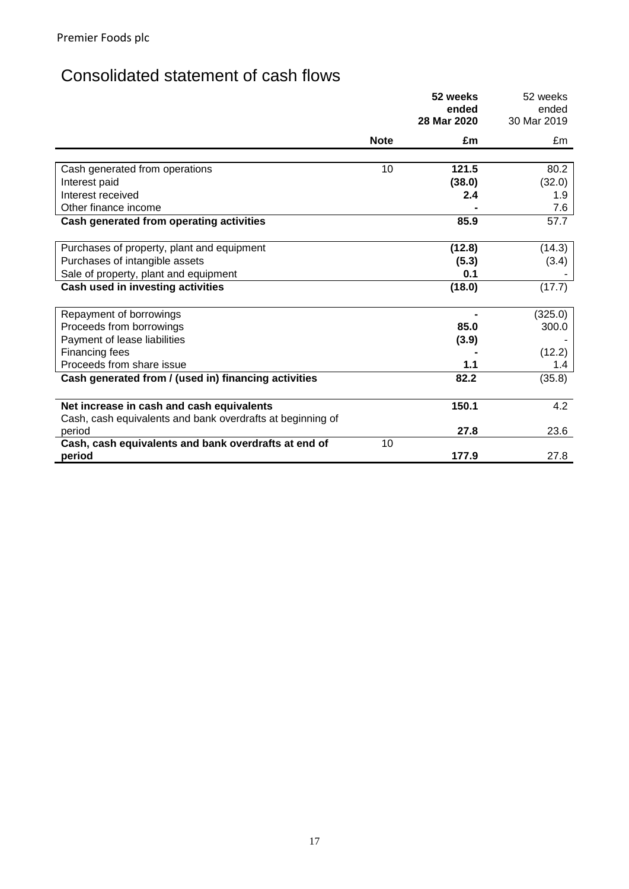Premier Foods plc

# Consolidated statement of cash flows

| | Note | 52 weeks ended 28 Mar 2020 £m | 52 weeks ended 30 Mar 2019 £m |
|---|---|---|---|
| Cash generated from operations | 10 | **121.5** | 80.2 |
| Interest paid | | **(38.0)** | (32.0) |
| Interest received | | **2.4** | 1.9 |
| Other finance income | | **-** | 7.6 |
| **Cash generated from operating activities** | | **85.9** | 57.7 |
| Purchases of property, plant and equipment | | **(12.8)** | (14.3) |
| Purchases of intangible assets | | **(5.3)** | (3.4) |
| Sale of property, plant and equipment | | **0.1** | - |
| **Cash used in investing activities** | | **(18.0)** | (17.7) |
| Repayment of borrowings | | **-** | (325.0) |
| Proceeds from borrowings | | **85.0** | 300.0 |
| Payment of lease liabilities | | **(3.9)** | - |
| Financing fees | | **-** | (12.2) |
| Proceeds from share issue | | **1.1** | 1.4 |
| **Cash generated from / (used in) financing activities** | | **82.2** | (35.8) |
| **Net increase in cash and cash equivalents** | | **150.1** | 4.2 |
| Cash, cash equivalents and bank overdrafts at beginning of period | | **27.8** | 23.6 |
| **Cash, cash equivalents and bank overdrafts at end of period** | 10 | **177.9** | 27.8 |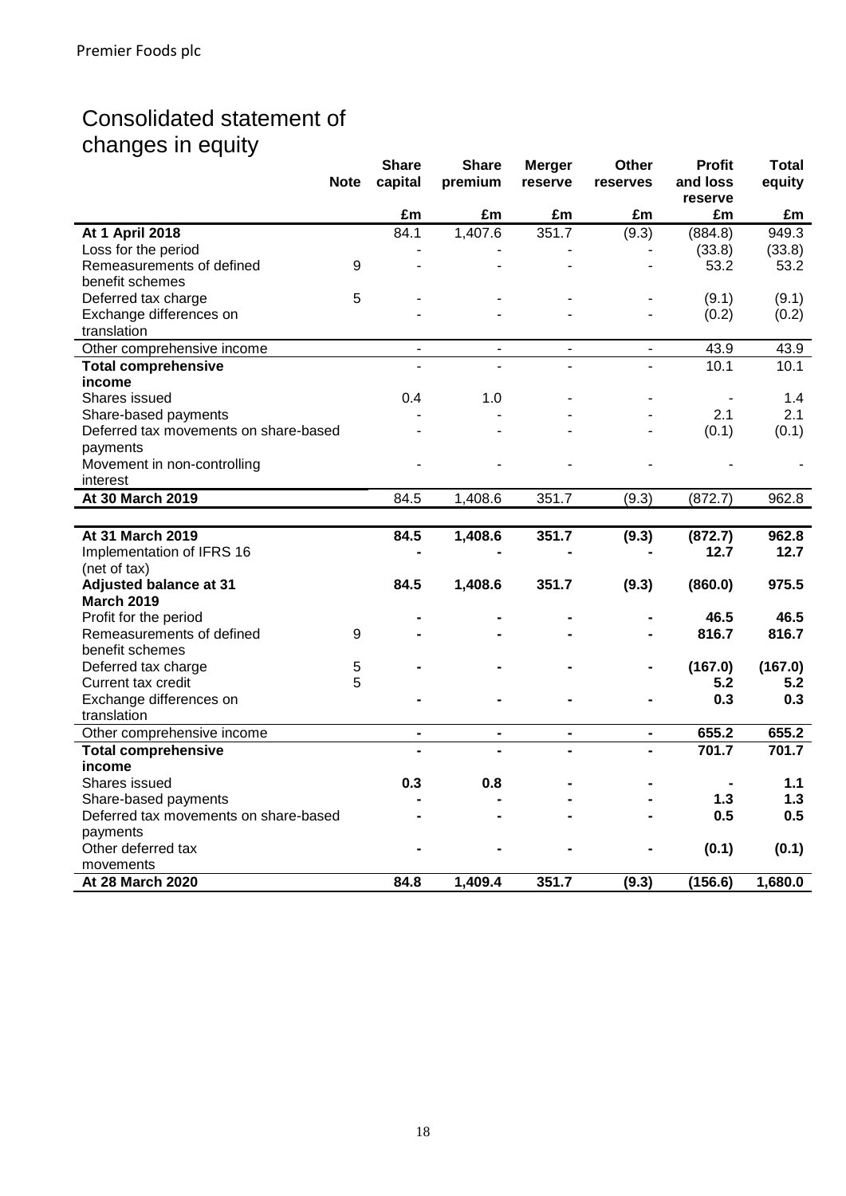# Consolidated statement of changes in equity

| | Note | Share capital | Share premium | Merger reserve | Other reserves | Profit and loss reserve | Total equity |
|---|---|---|---|---|---|---|---|
| | | £m | £m | £m | £m | £m | £m |
| **At 1 April 2018** | | 84.1 | 1,407.6 | 351.7 | (9.3) | (884.8) | 949.3 |
| Loss for the period | | - | - | - | - | (33.8) | (33.8) |
| Remeasurements of defined benefit schemes | 9 | - | - | - | - | 53.2 | 53.2 |
| Deferred tax charge | 5 | - | - | - | - | (9.1) | (9.1) |
| Exchange differences on translation | | - | - | - | - | (0.2) | (0.2) |
| Other comprehensive income | | - | - | - | - | 43.9 | 43.9 |
| **Total comprehensive income** | | - | - | - | - | 10.1 | 10.1 |
| Shares issued | | 0.4 | 1.0 | - | - | - | 1.4 |
| Share-based payments | | - | - | - | - | 2.1 | 2.1 |
| Deferred tax movements on share-based payments | | - | - | - | - | (0.1) | (0.1) |
| Movement in non-controlling interest | | - | - | - | - | - | - |
| **At 30 March 2019** | | 84.5 | 1,408.6 | 351.7 | (9.3) | (872.7) | 962.8 |
| | | | | | | | |
| **At 31 March 2019** | | **84.5** | **1,408.6** | **351.7** | **(9.3)** | **(872.7)** | **962.8** |
| Implementation of IFRS 16 (net of tax) | | **-** | **-** | **-** | **-** | **12.7** | **12.7** |
| **Adjusted balance at 31 March 2019** | | **84.5** | **1,408.6** | **351.7** | **(9.3)** | **(860.0)** | **975.5** |
| Profit for the period | | **-** | **-** | **-** | **-** | **46.5** | **46.5** |
| Remeasurements of defined benefit schemes | 9 | **-** | **-** | **-** | **-** | **816.7** | **816.7** |
| Deferred tax charge | 5 | **-** | **-** | **-** | **-** | **(167.0)** | **(167.0)** |
| Current tax credit | 5 | | | | | **5.2** | **5.2** |
| Exchange differences on translation | | **-** | **-** | **-** | **-** | **0.3** | **0.3** |
| Other comprehensive income | | **-** | **-** | **-** | **-** | **655.2** | **655.2** |
| **Total comprehensive income** | | **-** | **-** | **-** | **-** | **701.7** | **701.7** |
| Shares issued | | **0.3** | **0.8** | **-** | **-** | **-** | **1.1** |
| Share-based payments | | **-** | **-** | **-** | **-** | **1.3** | **1.3** |
| Deferred tax movements on share-based payments | | **-** | **-** | **-** | **-** | **0.5** | **0.5** |
| Other deferred tax movements | | **-** | **-** | **-** | **-** | **(0.1)** | **(0.1)** |
| **At 28 March 2020** | | **84.8** | **1,409.4** | **351.7** | **(9.3)** | **(156.6)** | **1,680.0** |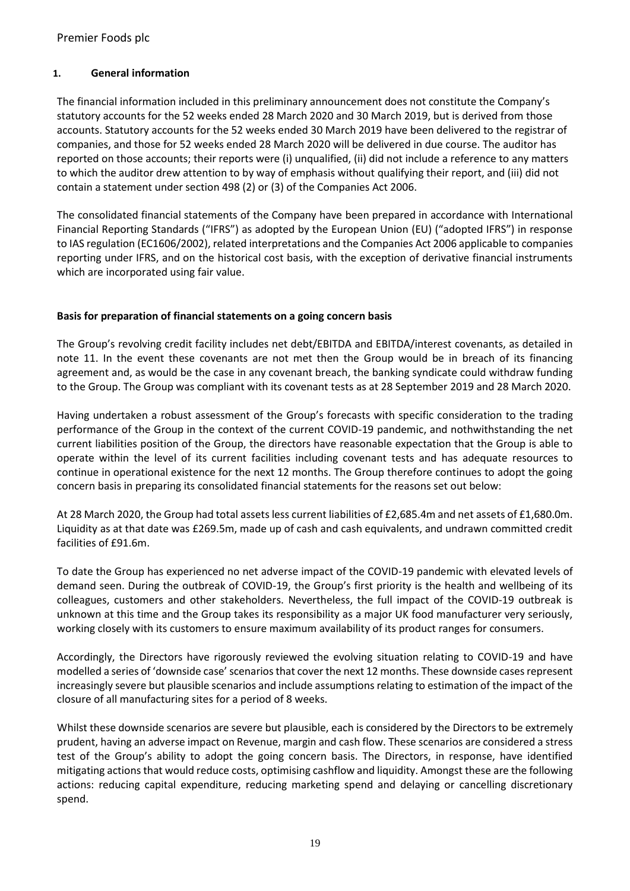## 1. General information

The financial information included in this preliminary announcement does not constitute the Company's statutory accounts for the 52 weeks ended 28 March 2020 and 30 March 2019, but is derived from those accounts. Statutory accounts for the 52 weeks ended 30 March 2019 have been delivered to the registrar of companies, and those for 52 weeks ended 28 March 2020 will be delivered in due course. The auditor has reported on those accounts; their reports were (i) unqualified, (ii) did not include a reference to any matters to which the auditor drew attention to by way of emphasis without qualifying their report, and (iii) did not contain a statement under section 498 (2) or (3) of the Companies Act 2006.

The consolidated financial statements of the Company have been prepared in accordance with International Financial Reporting Standards ("IFRS") as adopted by the European Union (EU) ("adopted IFRS") in response to IAS regulation (EC1606/2002), related interpretations and the Companies Act 2006 applicable to companies reporting under IFRS, and on the historical cost basis, with the exception of derivative financial instruments which are incorporated using fair value.

**Basis for preparation of financial statements on a going concern basis**

The Group's revolving credit facility includes net debt/EBITDA and EBITDA/interest covenants, as detailed in note 11. In the event these covenants are not met then the Group would be in breach of its financing agreement and, as would be the case in any covenant breach, the banking syndicate could withdraw funding to the Group. The Group was compliant with its covenant tests as at 28 September 2019 and 28 March 2020.

Having undertaken a robust assessment of the Group's forecasts with specific consideration to the trading performance of the Group in the context of the current COVID-19 pandemic, and nothwithstanding the net current liabilities position of the Group, the directors have reasonable expectation that the Group is able to operate within the level of its current facilities including covenant tests and has adequate resources to continue in operational existence for the next 12 months. The Group therefore continues to adopt the going concern basis in preparing its consolidated financial statements for the reasons set out below:

At 28 March 2020, the Group had total assets less current liabilities of £2,685.4m and net assets of £1,680.0m. Liquidity as at that date was £269.5m, made up of cash and cash equivalents, and undrawn committed credit facilities of £91.6m.

To date the Group has experienced no net adverse impact of the COVID-19 pandemic with elevated levels of demand seen. During the outbreak of COVID-19, the Group's first priority is the health and wellbeing of its colleagues, customers and other stakeholders. Nevertheless, the full impact of the COVID-19 outbreak is unknown at this time and the Group takes its responsibility as a major UK food manufacturer very seriously, working closely with its customers to ensure maximum availability of its product ranges for consumers.

Accordingly, the Directors have rigorously reviewed the evolving situation relating to COVID-19 and have modelled a series of 'downside case' scenarios that cover the next 12 months. These downside cases represent increasingly severe but plausible scenarios and include assumptions relating to estimation of the impact of the closure of all manufacturing sites for a period of 8 weeks.

Whilst these downside scenarios are severe but plausible, each is considered by the Directors to be extremely prudent, having an adverse impact on Revenue, margin and cash flow. These scenarios are considered a stress test of the Group's ability to adopt the going concern basis. The Directors, in response, have identified mitigating actions that would reduce costs, optimising cashflow and liquidity. Amongst these are the following actions: reducing capital expenditure, reducing marketing spend and delaying or cancelling discretionary spend.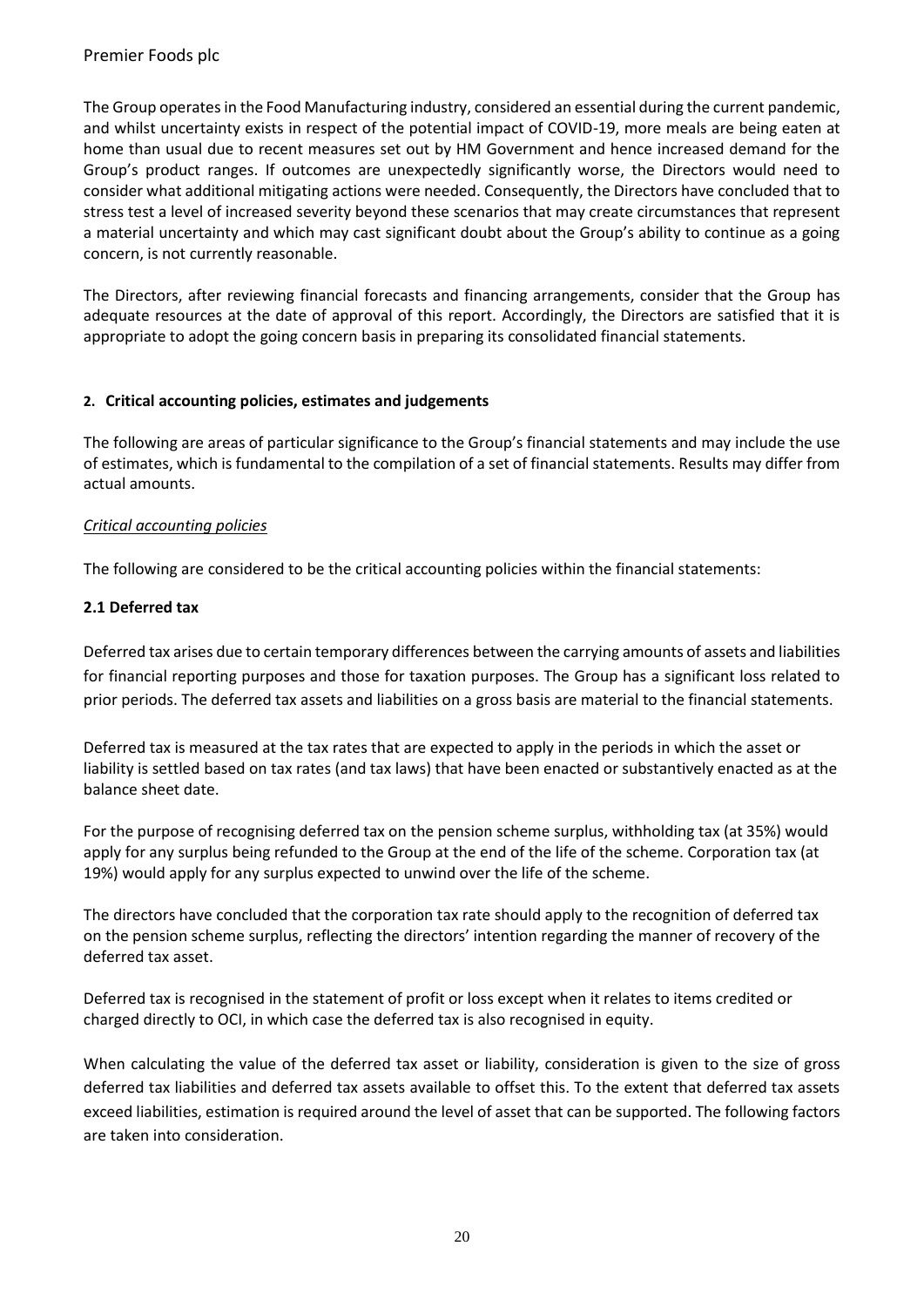The Group operates in the Food Manufacturing industry, considered an essential during the current pandemic, and whilst uncertainty exists in respect of the potential impact of COVID-19, more meals are being eaten at home than usual due to recent measures set out by HM Government and hence increased demand for the Group's product ranges. If outcomes are unexpectedly significantly worse, the Directors would need to consider what additional mitigating actions were needed. Consequently, the Directors have concluded that to stress test a level of increased severity beyond these scenarios that may create circumstances that represent a material uncertainty and which may cast significant doubt about the Group's ability to continue as a going concern, is not currently reasonable.

The Directors, after reviewing financial forecasts and financing arrangements, consider that the Group has adequate resources at the date of approval of this report. Accordingly, the Directors are satisfied that it is appropriate to adopt the going concern basis in preparing its consolidated financial statements.

## 2. Critical accounting policies, estimates and judgements

The following are areas of particular significance to the Group's financial statements and may include the use of estimates, which is fundamental to the compilation of a set of financial statements. Results may differ from actual amounts.

*Critical accounting policies*

The following are considered to be the critical accounting policies within the financial statements:

### 2.1 Deferred tax

Deferred tax arises due to certain temporary differences between the carrying amounts of assets and liabilities for financial reporting purposes and those for taxation purposes. The Group has a significant loss related to prior periods. The deferred tax assets and liabilities on a gross basis are material to the financial statements.

Deferred tax is measured at the tax rates that are expected to apply in the periods in which the asset or liability is settled based on tax rates (and tax laws) that have been enacted or substantively enacted as at the balance sheet date.

For the purpose of recognising deferred tax on the pension scheme surplus, withholding tax (at 35%) would apply for any surplus being refunded to the Group at the end of the life of the scheme. Corporation tax (at 19%) would apply for any surplus expected to unwind over the life of the scheme.

The directors have concluded that the corporation tax rate should apply to the recognition of deferred tax on the pension scheme surplus, reflecting the directors' intention regarding the manner of recovery of the deferred tax asset.

Deferred tax is recognised in the statement of profit or loss except when it relates to items credited or charged directly to OCI, in which case the deferred tax is also recognised in equity.

When calculating the value of the deferred tax asset or liability, consideration is given to the size of gross deferred tax liabilities and deferred tax assets available to offset this. To the extent that deferred tax assets exceed liabilities, estimation is required around the level of asset that can be supported. The following factors are taken into consideration.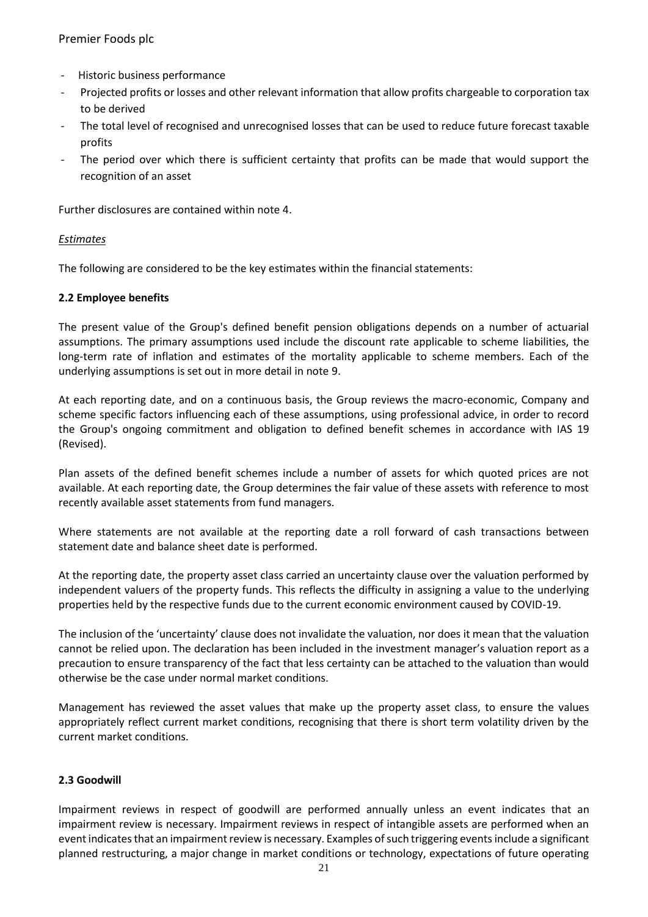- Historic business performance
- Projected profits or losses and other relevant information that allow profits chargeable to corporation tax to be derived
- The total level of recognised and unrecognised losses that can be used to reduce future forecast taxable profits
- The period over which there is sufficient certainty that profits can be made that would support the recognition of an asset

Further disclosures are contained within note 4.

*Estimates*

The following are considered to be the key estimates within the financial statements:

**2.2 Employee benefits**

The present value of the Group's defined benefit pension obligations depends on a number of actuarial assumptions. The primary assumptions used include the discount rate applicable to scheme liabilities, the long-term rate of inflation and estimates of the mortality applicable to scheme members. Each of the underlying assumptions is set out in more detail in note 9.

At each reporting date, and on a continuous basis, the Group reviews the macro-economic, Company and scheme specific factors influencing each of these assumptions, using professional advice, in order to record the Group's ongoing commitment and obligation to defined benefit schemes in accordance with IAS 19 (Revised).

Plan assets of the defined benefit schemes include a number of assets for which quoted prices are not available. At each reporting date, the Group determines the fair value of these assets with reference to most recently available asset statements from fund managers.

Where statements are not available at the reporting date a roll forward of cash transactions between statement date and balance sheet date is performed.

At the reporting date, the property asset class carried an uncertainty clause over the valuation performed by independent valuers of the property funds. This reflects the difficulty in assigning a value to the underlying properties held by the respective funds due to the current economic environment caused by COVID-19.

The inclusion of the 'uncertainty' clause does not invalidate the valuation, nor does it mean that the valuation cannot be relied upon. The declaration has been included in the investment manager's valuation report as a precaution to ensure transparency of the fact that less certainty can be attached to the valuation than would otherwise be the case under normal market conditions.

Management has reviewed the asset values that make up the property asset class, to ensure the values appropriately reflect current market conditions, recognising that there is short term volatility driven by the current market conditions.

**2.3 Goodwill**

Impairment reviews in respect of goodwill are performed annually unless an event indicates that an impairment review is necessary. Impairment reviews in respect of intangible assets are performed when an event indicates that an impairment review is necessary. Examples of such triggering events include a significant planned restructuring, a major change in market conditions or technology, expectations of future operating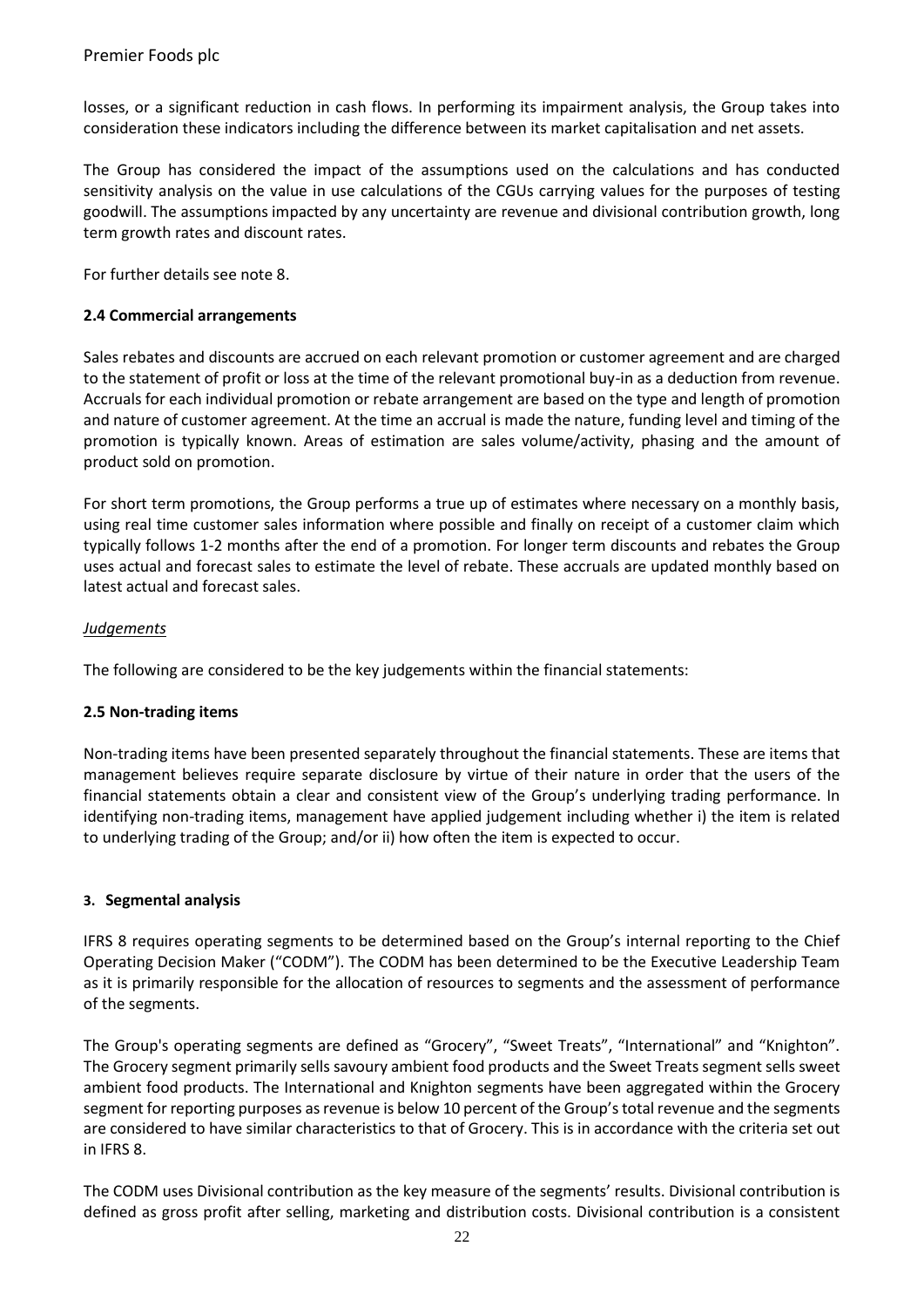losses, or a significant reduction in cash flows. In performing its impairment analysis, the Group takes into consideration these indicators including the difference between its market capitalisation and net assets.

The Group has considered the impact of the assumptions used on the calculations and has conducted sensitivity analysis on the value in use calculations of the CGUs carrying values for the purposes of testing goodwill. The assumptions impacted by any uncertainty are revenue and divisional contribution growth, long term growth rates and discount rates.

For further details see note 8.

### 2.4 Commercial arrangements

Sales rebates and discounts are accrued on each relevant promotion or customer agreement and are charged to the statement of profit or loss at the time of the relevant promotional buy-in as a deduction from revenue. Accruals for each individual promotion or rebate arrangement are based on the type and length of promotion and nature of customer agreement. At the time an accrual is made the nature, funding level and timing of the promotion is typically known. Areas of estimation are sales volume/activity, phasing and the amount of product sold on promotion.

For short term promotions, the Group performs a true up of estimates where necessary on a monthly basis, using real time customer sales information where possible and finally on receipt of a customer claim which typically follows 1-2 months after the end of a promotion. For longer term discounts and rebates the Group uses actual and forecast sales to estimate the level of rebate. These accruals are updated monthly based on latest actual and forecast sales.

*Judgements*

The following are considered to be the key judgements within the financial statements:

### 2.5 Non-trading items

Non-trading items have been presented separately throughout the financial statements. These are items that management believes require separate disclosure by virtue of their nature in order that the users of the financial statements obtain a clear and consistent view of the Group's underlying trading performance. In identifying non-trading items, management have applied judgement including whether i) the item is related to underlying trading of the Group; and/or ii) how often the item is expected to occur.

## 3. Segmental analysis

IFRS 8 requires operating segments to be determined based on the Group's internal reporting to the Chief Operating Decision Maker ("CODM"). The CODM has been determined to be the Executive Leadership Team as it is primarily responsible for the allocation of resources to segments and the assessment of performance of the segments.

The Group's operating segments are defined as "Grocery", "Sweet Treats", "International" and "Knighton". The Grocery segment primarily sells savoury ambient food products and the Sweet Treats segment sells sweet ambient food products. The International and Knighton segments have been aggregated within the Grocery segment for reporting purposes as revenue is below 10 percent of the Group's total revenue and the segments are considered to have similar characteristics to that of Grocery. This is in accordance with the criteria set out in IFRS 8.

The CODM uses Divisional contribution as the key measure of the segments' results. Divisional contribution is defined as gross profit after selling, marketing and distribution costs. Divisional contribution is a consistent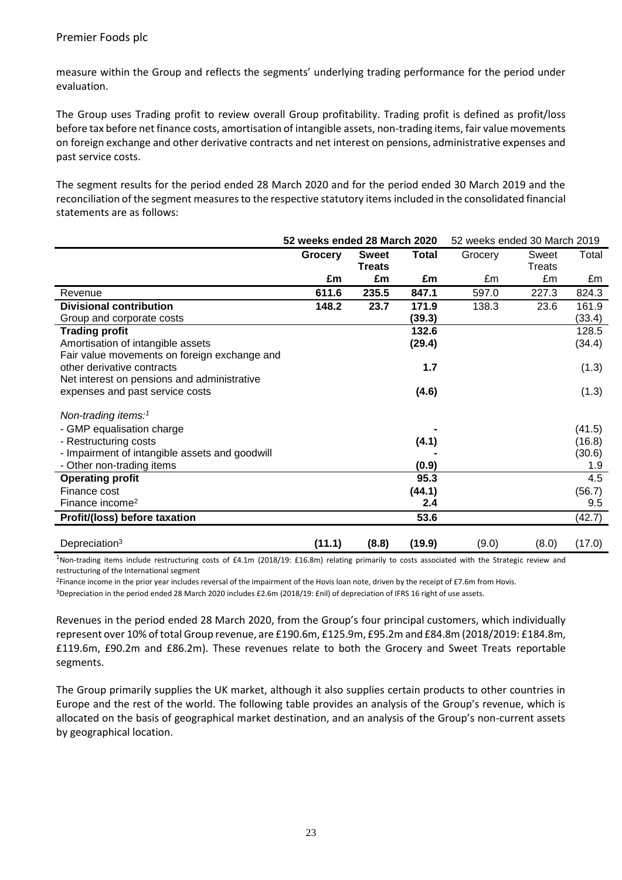measure within the Group and reflects the segments' underlying trading performance for the period under evaluation.

The Group uses Trading profit to review overall Group profitability. Trading profit is defined as profit/loss before tax before net finance costs, amortisation of intangible assets, non-trading items, fair value movements on foreign exchange and other derivative contracts and net interest on pensions, administrative expenses and past service costs.

The segment results for the period ended 28 March 2020 and for the period ended 30 March 2019 and the reconciliation of the segment measures to the respective statutory items included in the consolidated financial statements are as follows:

| | **52 weeks ended 28 March 2020** | | | 52 weeks ended 30 March 2019 | | |
|---|---|---|---|---|---|---|
| | **Grocery** | **Sweet Treats** | **Total** | Grocery | Sweet Treats | Total |
| | **£m** | **£m** | **£m** | £m | £m | £m |
| Revenue | **611.6** | **235.5** | **847.1** | 597.0 | 227.3 | 824.3 |
| **Divisional contribution** | **148.2** | **23.7** | **171.9** | 138.3 | 23.6 | 161.9 |
| Group and corporate costs | | | **(39.3)** | | | (33.4) |
| **Trading profit** | | | **132.6** | | | 128.5 |
| Amortisation of intangible assets | | | **(29.4)** | | | (34.4) |
| Fair value movements on foreign exchange and other derivative contracts | | | **1.7** | | | (1.3) |
| Net interest on pensions and administrative expenses and past service costs | | | **(4.6)** | | | (1.3) |
| *Non-trading items:*[1] | | | | | | |
| - GMP equalisation charge | | | **-** | | | (41.5) |
| - Restructuring costs | | | **(4.1)** | | | (16.8) |
| - Impairment of intangible assets and goodwill | | | **-** | | | (30.6) |
| - Other non-trading items | | | **(0.9)** | | | 1.9 |
| **Operating profit** | | | **95.3** | | | 4.5 |
| Finance cost | | | **(44.1)** | | | (56.7) |
| Finance income[2] | | | **2.4** | | | 9.5 |
| **Profit/(loss) before taxation** | | | **53.6** | | | (42.7) |
| Depreciation[3] | **(11.1)** | **(8.8)** | **(19.9)** | (9.0) | (8.0) | (17.0) |

[1]Non-trading items include restructuring costs of £4.1m (2018/19: £16.8m) relating primarily to costs associated with the Strategic review and restructuring of the International segment

[2]Finance income in the prior year includes reversal of the impairment of the Hovis loan note, driven by the receipt of £7.6m from Hovis.

[3]Depreciation in the period ended 28 March 2020 includes £2.6m (2018/19: £nil) of depreciation of IFRS 16 right of use assets.

Revenues in the period ended 28 March 2020, from the Group's four principal customers, which individually represent over 10% of total Group revenue, are £190.6m, £125.9m, £95.2m and £84.8m (2018/2019: £184.8m, £119.6m, £90.2m and £86.2m). These revenues relate to both the Grocery and Sweet Treats reportable segments.

The Group primarily supplies the UK market, although it also supplies certain products to other countries in Europe and the rest of the world. The following table provides an analysis of the Group's revenue, which is allocated on the basis of geographical market destination, and an analysis of the Group's non-current assets by geographical location.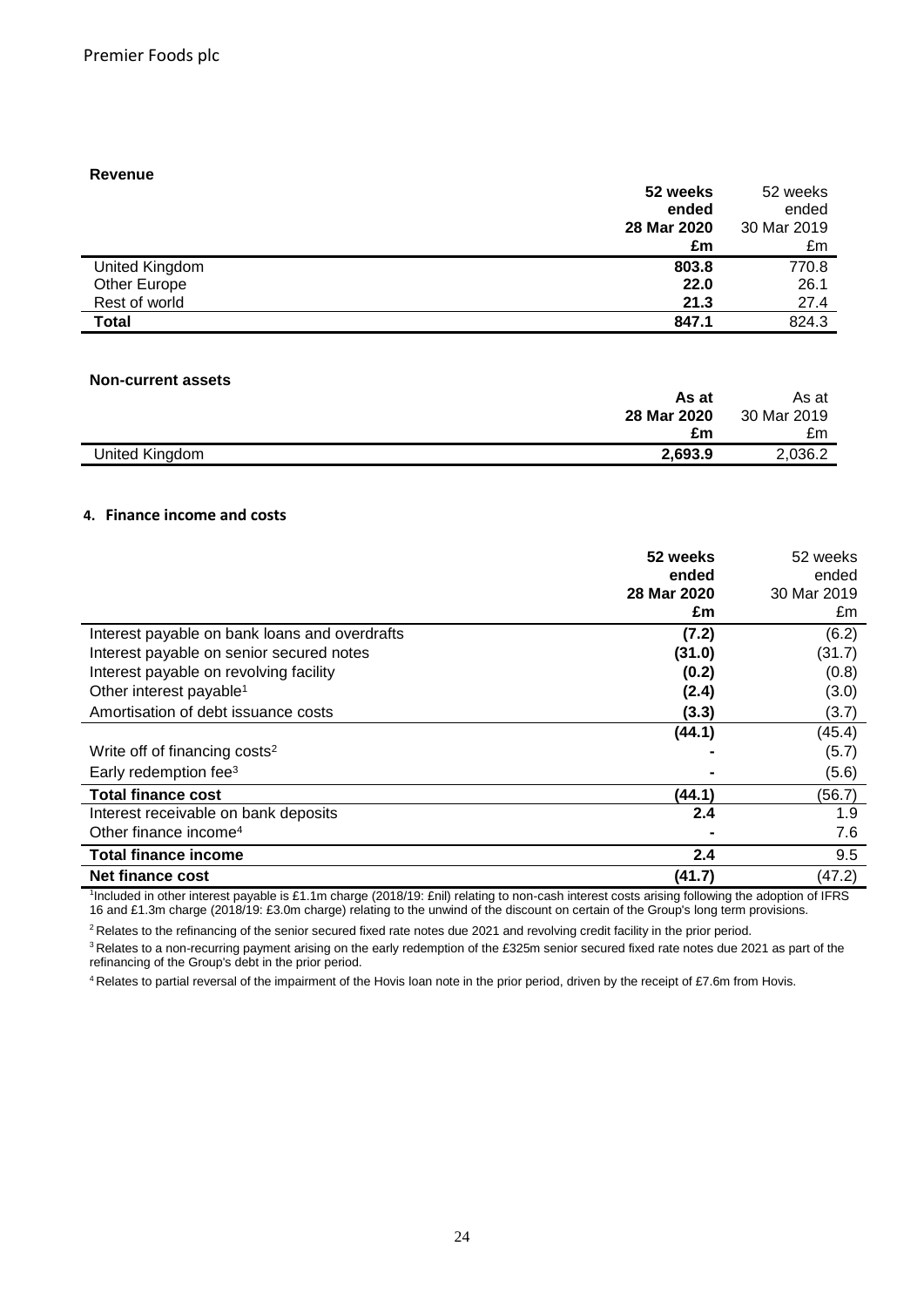### Revenue

| | 52 weeks ended 28 Mar 2020 £m | 52 weeks ended 30 Mar 2019 £m |
|---|---|---|
| United Kingdom | **803.8** | 770.8 |
| Other Europe | **22.0** | 26.1 |
| Rest of world | **21.3** | 27.4 |
| **Total** | **847.1** | 824.3 |

### Non-current assets

| | As at 28 Mar 2020 £m | As at 30 Mar 2019 £m |
|---|---|---|
| United Kingdom | **2,693.9** | 2,036.2 |

## 4. Finance income and costs

| | 52 weeks ended 28 Mar 2020 £m | 52 weeks ended 30 Mar 2019 £m |
|---|---|---|
| Interest payable on bank loans and overdrafts | **(7.2)** | (6.2) |
| Interest payable on senior secured notes | **(31.0)** | (31.7) |
| Interest payable on revolving facility | **(0.2)** | (0.8) |
| Other interest payable[1] | **(2.4)** | (3.0) |
| Amortisation of debt issuance costs | **(3.3)** | (3.7) |
| | **(44.1)** | (45.4) |
| Write off of financing costs[2] | **-** | (5.7) |
| Early redemption fee[3] | **-** | (5.6) |
| **Total finance cost** | **(44.1)** | (56.7) |
| Interest receivable on bank deposits | **2.4** | 1.9 |
| Other finance income[4] | **-** | 7.6 |
| **Total finance income** | **2.4** | 9.5 |
| **Net finance cost** | **(41.7)** | (47.2) |

[1]Included in other interest payable is £1.1m charge (2018/19: £nil) relating to non-cash interest costs arising following the adoption of IFRS 16 and £1.3m charge (2018/19: £3.0m charge) relating to the unwind of the discount on certain of the Group's long term provisions.

[2] Relates to the refinancing of the senior secured fixed rate notes due 2021 and revolving credit facility in the prior period.

[3] Relates to a non-recurring payment arising on the early redemption of the £325m senior secured fixed rate notes due 2021 as part of the refinancing of the Group's debt in the prior period.

[4] Relates to partial reversal of the impairment of the Hovis loan note in the prior period, driven by the receipt of £7.6m from Hovis.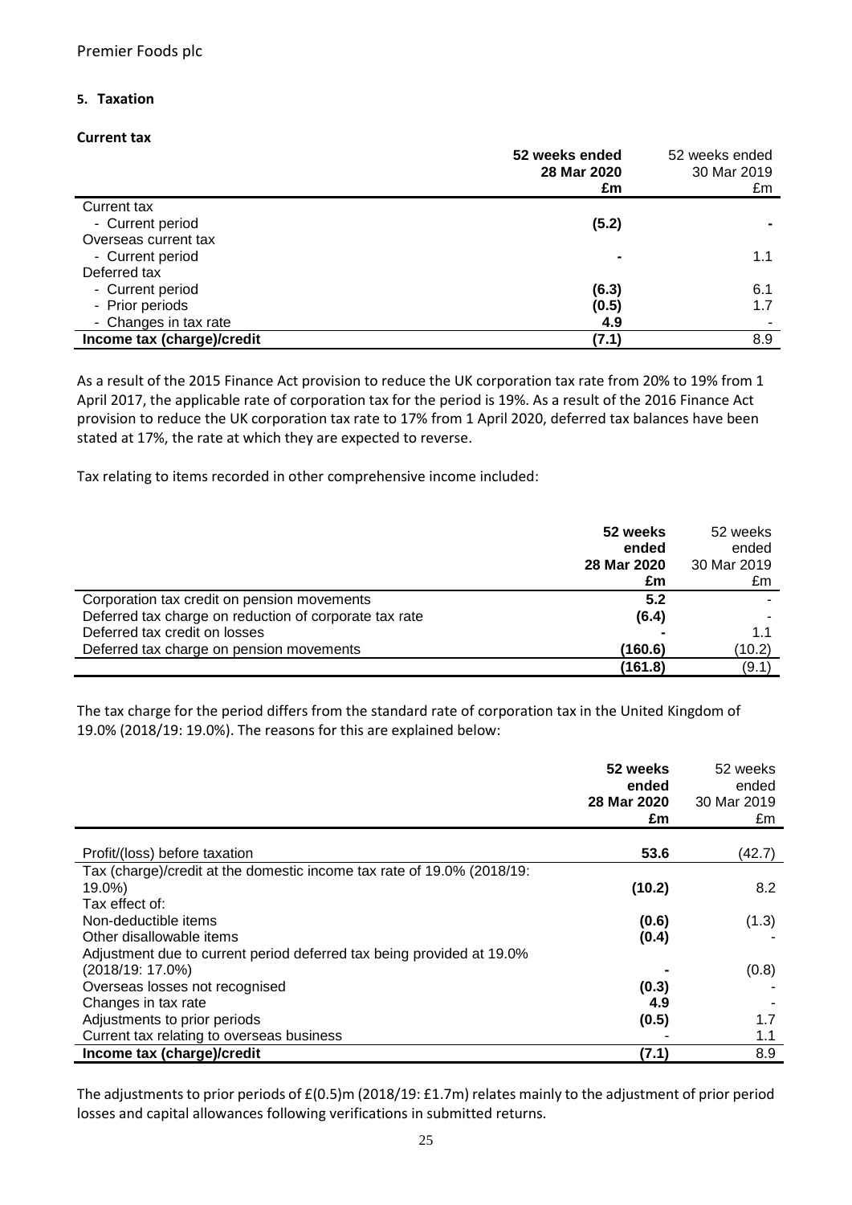Premier Foods plc

## 5. Taxation

### Current tax

| | 52 weeks ended 28 Mar 2020 £m | 52 weeks ended 30 Mar 2019 £m |
|---|---|---|
| Current tax | | |
| - Current period | **(5.2)** | - |
| Overseas current tax | | |
| - Current period | **-** | 1.1 |
| Deferred tax | | |
| - Current period | **(6.3)** | 6.1 |
| - Prior periods | **(0.5)** | 1.7 |
| - Changes in tax rate | **4.9** | - |
| **Income tax (charge)/credit** | **(7.1)** | 8.9 |

As a result of the 2015 Finance Act provision to reduce the UK corporation tax rate from 20% to 19% from 1 April 2017, the applicable rate of corporation tax for the period is 19%. As a result of the 2016 Finance Act provision to reduce the UK corporation tax rate to 17% from 1 April 2020, deferred tax balances have been stated at 17%, the rate at which they are expected to reverse.

Tax relating to items recorded in other comprehensive income included:

| | 52 weeks ended 28 Mar 2020 £m | 52 weeks ended 30 Mar 2019 £m |
|---|---|---|
| Corporation tax credit on pension movements | **5.2** | - |
| Deferred tax charge on reduction of corporate tax rate | **(6.4)** | - |
| Deferred tax credit on losses | **-** | 1.1 |
| Deferred tax charge on pension movements | **(160.6)** | (10.2) |
| | **(161.8)** | (9.1) |

The tax charge for the period differs from the standard rate of corporation tax in the United Kingdom of 19.0% (2018/19: 19.0%). The reasons for this are explained below:

| | 52 weeks ended 28 Mar 2020 £m | 52 weeks ended 30 Mar 2019 £m |
|---|---|---|
| Profit/(loss) before taxation | **53.6** | (42.7) |
| Tax (charge)/credit at the domestic income tax rate of 19.0% (2018/19: 19.0%) | **(10.2)** | 8.2 |
| Tax effect of: | | |
| Non-deductible items | **(0.6)** | (1.3) |
| Other disallowable items | **(0.4)** | - |
| Adjustment due to current period deferred tax being provided at 19.0% (2018/19: 17.0%) | **-** | (0.8) |
| Overseas losses not recognised | **(0.3)** | - |
| Changes in tax rate | **4.9** | - |
| Adjustments to prior periods | **(0.5)** | 1.7 |
| Current tax relating to overseas business | - | 1.1 |
| **Income tax (charge)/credit** | **(7.1)** | 8.9 |

The adjustments to prior periods of £(0.5)m (2018/19: £1.7m) relates mainly to the adjustment of prior period losses and capital allowances following verifications in submitted returns.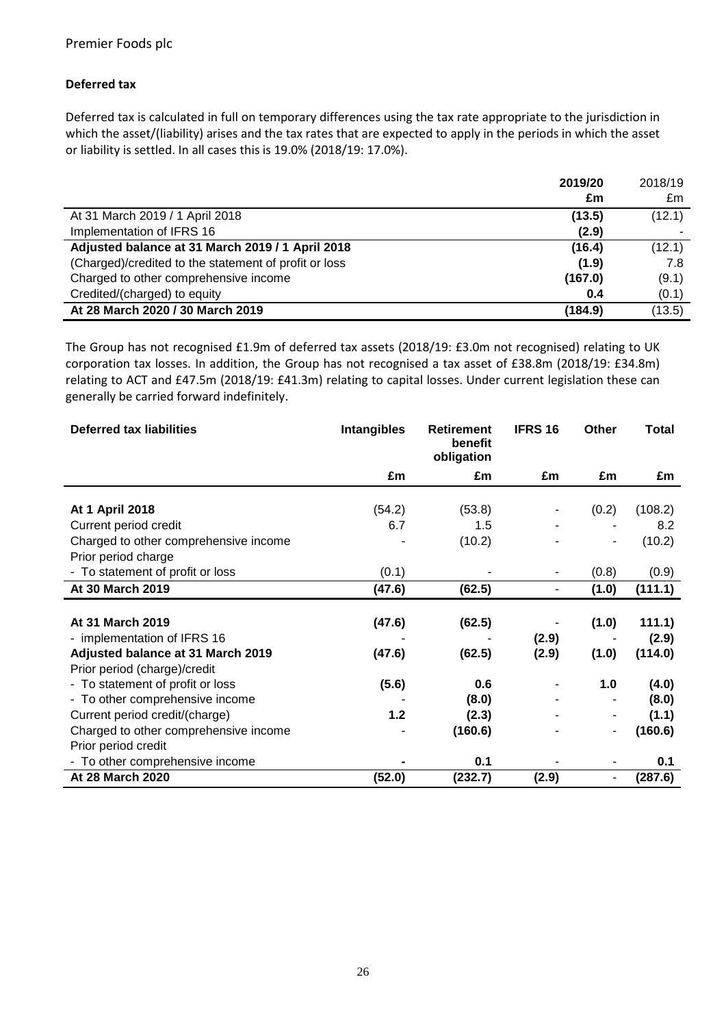### Deferred tax

Deferred tax is calculated in full on temporary differences using the tax rate appropriate to the jurisdiction in which the asset/(liability) arises and the tax rates that are expected to apply in the periods in which the asset or liability is settled. In all cases this is 19.0% (2018/19: 17.0%).

| | **2019/20** | 2018/19 |
|---|---|---|
| | **£m** | £m |
| At 31 March 2019 / 1 April 2018 | **(13.5)** | (12.1) |
| Implementation of IFRS 16 | **(2.9)** | - |
| **Adjusted balance at 31 March 2019 / 1 April 2018** | **(16.4)** | (12.1) |
| (Charged)/credited to the statement of profit or loss | **(1.9)** | 7.8 |
| Charged to other comprehensive income | **(167.0)** | (9.1) |
| Credited/(charged) to equity | **0.4** | (0.1) |
| **At 28 March 2020 / 30 March 2019** | **(184.9)** | (13.5) |

The Group has not recognised £1.9m of deferred tax assets (2018/19: £3.0m not recognised) relating to UK corporation tax losses. In addition, the Group has not recognised a tax asset of £38.8m (2018/19: £34.8m) relating to ACT and £47.5m (2018/19: £41.3m) relating to capital losses. Under current legislation these can generally be carried forward indefinitely.

| **Deferred tax liabilities** | **Intangibles** | **Retirement benefit obligation** | **IFRS 16** | **Other** | **Total** |
|---|---|---|---|---|---|
| | **£m** | **£m** | **£m** | **£m** | **£m** |
| **At 1 April 2018** | (54.2) | (53.8) | - | (0.2) | (108.2) |
| Current period credit | 6.7 | 1.5 | - | - | 8.2 |
| Charged to other comprehensive income | - | (10.2) | - | - | (10.2) |
| Prior period charge | | | | | |
| - To statement of profit or loss | (0.1) | - | - | (0.8) | (0.9) |
| **At 30 March 2019** | **(47.6)** | **(62.5)** | - | **(1.0)** | **(111.1)** |
| **At 31 March 2019** | **(47.6)** | **(62.5)** | - | **(1.0)** | **111.1)** |
| - implementation of IFRS 16 | - | - | **(2.9)** | - | **(2.9)** |
| **Adjusted balance at 31 March 2019** | **(47.6)** | **(62.5)** | **(2.9)** | **(1.0)** | **(114.0)** |
| Prior period (charge)/credit | | | | | |
| - To statement of profit or loss | **(5.6)** | **0.6** | - | **1.0** | **(4.0)** |
| - To other comprehensive income | - | **(8.0)** | - | - | **(8.0)** |
| Current period credit/(charge) | **1.2** | **(2.3)** | - | - | **(1.1)** |
| Charged to other comprehensive income | - | **(160.6)** | - | - | **(160.6)** |
| Prior period credit | | | | | |
| - To other comprehensive income | **-** | **0.1** | - | - | **0.1** |
| **At 28 March 2020** | **(52.0)** | **(232.7)** | **(2.9)** | - | **(287.6)** |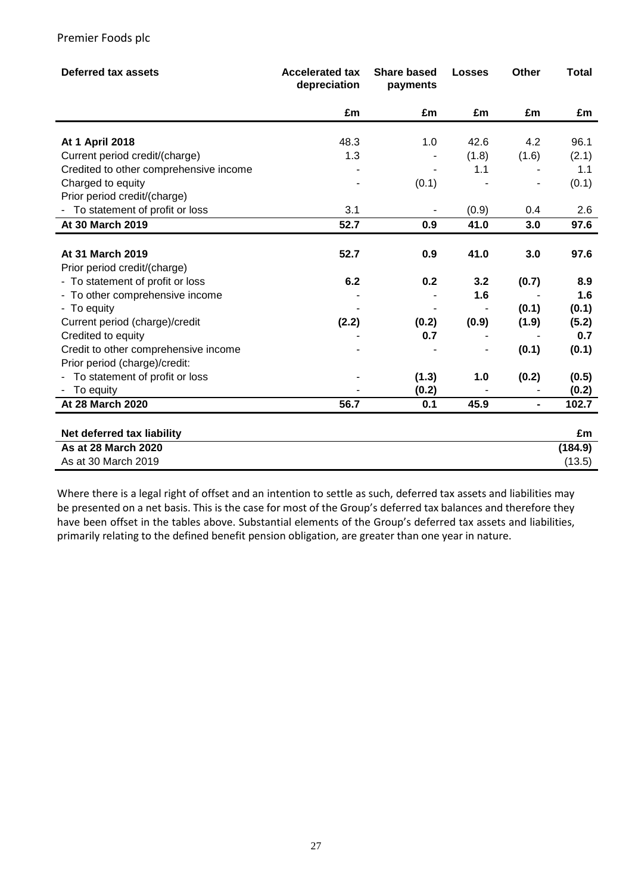| Deferred tax assets | Accelerated tax depreciation | Share based payments | Losses | Other | Total |
|---|---|---|---|---|---|
| | £m | £m | £m | £m | £m |
| **At 1 April 2018** | 48.3 | 1.0 | 42.6 | 4.2 | 96.1 |
| Current period credit/(charge) | 1.3 | - | (1.8) | (1.6) | (2.1) |
| Credited to other comprehensive income | - | - | 1.1 | - | 1.1 |
| Charged to equity | - | (0.1) | - | - | (0.1) |
| Prior period credit/(charge) | | | | | |
| - To statement of profit or loss | 3.1 | - | (0.9) | 0.4 | 2.6 |
| **At 30 March 2019** | **52.7** | **0.9** | **41.0** | **3.0** | **97.6** |
| | | | | | |
| **At 31 March 2019** | **52.7** | **0.9** | **41.0** | **3.0** | **97.6** |
| Prior period credit/(charge) | | | | | |
| - To statement of profit or loss | **6.2** | **0.2** | **3.2** | **(0.7)** | **8.9** |
| - To other comprehensive income | - | - | **1.6** | - | **1.6** |
| - To equity | - | - | - | **(0.1)** | **(0.1)** |
| Current period (charge)/credit | **(2.2)** | **(0.2)** | **(0.9)** | **(1.9)** | **(5.2)** |
| Credited to equity | - | **0.7** | - | - | **0.7** |
| Credit to other comprehensive income | - | - | - | **(0.1)** | **(0.1)** |
| Prior period (charge)/credit: | | | | | |
| - To statement of profit or loss | - | **(1.3)** | **1.0** | **(0.2)** | **(0.5)** |
| - To equity | - | **(0.2)** | - | - | **(0.2)** |
| **At 28 March 2020** | **56.7** | **0.1** | **45.9** | **-** | **102.7** |

| Net deferred tax liability | £m |
|---|---|
| **As at 28 March 2020** | **(184.9)** |
| As at 30 March 2019 | (13.5) |

Where there is a legal right of offset and an intention to settle as such, deferred tax assets and liabilities may be presented on a net basis. This is the case for most of the Group's deferred tax balances and therefore they have been offset in the tables above. Substantial elements of the Group's deferred tax assets and liabilities, primarily relating to the defined benefit pension obligation, are greater than one year in nature.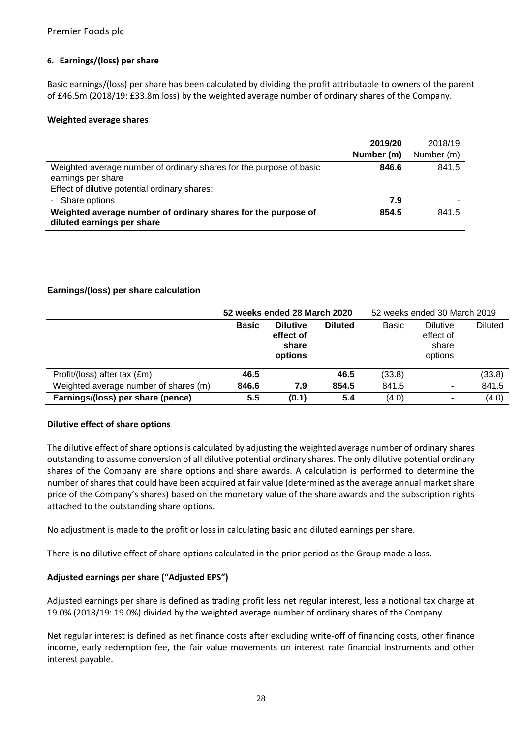### 6. Earnings/(loss) per share

Basic earnings/(loss) per share has been calculated by dividing the profit attributable to owners of the parent of £46.5m (2018/19: £33.8m loss) by the weighted average number of ordinary shares of the Company.

#### Weighted average shares

| | **2019/20 Number (m)** | 2018/19 Number (m) |
|---|---|---|
| Weighted average number of ordinary shares for the purpose of basic earnings per share | **846.6** | 841.5 |
| Effect of dilutive potential ordinary shares: | | |
| - Share options | **7.9** | - |
| **Weighted average number of ordinary shares for the purpose of diluted earnings per share** | **854.5** | 841.5 |

#### Earnings/(loss) per share calculation

| | **52 weeks ended 28 March 2020** | | | 52 weeks ended 30 March 2019 | | |
|---|---|---|---|---|---|---|
| | **Basic** | **Dilutive effect of share options** | **Diluted** | Basic | Dilutive effect of share options | Diluted |
| Profit/(loss) after tax (£m) | **46.5** | | **46.5** | (33.8) | | (33.8) |
| Weighted average number of shares (m) | **846.6** | **7.9** | **854.5** | 841.5 | - | 841.5 |
| **Earnings/(loss) per share (pence)** | **5.5** | **(0.1)** | **5.4** | (4.0) | - | (4.0) |

#### Dilutive effect of share options

The dilutive effect of share options is calculated by adjusting the weighted average number of ordinary shares outstanding to assume conversion of all dilutive potential ordinary shares. The only dilutive potential ordinary shares of the Company are share options and share awards. A calculation is performed to determine the number of shares that could have been acquired at fair value (determined as the average annual market share price of the Company's shares) based on the monetary value of the share awards and the subscription rights attached to the outstanding share options.

No adjustment is made to the profit or loss in calculating basic and diluted earnings per share.

There is no dilutive effect of share options calculated in the prior period as the Group made a loss.

#### Adjusted earnings per share ("Adjusted EPS")

Adjusted earnings per share is defined as trading profit less net regular interest, less a notional tax charge at 19.0% (2018/19: 19.0%) divided by the weighted average number of ordinary shares of the Company.

Net regular interest is defined as net finance costs after excluding write-off of financing costs, other finance income, early redemption fee, the fair value movements on interest rate financial instruments and other interest payable.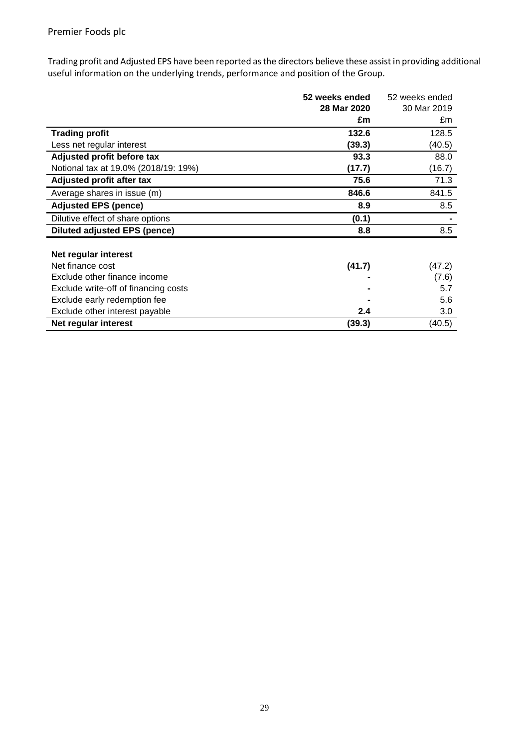Trading profit and Adjusted EPS have been reported as the directors believe these assist in providing additional useful information on the underlying trends, performance and position of the Group.

| | **52 weeks ended 28 Mar 2020** | 52 weeks ended 30 Mar 2019 |
|---|---|---|
| | **£m** | £m |
| **Trading profit** | **132.6** | 128.5 |
| Less net regular interest | **(39.3)** | (40.5) |
| **Adjusted profit before tax** | **93.3** | 88.0 |
| Notional tax at 19.0% (2018/19: 19%) | **(17.7)** | (16.7) |
| **Adjusted profit after tax** | **75.6** | 71.3 |
| Average shares in issue (m) | **846.6** | 841.5 |
| **Adjusted EPS (pence)** | **8.9** | 8.5 |
| Dilutive effect of share options | **(0.1)** | - |
| **Diluted adjusted EPS (pence)** | **8.8** | 8.5 |
| | | |
| **Net regular interest** | | |
| Net finance cost | **(41.7)** | (47.2) |
| Exclude other finance income | **-** | (7.6) |
| Exclude write-off of financing costs | **-** | 5.7 |
| Exclude early redemption fee | **-** | 5.6 |
| Exclude other interest payable | **2.4** | 3.0 |
| **Net regular interest** | **(39.3)** | (40.5) |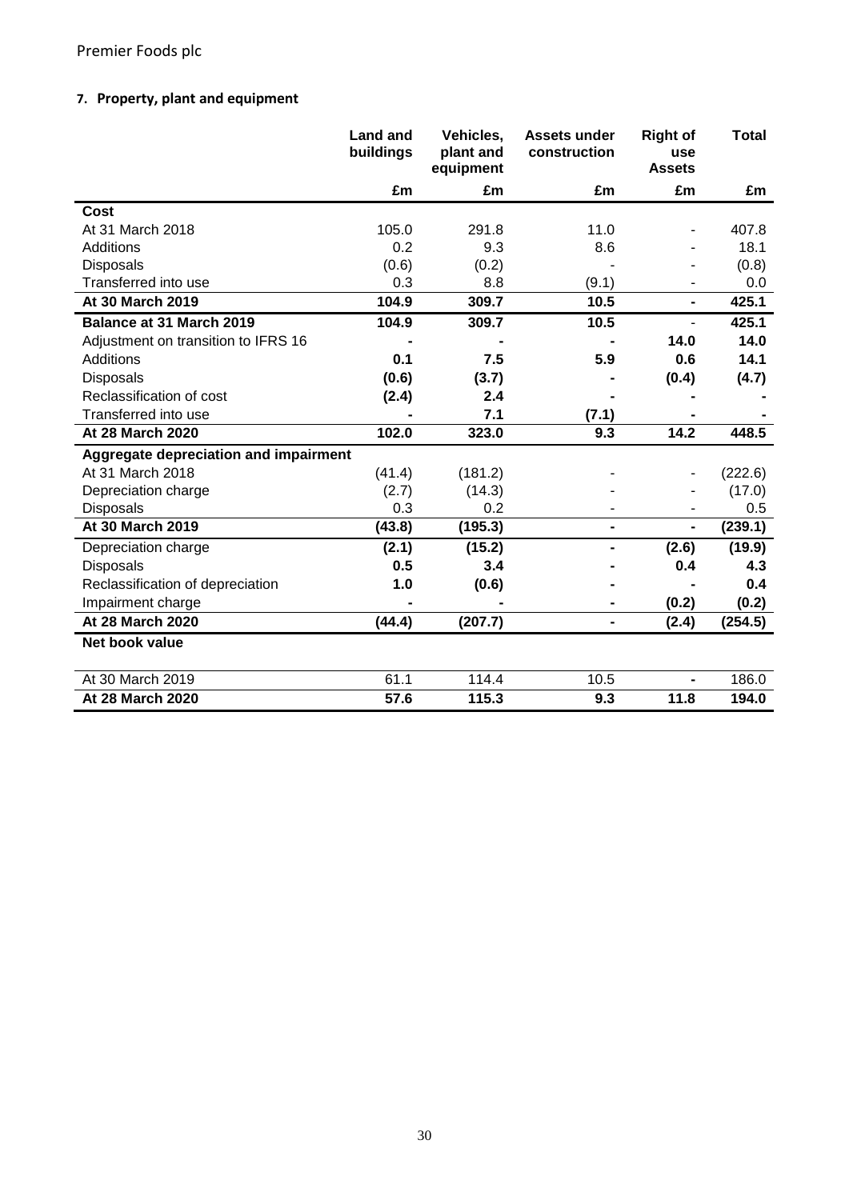Premier Foods plc

## 7. Property, plant and equipment

| | Land and buildings | Vehicles, plant and equipment | Assets under construction | Right of use Assets | Total |
|---|---|---|---|---|---|
| | £m | £m | £m | £m | £m |
| **Cost** | | | | | |
| At 31 March 2018 | 105.0 | 291.8 | 11.0 | - | 407.8 |
| Additions | 0.2 | 9.3 | 8.6 | - | 18.1 |
| Disposals | (0.6) | (0.2) | - | - | (0.8) |
| Transferred into use | 0.3 | 8.8 | (9.1) | - | 0.0 |
| **At 30 March 2019** | **104.9** | **309.7** | **10.5** | **-** | **425.1** |
| **Balance at 31 March 2019** | **104.9** | **309.7** | **10.5** | - | **425.1** |
| Adjustment on transition to IFRS 16 | **-** | **-** | **-** | **14.0** | **14.0** |
| Additions | **0.1** | **7.5** | **5.9** | **0.6** | **14.1** |
| Disposals | **(0.6)** | **(3.7)** | **-** | **(0.4)** | **(4.7)** |
| Reclassification of cost | **(2.4)** | **2.4** | **-** | **-** | **-** |
| Transferred into use | **-** | **7.1** | **(7.1)** | **-** | **-** |
| **At 28 March 2020** | **102.0** | **323.0** | **9.3** | **14.2** | **448.5** |
| **Aggregate depreciation and impairment** | | | | | |
| At 31 March 2018 | (41.4) | (181.2) | - | - | (222.6) |
| Depreciation charge | (2.7) | (14.3) | - | - | (17.0) |
| Disposals | 0.3 | 0.2 | - | - | 0.5 |
| **At 30 March 2019** | **(43.8)** | **(195.3)** | **-** | **-** | **(239.1)** |
| Depreciation charge | **(2.1)** | **(15.2)** | **-** | **(2.6)** | **(19.9)** |
| Disposals | **0.5** | **3.4** | **-** | **0.4** | **4.3** |
| Reclassification of depreciation | **1.0** | **(0.6)** | **-** | **-** | **0.4** |
| Impairment charge | **-** | **-** | **-** | **(0.2)** | **(0.2)** |
| **At 28 March 2020** | **(44.4)** | **(207.7)** | **-** | **(2.4)** | **(254.5)** |
| **Net book value** | | | | | |
| At 30 March 2019 | 61.1 | 114.4 | 10.5 | **-** | 186.0 |
| **At 28 March 2020** | **57.6** | **115.3** | **9.3** | **11.8** | **194.0** |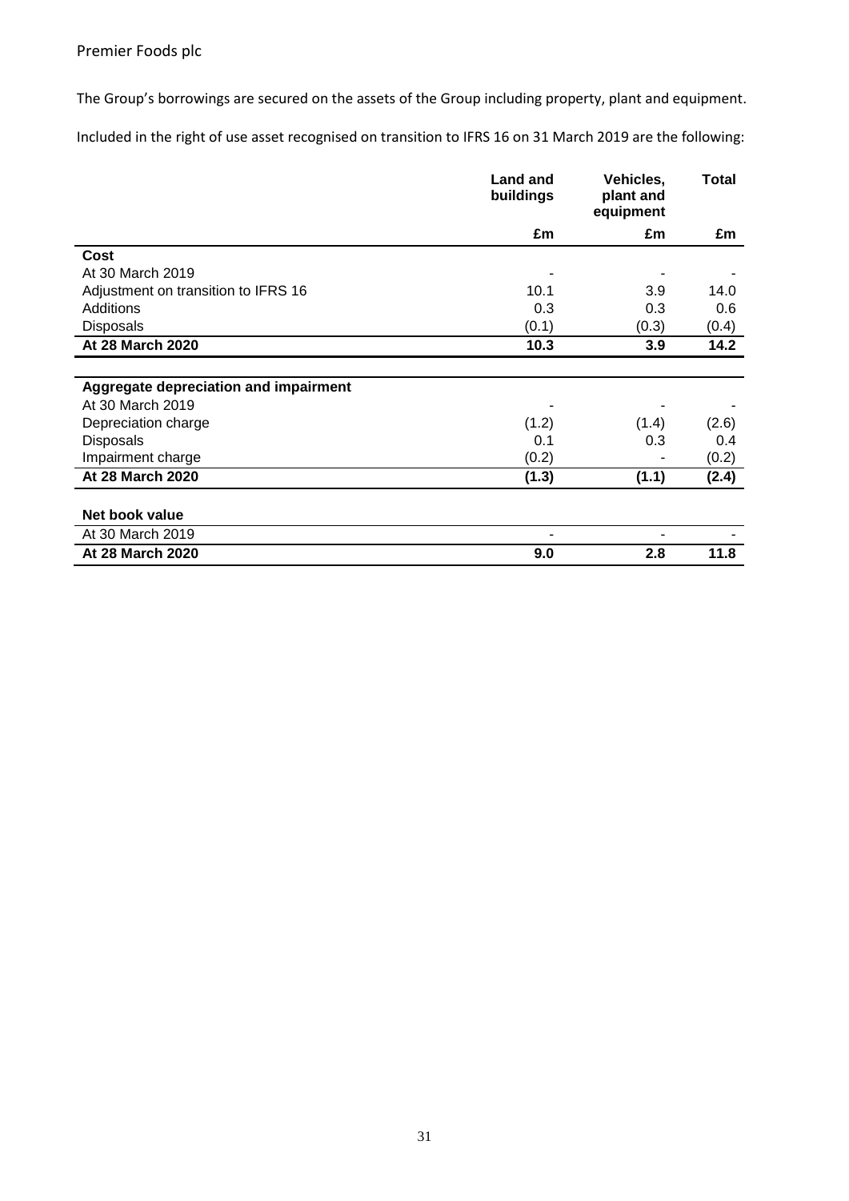The Group's borrowings are secured on the assets of the Group including property, plant and equipment.

Included in the right of use asset recognised on transition to IFRS 16 on 31 March 2019 are the following:

| | Land and buildings | Vehicles, plant and equipment | Total |
|---|---|---|---|
| | £m | £m | £m |
| **Cost** | | | |
| At 30 March 2019 | - | - | - |
| Adjustment on transition to IFRS 16 | 10.1 | 3.9 | 14.0 |
| Additions | 0.3 | 0.3 | 0.6 |
| Disposals | (0.1) | (0.3) | (0.4) |
| **At 28 March 2020** | **10.3** | **3.9** | **14.2** |
| | | | |
| **Aggregate depreciation and impairment** | | | |
| At 30 March 2019 | - | - | - |
| Depreciation charge | (1.2) | (1.4) | (2.6) |
| Disposals | 0.1 | 0.3 | 0.4 |
| Impairment charge | (0.2) | - | (0.2) |
| **At 28 March 2020** | **(1.3)** | **(1.1)** | **(2.4)** |
| | | | |
| **Net book value** | | | |
| At 30 March 2019 | - | - | - |
| **At 28 March 2020** | **9.0** | **2.8** | **11.8** |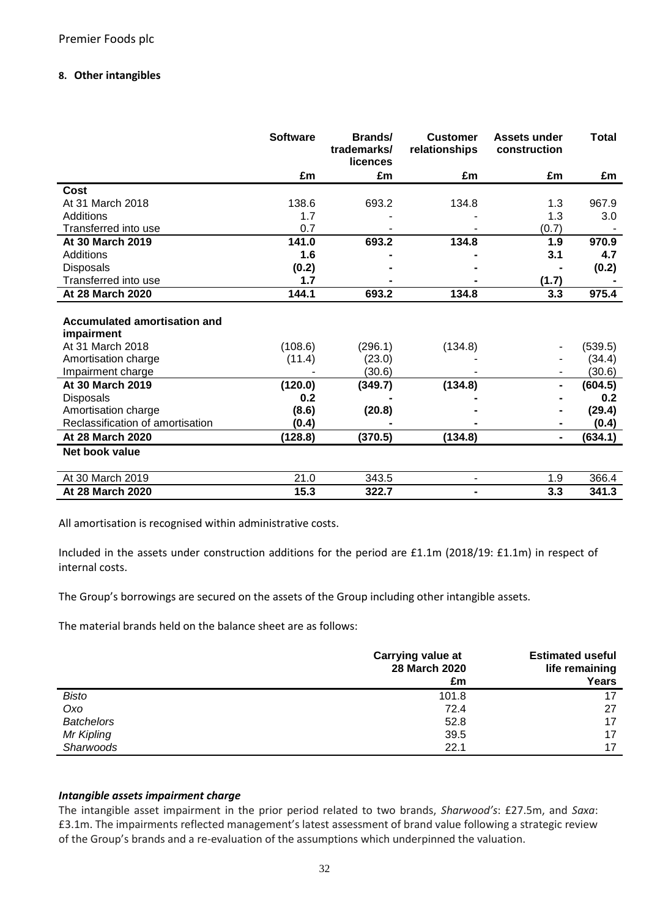Premier Foods plc

## 8. Other intangibles

| | Software | Brands/ trademarks/ licences | Customer relationships | Assets under construction | Total |
|---|---|---|---|---|---|
| | £m | £m | £m | £m | £m |
| **Cost** | | | | | |
| At 31 March 2018 | 138.6 | 693.2 | 134.8 | 1.3 | 967.9 |
| Additions | 1.7 | - | - | 1.3 | 3.0 |
| Transferred into use | 0.7 | - | - | (0.7) | - |
| **At 30 March 2019** | **141.0** | **693.2** | **134.8** | **1.9** | **970.9** |
| Additions | **1.6** | **-** | **-** | **3.1** | **4.7** |
| Disposals | **(0.2)** | **-** | **-** | **-** | **(0.2)** |
| Transferred into use | **1.7** | **-** | **-** | **(1.7)** | **-** |
| **At 28 March 2020** | **144.1** | **693.2** | **134.8** | **3.3** | **975.4** |
| **Accumulated amortisation and impairment** | | | | | |
| At 31 March 2018 | (108.6) | (296.1) | (134.8) | - | (539.5) |
| Amortisation charge | (11.4) | (23.0) | - | - | (34.4) |
| Impairment charge | - | (30.6) | - | - | (30.6) |
| **At 30 March 2019** | **(120.0)** | **(349.7)** | **(134.8)** | **-** | **(604.5)** |
| Disposals | **0.2** | **-** | **-** | **-** | **0.2** |
| Amortisation charge | **(8.6)** | **(20.8)** | **-** | **-** | **(29.4)** |
| Reclassification of amortisation | **(0.4)** | **-** | **-** | **-** | **(0.4)** |
| **At 28 March 2020** | **(128.8)** | **(370.5)** | **(134.8)** | **-** | **(634.1)** |
| **Net book value** | | | | | |
| At 30 March 2019 | 21.0 | 343.5 | - | 1.9 | 366.4 |
| **At 28 March 2020** | **15.3** | **322.7** | **-** | **3.3** | **341.3** |

All amortisation is recognised within administrative costs.

Included in the assets under construction additions for the period are £1.1m (2018/19: £1.1m) in respect of internal costs.

The Group's borrowings are secured on the assets of the Group including other intangible assets.

The material brands held on the balance sheet are as follows:

| | Carrying value at 28 March 2020 £m | Estimated useful life remaining Years |
|---|---|---|
| *Bisto* | 101.8 | 17 |
| *Oxo* | 72.4 | 27 |
| *Batchelors* | 52.8 | 17 |
| *Mr Kipling* | 39.5 | 17 |
| *Sharwoods* | 22.1 | 17 |

***Intangible assets impairment charge***

The intangible asset impairment in the prior period related to two brands, *Sharwood's*: £27.5m, and *Saxa*: £3.1m. The impairments reflected management's latest assessment of brand value following a strategic review of the Group's brands and a re-evaluation of the assumptions which underpinned the valuation.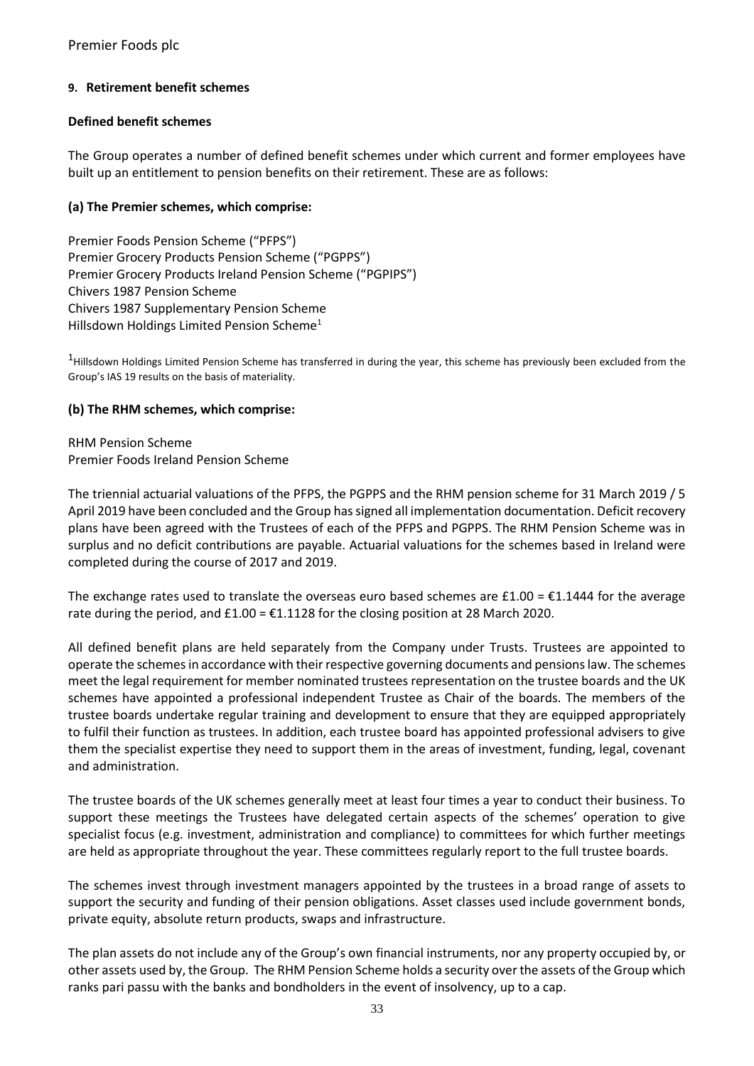## 9. Retirement benefit schemes

### Defined benefit schemes

The Group operates a number of defined benefit schemes under which current and former employees have built up an entitlement to pension benefits on their retirement. These are as follows:

#### (a) The Premier schemes, which comprise:

Premier Foods Pension Scheme ("PFPS")
Premier Grocery Products Pension Scheme ("PGPPS")
Premier Grocery Products Ireland Pension Scheme ("PGPIPS")
Chivers 1987 Pension Scheme
Chivers 1987 Supplementary Pension Scheme
Hillsdown Holdings Limited Pension Scheme[1]

[1]Hillsdown Holdings Limited Pension Scheme has transferred in during the year, this scheme has previously been excluded from the Group's IAS 19 results on the basis of materiality.

#### (b) The RHM schemes, which comprise:

RHM Pension Scheme
Premier Foods Ireland Pension Scheme

The triennial actuarial valuations of the PFPS, the PGPPS and the RHM pension scheme for 31 March 2019 / 5 April 2019 have been concluded and the Group has signed all implementation documentation. Deficit recovery plans have been agreed with the Trustees of each of the PFPS and PGPPS. The RHM Pension Scheme was in surplus and no deficit contributions are payable. Actuarial valuations for the schemes based in Ireland were completed during the course of 2017 and 2019.

The exchange rates used to translate the overseas euro based schemes are £1.00 = €1.1444 for the average rate during the period, and £1.00 = €1.1128 for the closing position at 28 March 2020.

All defined benefit plans are held separately from the Company under Trusts. Trustees are appointed to operate the schemes in accordance with their respective governing documents and pensions law. The schemes meet the legal requirement for member nominated trustees representation on the trustee boards and the UK schemes have appointed a professional independent Trustee as Chair of the boards. The members of the trustee boards undertake regular training and development to ensure that they are equipped appropriately to fulfil their function as trustees. In addition, each trustee board has appointed professional advisers to give them the specialist expertise they need to support them in the areas of investment, funding, legal, covenant and administration.

The trustee boards of the UK schemes generally meet at least four times a year to conduct their business. To support these meetings the Trustees have delegated certain aspects of the schemes' operation to give specialist focus (e.g. investment, administration and compliance) to committees for which further meetings are held as appropriate throughout the year. These committees regularly report to the full trustee boards.

The schemes invest through investment managers appointed by the trustees in a broad range of assets to support the security and funding of their pension obligations. Asset classes used include government bonds, private equity, absolute return products, swaps and infrastructure.

The plan assets do not include any of the Group's own financial instruments, nor any property occupied by, or other assets used by, the Group. The RHM Pension Scheme holds a security over the assets of the Group which ranks pari passu with the banks and bondholders in the event of insolvency, up to a cap.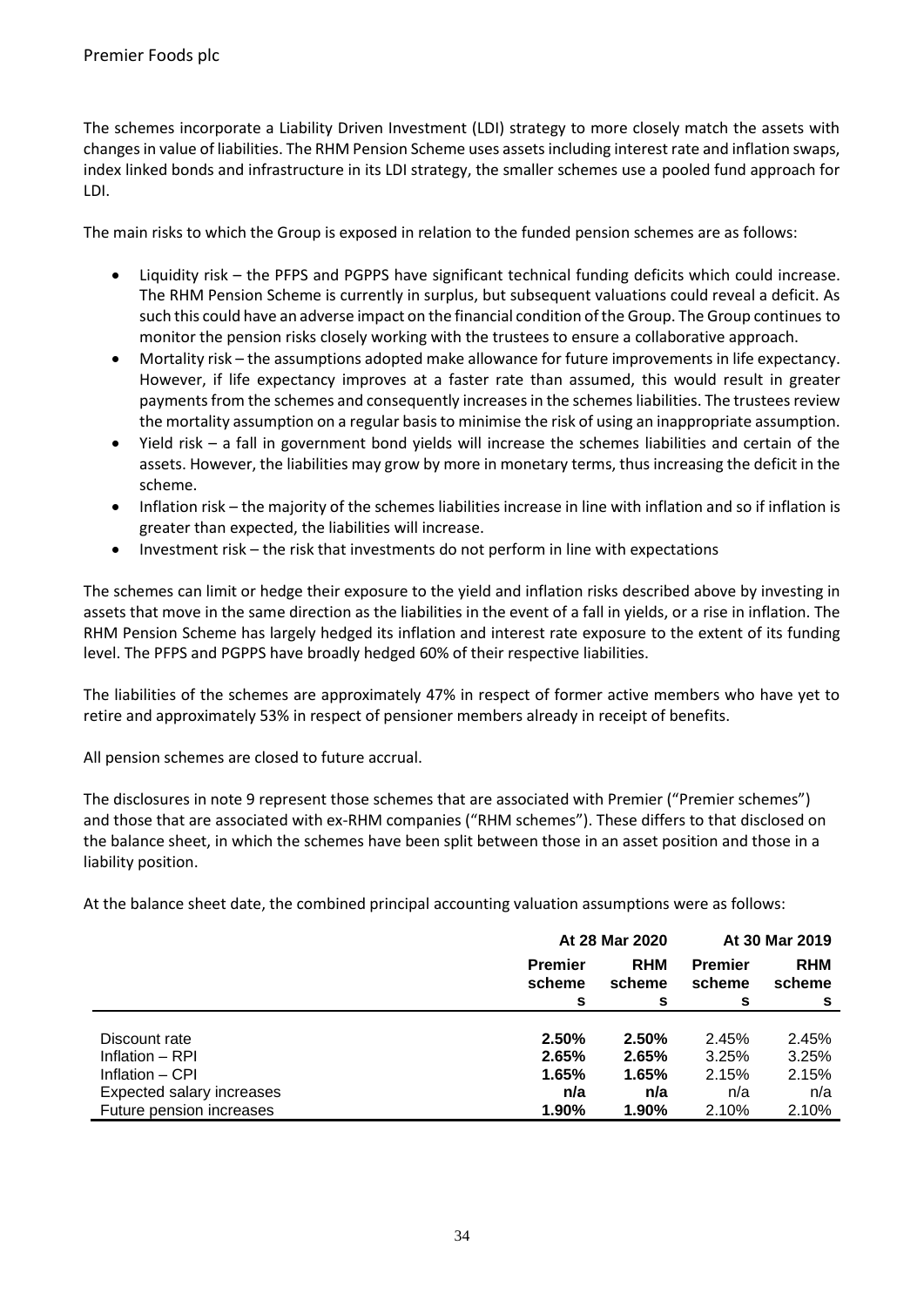The schemes incorporate a Liability Driven Investment (LDI) strategy to more closely match the assets with changes in value of liabilities. The RHM Pension Scheme uses assets including interest rate and inflation swaps, index linked bonds and infrastructure in its LDI strategy, the smaller schemes use a pooled fund approach for LDI.

The main risks to which the Group is exposed in relation to the funded pension schemes are as follows:

- Liquidity risk – the PFPS and PGPPS have significant technical funding deficits which could increase. The RHM Pension Scheme is currently in surplus, but subsequent valuations could reveal a deficit. As such this could have an adverse impact on the financial condition of the Group. The Group continues to monitor the pension risks closely working with the trustees to ensure a collaborative approach.
- Mortality risk – the assumptions adopted make allowance for future improvements in life expectancy. However, if life expectancy improves at a faster rate than assumed, this would result in greater payments from the schemes and consequently increases in the schemes liabilities. The trustees review the mortality assumption on a regular basis to minimise the risk of using an inappropriate assumption.
- Yield risk – a fall in government bond yields will increase the schemes liabilities and certain of the assets. However, the liabilities may grow by more in monetary terms, thus increasing the deficit in the scheme.
- Inflation risk – the majority of the schemes liabilities increase in line with inflation and so if inflation is greater than expected, the liabilities will increase.
- Investment risk – the risk that investments do not perform in line with expectations

The schemes can limit or hedge their exposure to the yield and inflation risks described above by investing in assets that move in the same direction as the liabilities in the event of a fall in yields, or a rise in inflation. The RHM Pension Scheme has largely hedged its inflation and interest rate exposure to the extent of its funding level. The PFPS and PGPPS have broadly hedged 60% of their respective liabilities.

The liabilities of the schemes are approximately 47% in respect of former active members who have yet to retire and approximately 53% in respect of pensioner members already in receipt of benefits.

All pension schemes are closed to future accrual.

The disclosures in note 9 represent those schemes that are associated with Premier ("Premier schemes") and those that are associated with ex-RHM companies ("RHM schemes"). These differs to that disclosed on the balance sheet, in which the schemes have been split between those in an asset position and those in a liability position.

At the balance sheet date, the combined principal accounting valuation assumptions were as follows:

| | At 28 Mar 2020 | | At 30 Mar 2019 | |
|---|---|---|---|---|
| | **Premier schemes** | **RHM schemes** | **Premier schemes** | **RHM schemes** |
| Discount rate | **2.50%** | **2.50%** | 2.45% | 2.45% |
| Inflation – RPI | **2.65%** | **2.65%** | 3.25% | 3.25% |
| Inflation – CPI | **1.65%** | **1.65%** | 2.15% | 2.15% |
| Expected salary increases | **n/a** | **n/a** | n/a | n/a |
| Future pension increases | **1.90%** | **1.90%** | 2.10% | 2.10% |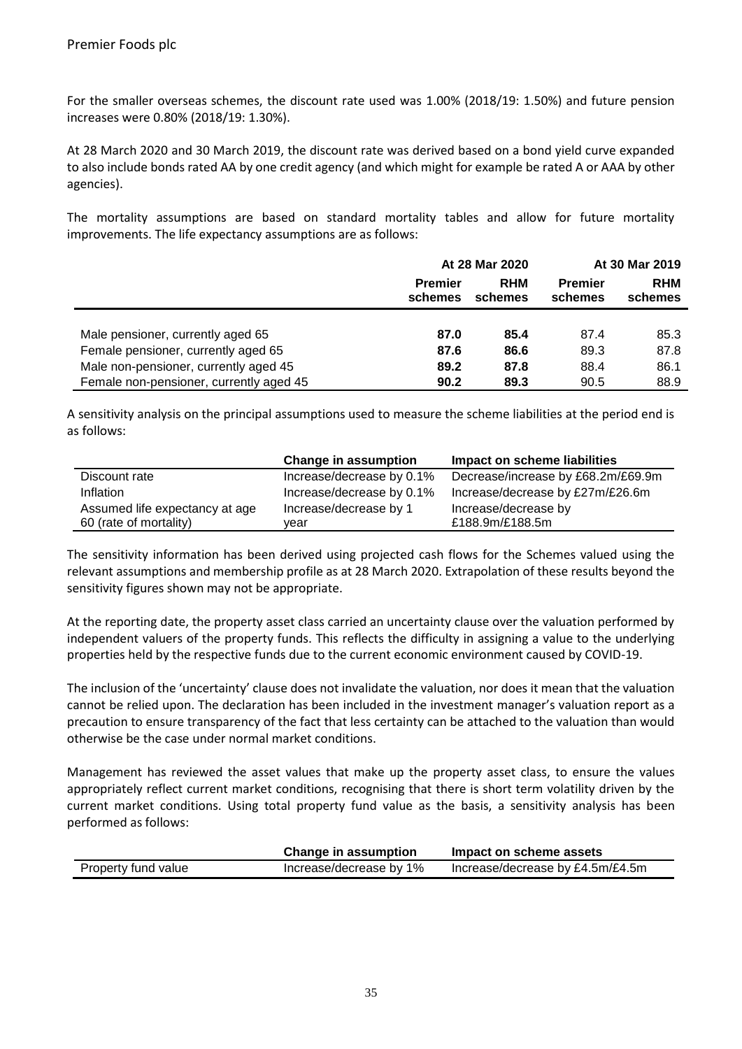For the smaller overseas schemes, the discount rate used was 1.00% (2018/19: 1.50%) and future pension increases were 0.80% (2018/19: 1.30%).

At 28 March 2020 and 30 March 2019, the discount rate was derived based on a bond yield curve expanded to also include bonds rated AA by one credit agency (and which might for example be rated A or AAA by other agencies).

The mortality assumptions are based on standard mortality tables and allow for future mortality improvements. The life expectancy assumptions are as follows:

| | At 28 Mar 2020 | | At 30 Mar 2019 | |
|---|---|---|---|---|
| | **Premier schemes** | **RHM schemes** | **Premier schemes** | **RHM schemes** |
| Male pensioner, currently aged 65 | **87.0** | **85.4** | 87.4 | 85.3 |
| Female pensioner, currently aged 65 | **87.6** | **86.6** | 89.3 | 87.8 |
| Male non-pensioner, currently aged 45 | **89.2** | **87.8** | 88.4 | 86.1 |
| Female non-pensioner, currently aged 45 | **90.2** | **89.3** | 90.5 | 88.9 |

A sensitivity analysis on the principal assumptions used to measure the scheme liabilities at the period end is as follows:

| | **Change in assumption** | **Impact on scheme liabilities** |
|---|---|---|
| Discount rate | Increase/decrease by 0.1% | Decrease/increase by £68.2m/£69.9m |
| Inflation | Increase/decrease by 0.1% | Increase/decrease by £27m/£26.6m |
| Assumed life expectancy at age 60 (rate of mortality) | Increase/decrease by 1 year | Increase/decrease by £188.9m/£188.5m |

The sensitivity information has been derived using projected cash flows for the Schemes valued using the relevant assumptions and membership profile as at 28 March 2020. Extrapolation of these results beyond the sensitivity figures shown may not be appropriate.

At the reporting date, the property asset class carried an uncertainty clause over the valuation performed by independent valuers of the property funds. This reflects the difficulty in assigning a value to the underlying properties held by the respective funds due to the current economic environment caused by COVID-19.

The inclusion of the 'uncertainty' clause does not invalidate the valuation, nor does it mean that the valuation cannot be relied upon. The declaration has been included in the investment manager's valuation report as a precaution to ensure transparency of the fact that less certainty can be attached to the valuation than would otherwise be the case under normal market conditions.

Management has reviewed the asset values that make up the property asset class, to ensure the values appropriately reflect current market conditions, recognising that there is short term volatility driven by the current market conditions. Using total property fund value as the basis, a sensitivity analysis has been performed as follows:

| | **Change in assumption** | **Impact on scheme assets** |
|---|---|---|
| Property fund value | Increase/decrease by 1% | Increase/decrease by £4.5m/£4.5m |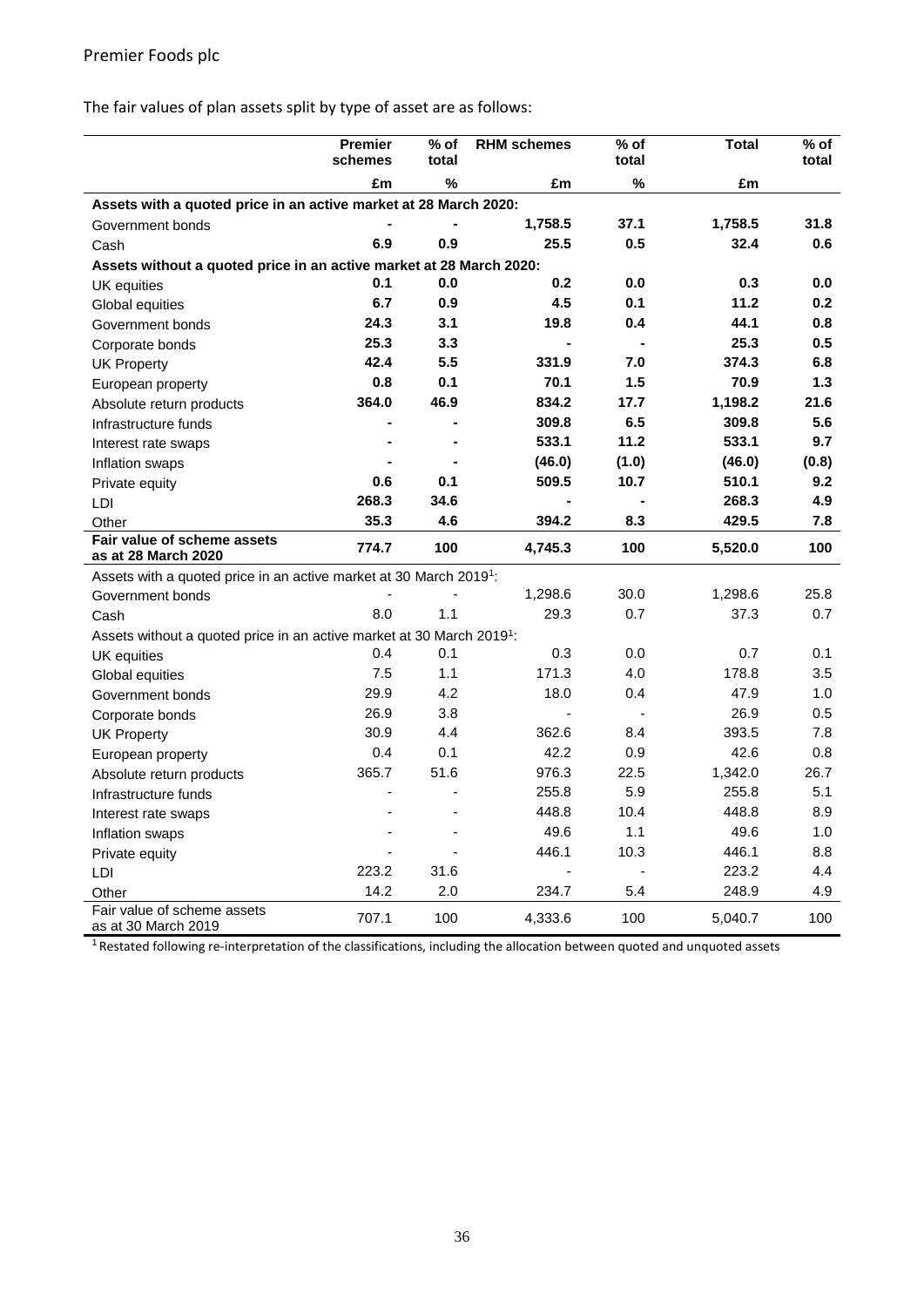Premier Foods plc

The fair values of plan assets split by type of asset are as follows:

| | Premier schemes | % of total | RHM schemes | % of total | Total | % of total |
|---|---|---|---|---|---|---|
| | £m | % | £m | % | £m | |
| **Assets with a quoted price in an active market at 28 March 2020:** | | | | | | |
| Government bonds | **-** | **-** | **1,758.5** | **37.1** | **1,758.5** | **31.8** |
| Cash | **6.9** | **0.9** | **25.5** | **0.5** | **32.4** | **0.6** |
| **Assets without a quoted price in an active market at 28 March 2020:** | | | | | | |
| UK equities | **0.1** | **0.0** | **0.2** | **0.0** | **0.3** | **0.0** |
| Global equities | **6.7** | **0.9** | **4.5** | **0.1** | **11.2** | **0.2** |
| Government bonds | **24.3** | **3.1** | **19.8** | **0.4** | **44.1** | **0.8** |
| Corporate bonds | **25.3** | **3.3** | **-** | **-** | **25.3** | **0.5** |
| UK Property | **42.4** | **5.5** | **331.9** | **7.0** | **374.3** | **6.8** |
| European property | **0.8** | **0.1** | **70.1** | **1.5** | **70.9** | **1.3** |
| Absolute return products | **364.0** | **46.9** | **834.2** | **17.7** | **1,198.2** | **21.6** |
| Infrastructure funds | **-** | **-** | **309.8** | **6.5** | **309.8** | **5.6** |
| Interest rate swaps | **-** | **-** | **533.1** | **11.2** | **533.1** | **9.7** |
| Inflation swaps | **-** | **-** | **(46.0)** | **(1.0)** | **(46.0)** | **(0.8)** |
| Private equity | **0.6** | **0.1** | **509.5** | **10.7** | **510.1** | **9.2** |
| LDI | **268.3** | **34.6** | **-** | **-** | **268.3** | **4.9** |
| Other | **35.3** | **4.6** | **394.2** | **8.3** | **429.5** | **7.8** |
| **Fair value of scheme assets as at 28 March 2020** | **774.7** | **100** | **4,745.3** | **100** | **5,520.0** | **100** |
| Assets with a quoted price in an active market at 30 March 2019[1]: | | | | | | |
| Government bonds | - | - | 1,298.6 | 30.0 | 1,298.6 | 25.8 |
| Cash | 8.0 | 1.1 | 29.3 | 0.7 | 37.3 | 0.7 |
| Assets without a quoted price in an active market at 30 March 2019[1]: | | | | | | |
| UK equities | 0.4 | 0.1 | 0.3 | 0.0 | 0.7 | 0.1 |
| Global equities | 7.5 | 1.1 | 171.3 | 4.0 | 178.8 | 3.5 |
| Government bonds | 29.9 | 4.2 | 18.0 | 0.4 | 47.9 | 1.0 |
| Corporate bonds | 26.9 | 3.8 | - | - | 26.9 | 0.5 |
| UK Property | 30.9 | 4.4 | 362.6 | 8.4 | 393.5 | 7.8 |
| European property | 0.4 | 0.1 | 42.2 | 0.9 | 42.6 | 0.8 |
| Absolute return products | 365.7 | 51.6 | 976.3 | 22.5 | 1,342.0 | 26.7 |
| Infrastructure funds | - | - | 255.8 | 5.9 | 255.8 | 5.1 |
| Interest rate swaps | - | - | 448.8 | 10.4 | 448.8 | 8.9 |
| Inflation swaps | - | - | 49.6 | 1.1 | 49.6 | 1.0 |
| Private equity | - | - | 446.1 | 10.3 | 446.1 | 8.8 |
| LDI | 223.2 | 31.6 | - | - | 223.2 | 4.4 |
| Other | 14.2 | 2.0 | 234.7 | 5.4 | 248.9 | 4.9 |
| Fair value of scheme assets as at 30 March 2019 | 707.1 | 100 | 4,333.6 | 100 | 5,040.7 | 100 |

[1] Restated following re-interpretation of the classifications, including the allocation between quoted and unquoted assets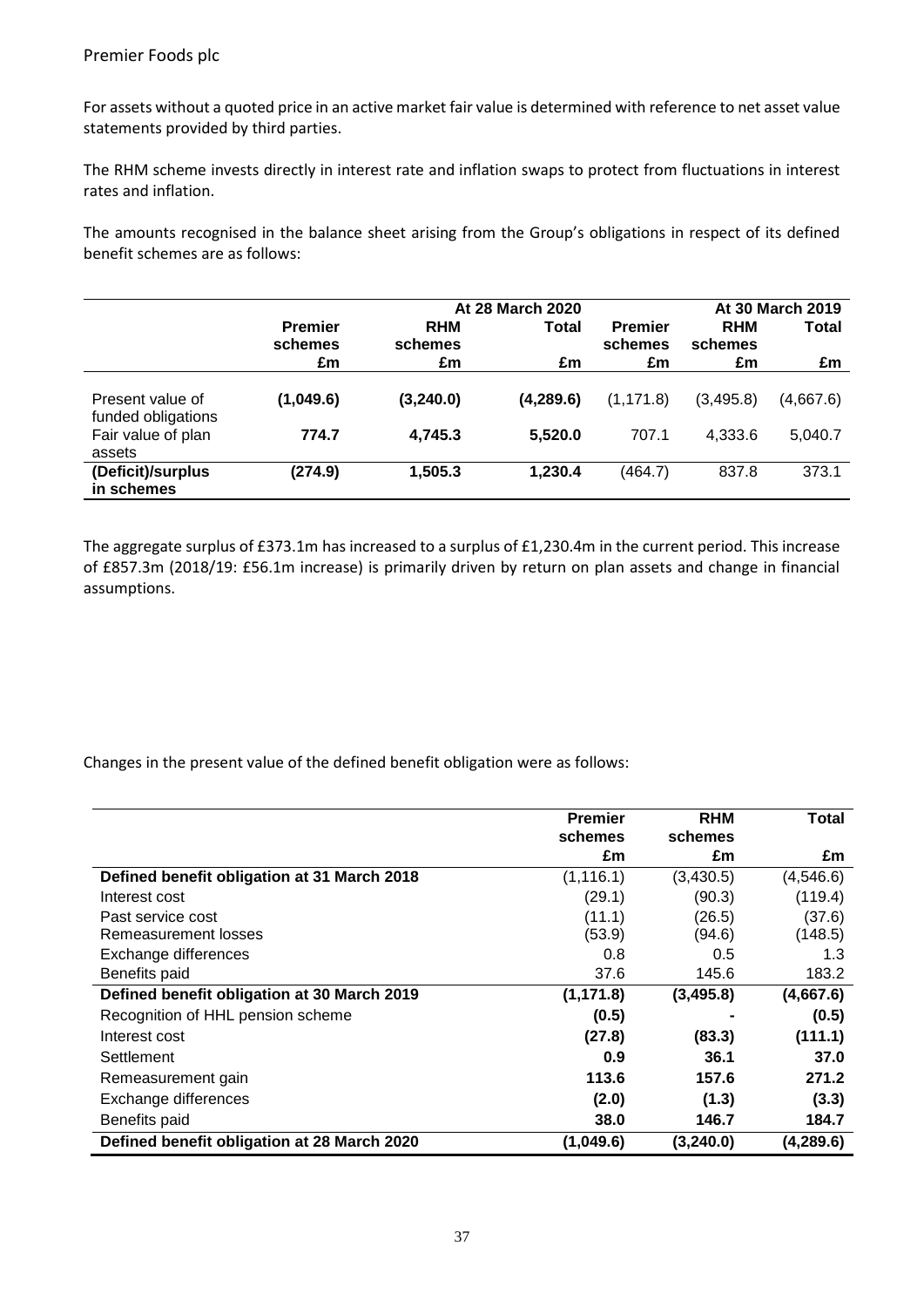For assets without a quoted price in an active market fair value is determined with reference to net asset value statements provided by third parties.

The RHM scheme invests directly in interest rate and inflation swaps to protect from fluctuations in interest rates and inflation.

The amounts recognised in the balance sheet arising from the Group's obligations in respect of its defined benefit schemes are as follows:

| | | | At 28 March 2020 | | | At 30 March 2019 |
|---|---|---|---|---|---|---|
| | Premier schemes | RHM schemes | Total | Premier schemes | RHM schemes | Total |
| | £m | £m | £m | £m | £m | £m |
| Present value of funded obligations | **(1,049.6)** | **(3,240.0)** | **(4,289.6)** | (1,171.8) | (3,495.8) | (4,667.6) |
| Fair value of plan assets | **774.7** | **4,745.3** | **5,520.0** | 707.1 | 4,333.6 | 5,040.7 |
| **(Deficit)/surplus in schemes** | **(274.9)** | **1,505.3** | **1,230.4** | (464.7) | 837.8 | 373.1 |

The aggregate surplus of £373.1m has increased to a surplus of £1,230.4m in the current period. This increase of £857.3m (2018/19: £56.1m increase) is primarily driven by return on plan assets and change in financial assumptions.

Changes in the present value of the defined benefit obligation were as follows:

| | Premier schemes | RHM schemes | Total |
|---|---|---|---|
| | £m | £m | £m |
| **Defined benefit obligation at 31 March 2018** | (1,116.1) | (3,430.5) | (4,546.6) |
| Interest cost | (29.1) | (90.3) | (119.4) |
| Past service cost | (11.1) | (26.5) | (37.6) |
| Remeasurement losses | (53.9) | (94.6) | (148.5) |
| Exchange differences | 0.8 | 0.5 | 1.3 |
| Benefits paid | 37.6 | 145.6 | 183.2 |
| **Defined benefit obligation at 30 March 2019** | **(1,171.8)** | **(3,495.8)** | **(4,667.6)** |
| Recognition of HHL pension scheme | **(0.5)** | **-** | **(0.5)** |
| Interest cost | **(27.8)** | **(83.3)** | **(111.1)** |
| Settlement | **0.9** | **36.1** | **37.0** |
| Remeasurement gain | **113.6** | **157.6** | **271.2** |
| Exchange differences | **(2.0)** | **(1.3)** | **(3.3)** |
| Benefits paid | **38.0** | **146.7** | **184.7** |
| **Defined benefit obligation at 28 March 2020** | **(1,049.6)** | **(3,240.0)** | **(4,289.6)** |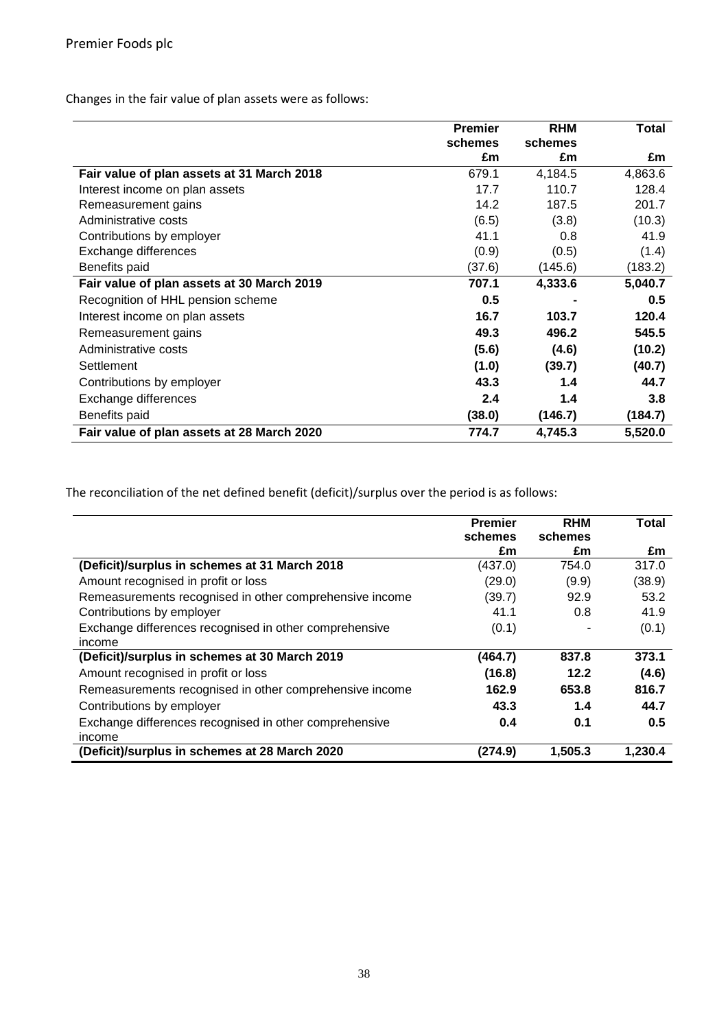Changes in the fair value of plan assets were as follows:

| | Premier schemes £m | RHM schemes £m | Total £m |
|---|---|---|---|
| **Fair value of plan assets at 31 March 2018** | 679.1 | 4,184.5 | 4,863.6 |
| Interest income on plan assets | 17.7 | 110.7 | 128.4 |
| Remeasurement gains | 14.2 | 187.5 | 201.7 |
| Administrative costs | (6.5) | (3.8) | (10.3) |
| Contributions by employer | 41.1 | 0.8 | 41.9 |
| Exchange differences | (0.9) | (0.5) | (1.4) |
| Benefits paid | (37.6) | (145.6) | (183.2) |
| **Fair value of plan assets at 30 March 2019** | **707.1** | **4,333.6** | **5,040.7** |
| Recognition of HHL pension scheme | **0.5** | **-** | **0.5** |
| Interest income on plan assets | **16.7** | **103.7** | **120.4** |
| Remeasurement gains | **49.3** | **496.2** | **545.5** |
| Administrative costs | **(5.6)** | **(4.6)** | **(10.2)** |
| Settlement | **(1.0)** | **(39.7)** | **(40.7)** |
| Contributions by employer | **43.3** | **1.4** | **44.7** |
| Exchange differences | **2.4** | **1.4** | **3.8** |
| Benefits paid | **(38.0)** | **(146.7)** | **(184.7)** |
| **Fair value of plan assets at 28 March 2020** | **774.7** | **4,745.3** | **5,520.0** |

The reconciliation of the net defined benefit (deficit)/surplus over the period is as follows:

| | Premier schemes £m | RHM schemes £m | Total £m |
|---|---|---|---|
| **(Deficit)/surplus in schemes at 31 March 2018** | (437.0) | 754.0 | 317.0 |
| Amount recognised in profit or loss | (29.0) | (9.9) | (38.9) |
| Remeasurements recognised in other comprehensive income | (39.7) | 92.9 | 53.2 |
| Contributions by employer | 41.1 | 0.8 | 41.9 |
| Exchange differences recognised in other comprehensive income | (0.1) | - | (0.1) |
| **(Deficit)/surplus in schemes at 30 March 2019** | **(464.7)** | **837.8** | **373.1** |
| Amount recognised in profit or loss | **(16.8)** | **12.2** | **(4.6)** |
| Remeasurements recognised in other comprehensive income | **162.9** | **653.8** | **816.7** |
| Contributions by employer | **43.3** | **1.4** | **44.7** |
| Exchange differences recognised in other comprehensive income | **0.4** | **0.1** | **0.5** |
| **(Deficit)/surplus in schemes at 28 March 2020** | **(274.9)** | **1,505.3** | **1,230.4** |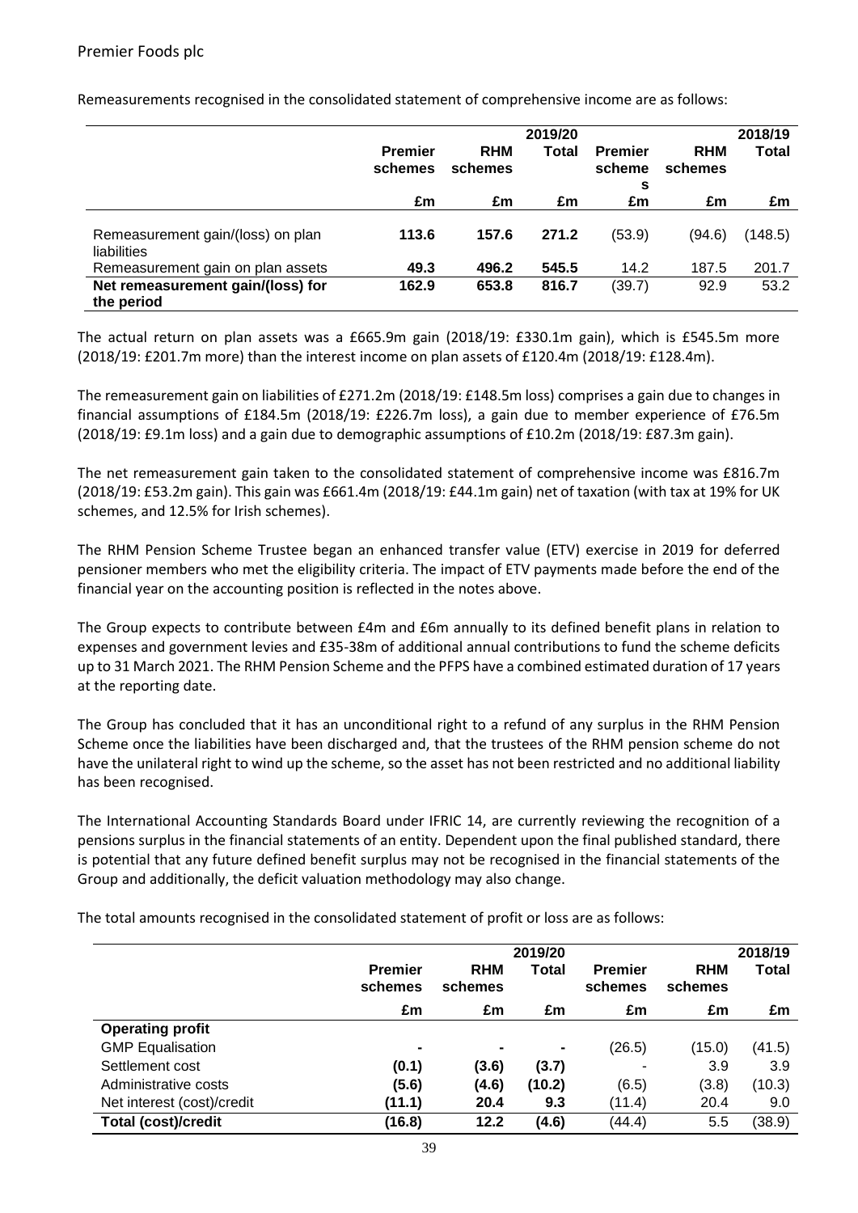Remeasurements recognised in the consolidated statement of comprehensive income are as follows:

| | Premier schemes | RHM schemes | 2019/20 Total | Premier schemes | RHM schemes | 2018/19 Total |
|---|---|---|---|---|---|---|
| | £m | £m | £m | £m | £m | £m |
| Remeasurement gain/(loss) on plan liabilities | **113.6** | **157.6** | **271.2** | (53.9) | (94.6) | (148.5) |
| Remeasurement gain on plan assets | **49.3** | **496.2** | **545.5** | 14.2 | 187.5 | 201.7 |
| **Net remeasurement gain/(loss) for the period** | **162.9** | **653.8** | **816.7** | (39.7) | 92.9 | 53.2 |

The actual return on plan assets was a £665.9m gain (2018/19: £330.1m gain), which is £545.5m more (2018/19: £201.7m more) than the interest income on plan assets of £120.4m (2018/19: £128.4m).

The remeasurement gain on liabilities of £271.2m (2018/19: £148.5m loss) comprises a gain due to changes in financial assumptions of £184.5m (2018/19: £226.7m loss), a gain due to member experience of £76.5m (2018/19: £9.1m loss) and a gain due to demographic assumptions of £10.2m (2018/19: £87.3m gain).

The net remeasurement gain taken to the consolidated statement of comprehensive income was £816.7m (2018/19: £53.2m gain). This gain was £661.4m (2018/19: £44.1m gain) net of taxation (with tax at 19% for UK schemes, and 12.5% for Irish schemes).

The RHM Pension Scheme Trustee began an enhanced transfer value (ETV) exercise in 2019 for deferred pensioner members who met the eligibility criteria. The impact of ETV payments made before the end of the financial year on the accounting position is reflected in the notes above.

The Group expects to contribute between £4m and £6m annually to its defined benefit plans in relation to expenses and government levies and £35-38m of additional annual contributions to fund the scheme deficits up to 31 March 2021. The RHM Pension Scheme and the PFPS have a combined estimated duration of 17 years at the reporting date.

The Group has concluded that it has an unconditional right to a refund of any surplus in the RHM Pension Scheme once the liabilities have been discharged and, that the trustees of the RHM pension scheme do not have the unilateral right to wind up the scheme, so the asset has not been restricted and no additional liability has been recognised.

The International Accounting Standards Board under IFRIC 14, are currently reviewing the recognition of a pensions surplus in the financial statements of an entity. Dependent upon the final published standard, there is potential that any future defined benefit surplus may not be recognised in the financial statements of the Group and additionally, the deficit valuation methodology may also change.

The total amounts recognised in the consolidated statement of profit or loss are as follows:

| | Premier schemes | RHM schemes | 2019/20 Total | Premier schemes | RHM schemes | 2018/19 Total |
|---|---|---|---|---|---|---|
| | £m | £m | £m | £m | £m | £m |
| **Operating profit** | | | | | | |
| GMP Equalisation | **-** | **-** | **-** | (26.5) | (15.0) | (41.5) |
| Settlement cost | **(0.1)** | **(3.6)** | **(3.7)** | - | 3.9 | 3.9 |
| Administrative costs | **(5.6)** | **(4.6)** | **(10.2)** | (6.5) | (3.8) | (10.3) |
| Net interest (cost)/credit | **(11.1)** | **20.4** | **9.3** | (11.4) | 20.4 | 9.0 |
| **Total (cost)/credit** | **(16.8)** | **12.2** | **(4.6)** | (44.4) | 5.5 | (38.9) |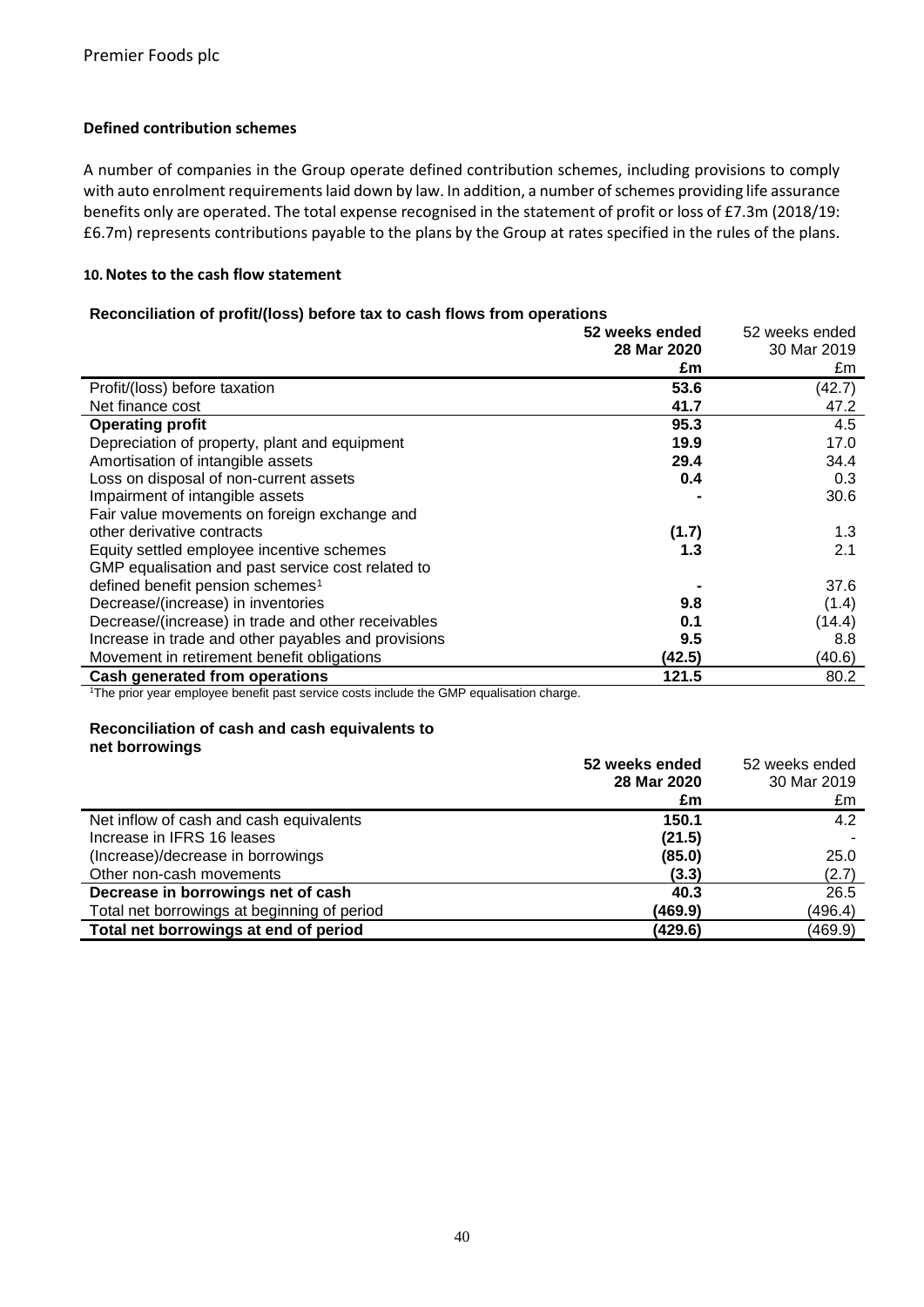### Defined contribution schemes

A number of companies in the Group operate defined contribution schemes, including provisions to comply with auto enrolment requirements laid down by law. In addition, a number of schemes providing life assurance benefits only are operated. The total expense recognised in the statement of profit or loss of £7.3m (2018/19: £6.7m) represents contributions payable to the plans by the Group at rates specified in the rules of the plans.

### 10. Notes to the cash flow statement

**Reconciliation of profit/(loss) before tax to cash flows from operations**

| | **52 weeks ended 28 Mar 2020 £m** | 52 weeks ended 30 Mar 2019 £m |
|---|---|---|
| Profit/(loss) before taxation | **53.6** | (42.7) |
| Net finance cost | **41.7** | 47.2 |
| **Operating profit** | **95.3** | 4.5 |
| Depreciation of property, plant and equipment | **19.9** | 17.0 |
| Amortisation of intangible assets | **29.4** | 34.4 |
| Loss on disposal of non-current assets | **0.4** | 0.3 |
| Impairment of intangible assets | **-** | 30.6 |
| Fair value movements on foreign exchange and other derivative contracts | **(1.7)** | 1.3 |
| Equity settled employee incentive schemes | **1.3** | 2.1 |
| GMP equalisation and past service cost related to defined benefit pension schemes[1] | **-** | 37.6 |
| Decrease/(increase) in inventories | **9.8** | (1.4) |
| Decrease/(increase) in trade and other receivables | **0.1** | (14.4) |
| Increase in trade and other payables and provisions | **9.5** | 8.8 |
| Movement in retirement benefit obligations | **(42.5)** | (40.6) |
| **Cash generated from operations** | **121.5** | 80.2 |

[1]The prior year employee benefit past service costs include the GMP equalisation charge.

**Reconciliation of cash and cash equivalents to net borrowings**

| | **52 weeks ended 28 Mar 2020 £m** | 52 weeks ended 30 Mar 2019 £m |
|---|---|---|
| Net inflow of cash and cash equivalents | **150.1** | 4.2 |
| Increase in IFRS 16 leases | **(21.5)** | - |
| (Increase)/decrease in borrowings | **(85.0)** | 25.0 |
| Other non-cash movements | **(3.3)** | (2.7) |
| **Decrease in borrowings net of cash** | **40.3** | 26.5 |
| Total net borrowings at beginning of period | **(469.9)** | (496.4) |
| **Total net borrowings at end of period** | **(429.6)** | (469.9) |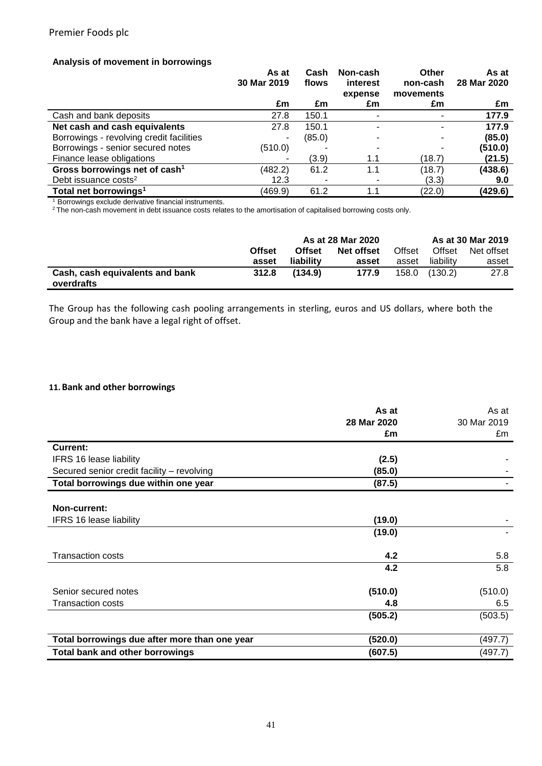Premier Foods plc

**Analysis of movement in borrowings**

| | As at 30 Mar 2019 | Cash flows | Non-cash interest expense | Other non-cash movements | As at 28 Mar 2020 |
|---|---|---|---|---|---|
| | £m | £m | £m | £m | £m |
| Cash and bank deposits | 27.8 | 150.1 | - | - | **177.9** |
| **Net cash and cash equivalents** | 27.8 | 150.1 | - | - | **177.9** |
| Borrowings - revolving credit facilities | - | (85.0) | - | - | **(85.0)** |
| Borrowings - senior secured notes | (510.0) | - | - | - | **(510.0)** |
| Finance lease obligations | - | (3.9) | 1.1 | (18.7) | **(21.5)** |
| **Gross borrowings net of cash[1]** | (482.2) | 61.2 | 1.1 | (18.7) | **(438.6)** |
| Debt issuance costs[2] | 12.3 | - | - | (3.3) | **9.0** |
| **Total net borrowings[1]** | (469.9) | 61.2 | 1.1 | (22.0) | **(429.6)** |

[1] Borrowings exclude derivative financial instruments.
[2] The non-cash movement in debt issuance costs relates to the amortisation of capitalised borrowing costs only.

| | As at 28 Mar 2020 | | | As at 30 Mar 2019 | | |
|---|---|---|---|---|---|---|
| | Offset asset | Offset liability | Net offset asset | Offset asset | Offset liability | Net offset asset |
| **Cash, cash equivalents and bank overdrafts** | 312.8 | (134.9) | 177.9 | 158.0 | (130.2) | 27.8 |

The Group has the following cash pooling arrangements in sterling, euros and US dollars, where both the Group and the bank have a legal right of offset.

#### 11. Bank and other borrowings

| | As at 28 Mar 2020 | As at 30 Mar 2019 |
|---|---|---|
| | £m | £m |
| **Current:** | | |
| IFRS 16 lease liability | **(2.5)** | - |
| Secured senior credit facility – revolving | **(85.0)** | - |
| **Total borrowings due within one year** | **(87.5)** | - |
| | | |
| **Non-current:** | | |
| IFRS 16 lease liability | **(19.0)** | - |
| | **(19.0)** | - |
| | | |
| Transaction costs | **4.2** | 5.8 |
| | **4.2** | 5.8 |
| | | |
| Senior secured notes | **(510.0)** | (510.0) |
| Transaction costs | **4.8** | 6.5 |
| | **(505.2)** | (503.5) |
| | | |
| **Total borrowings due after more than one year** | **(520.0)** | (497.7) |
| **Total bank and other borrowings** | **(607.5)** | (497.7) |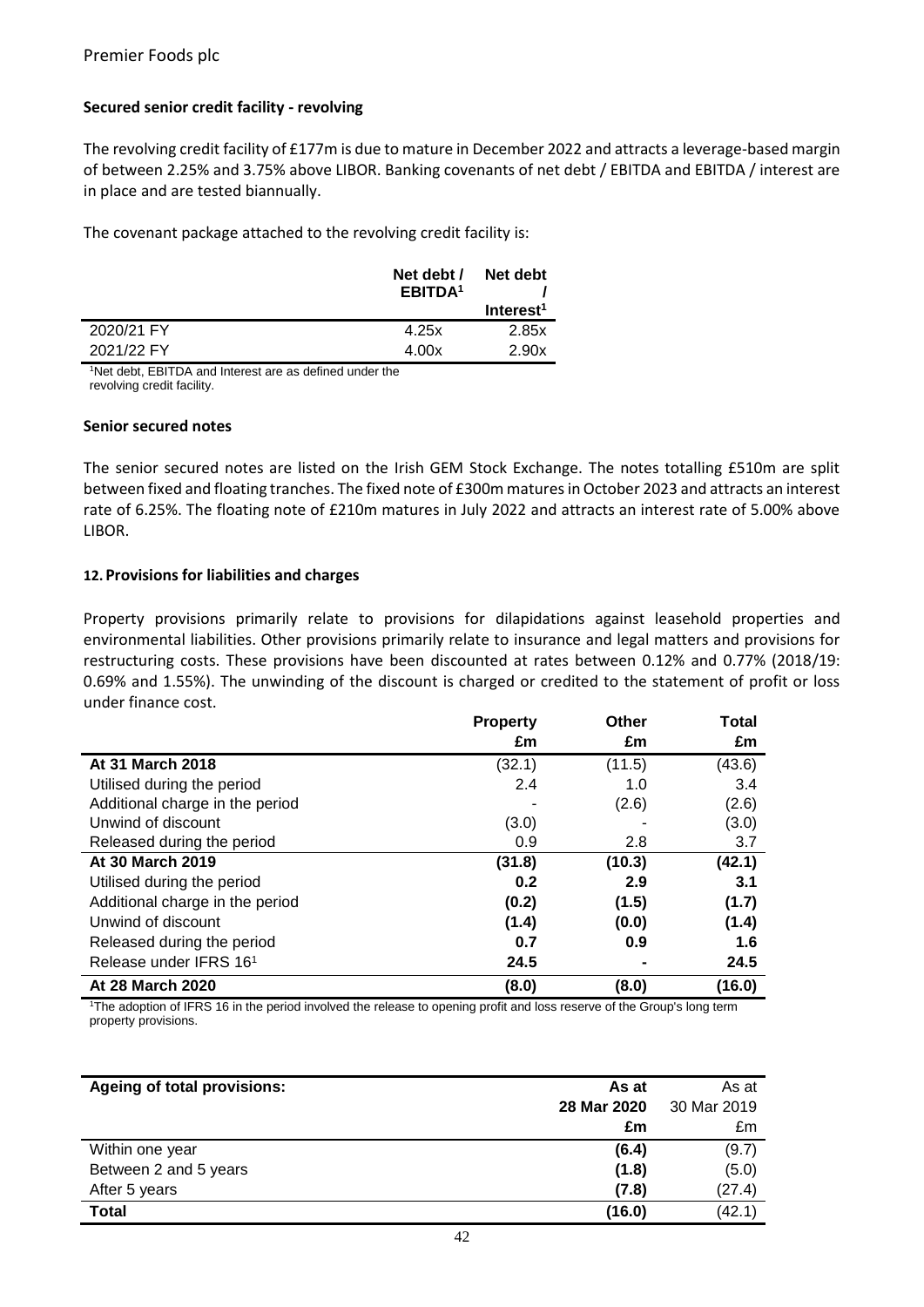### Secured senior credit facility - revolving

The revolving credit facility of £177m is due to mature in December 2022 and attracts a leverage-based margin of between 2.25% and 3.75% above LIBOR. Banking covenants of net debt / EBITDA and EBITDA / interest are in place and are tested biannually.

The covenant package attached to the revolving credit facility is:

| | Net debt / EBITDA[1] | Net debt / Interest[1] |
|---|---|---|
| 2020/21 FY | 4.25x | 2.85x |
| 2021/22 FY | 4.00x | 2.90x |

[1]Net debt, EBITDA and Interest are as defined under the revolving credit facility.

### Senior secured notes

The senior secured notes are listed on the Irish GEM Stock Exchange. The notes totalling £510m are split between fixed and floating tranches. The fixed note of £300m matures in October 2023 and attracts an interest rate of 6.25%. The floating note of £210m matures in July 2022 and attracts an interest rate of 5.00% above LIBOR.

### 12. Provisions for liabilities and charges

Property provisions primarily relate to provisions for dilapidations against leasehold properties and environmental liabilities. Other provisions primarily relate to insurance and legal matters and provisions for restructuring costs. These provisions have been discounted at rates between 0.12% and 0.77% (2018/19: 0.69% and 1.55%). The unwinding of the discount is charged or credited to the statement of profit or loss under finance cost.

| | Property £m | Other £m | Total £m |
|---|---|---|---|
| **At 31 March 2018** | (32.1) | (11.5) | (43.6) |
| Utilised during the period | 2.4 | 1.0 | 3.4 |
| Additional charge in the period | - | (2.6) | (2.6) |
| Unwind of discount | (3.0) | - | (3.0) |
| Released during the period | 0.9 | 2.8 | 3.7 |
| **At 30 March 2019** | **(31.8)** | **(10.3)** | **(42.1)** |
| Utilised during the period | **0.2** | **2.9** | **3.1** |
| Additional charge in the period | **(0.2)** | **(1.5)** | **(1.7)** |
| Unwind of discount | **(1.4)** | **(0.0)** | **(1.4)** |
| Released during the period | **0.7** | **0.9** | **1.6** |
| Release under IFRS 16[1] | **24.5** | **-** | **24.5** |
| **At 28 March 2020** | **(8.0)** | **(8.0)** | **(16.0)** |

[1]The adoption of IFRS 16 in the period involved the release to opening profit and loss reserve of the Group's long term property provisions.

| Ageing of total provisions: | As at 28 Mar 2020 £m | As at 30 Mar 2019 £m |
|---|---|---|
| Within one year | **(6.4)** | (9.7) |
| Between 2 and 5 years | **(1.8)** | (5.0) |
| After 5 years | **(7.8)** | (27.4) |
| **Total** | **(16.0)** | (42.1) |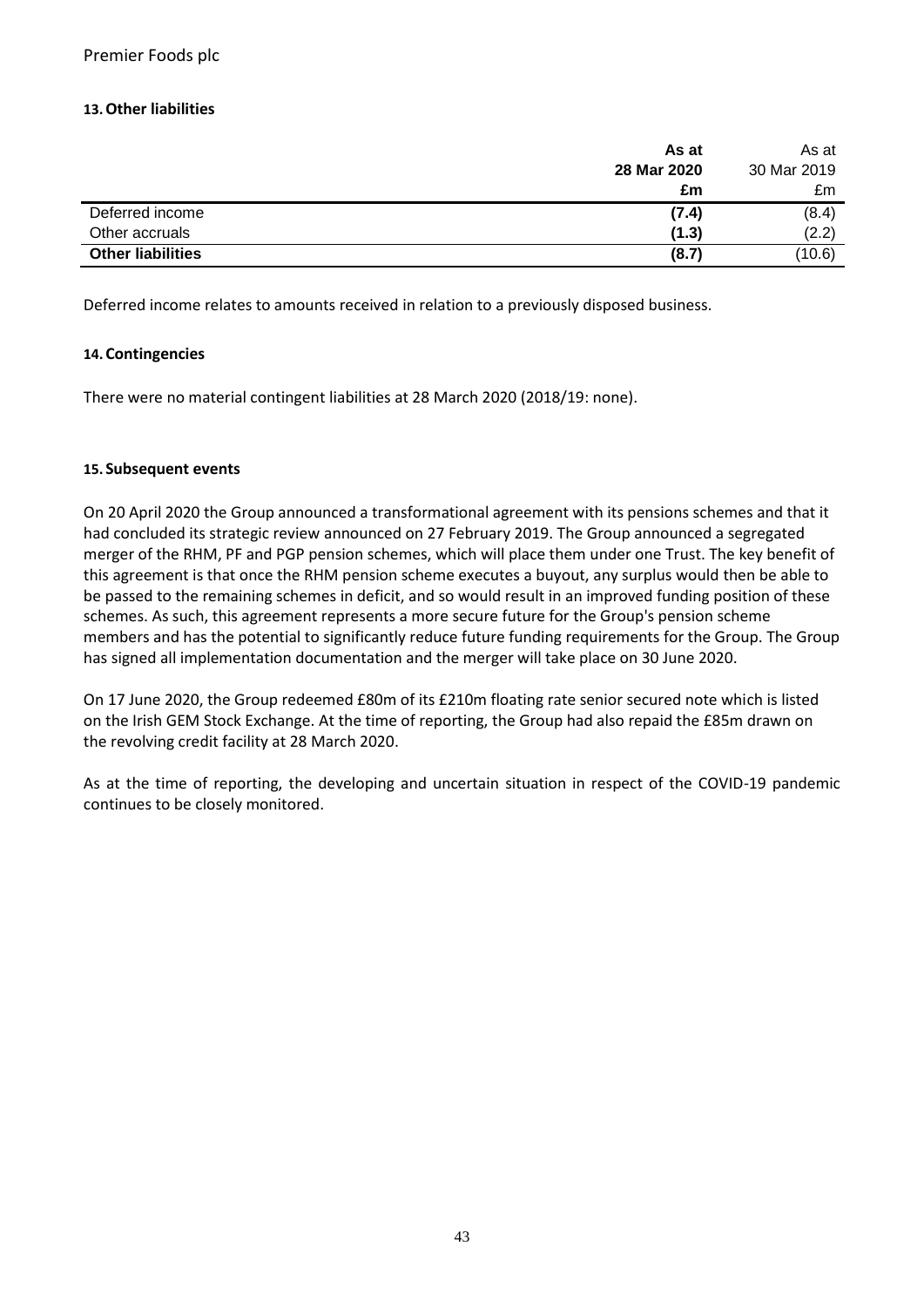### 13. Other liabilities

| | As at 28 Mar 2020 £m | As at 30 Mar 2019 £m |
|---|---|---|
| Deferred income | **(7.4)** | (8.4) |
| Other accruals | **(1.3)** | (2.2) |
| **Other liabilities** | **(8.7)** | (10.6) |

Deferred income relates to amounts received in relation to a previously disposed business.

### 14. Contingencies

There were no material contingent liabilities at 28 March 2020 (2018/19: none).

### 15. Subsequent events

On 20 April 2020 the Group announced a transformational agreement with its pensions schemes and that it had concluded its strategic review announced on 27 February 2019. The Group announced a segregated merger of the RHM, PF and PGP pension schemes, which will place them under one Trust. The key benefit of this agreement is that once the RHM pension scheme executes a buyout, any surplus would then be able to be passed to the remaining schemes in deficit, and so would result in an improved funding position of these schemes. As such, this agreement represents a more secure future for the Group's pension scheme members and has the potential to significantly reduce future funding requirements for the Group. The Group has signed all implementation documentation and the merger will take place on 30 June 2020.

On 17 June 2020, the Group redeemed £80m of its £210m floating rate senior secured note which is listed on the Irish GEM Stock Exchange. At the time of reporting, the Group had also repaid the £85m drawn on the revolving credit facility at 28 March 2020.

As at the time of reporting, the developing and uncertain situation in respect of the COVID-19 pandemic continues to be closely monitored.